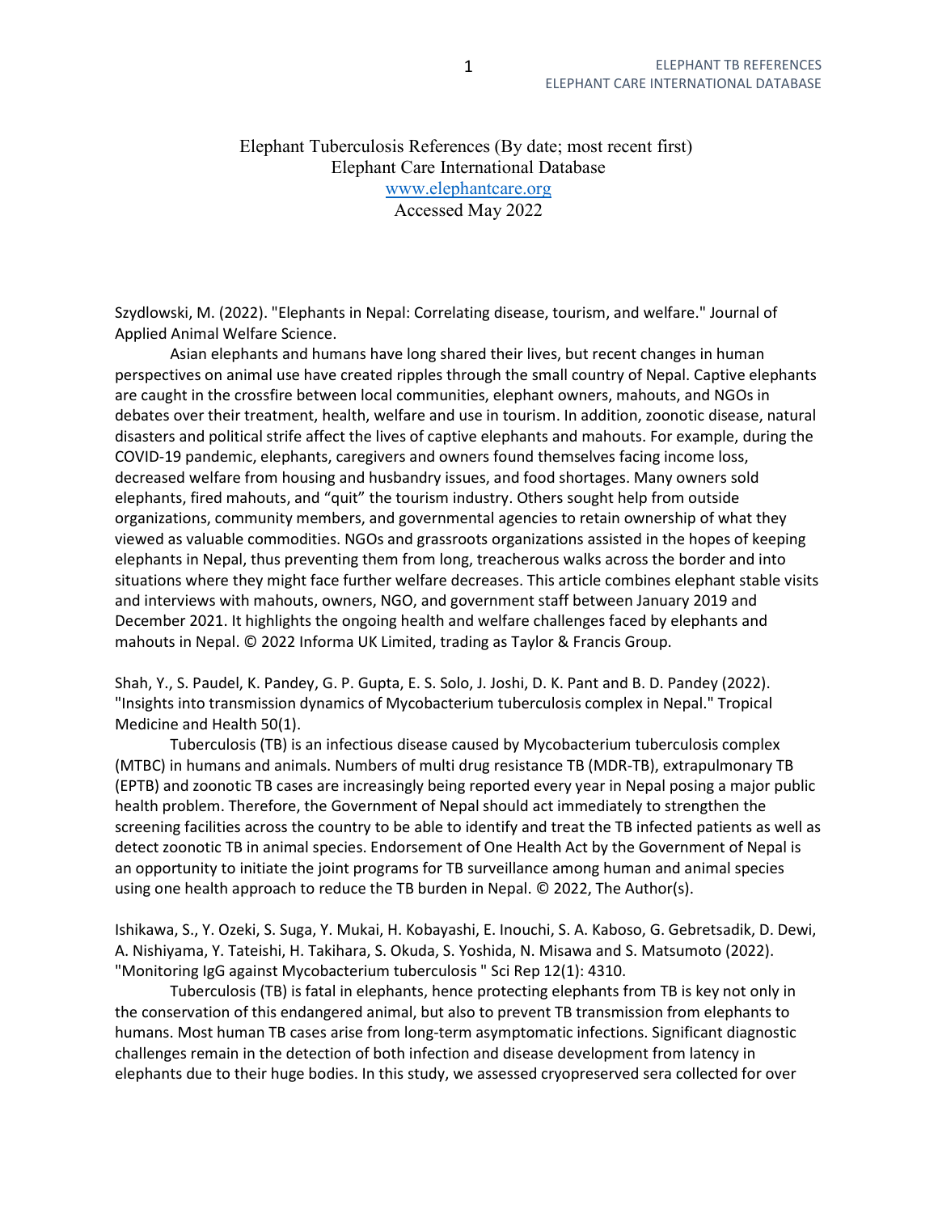# Elephant Tuberculosis References (By date; most recent first)
## Elephant Care International Database
www.elephantcare.org
Accessed May 2022

Szydlowski, M. (2022). "Elephants in Nepal: Correlating disease, tourism, and welfare." Journal of Applied Animal Welfare Science.

Asian elephants and humans have long shared their lives, but recent changes in human perspectives on animal use have created ripples through the small country of Nepal. Captive elephants are caught in the crossfire between local communities, elephant owners, mahouts, and NGOs in debates over their treatment, health, welfare and use in tourism. In addition, zoonotic disease, natural disasters and political strife affect the lives of captive elephants and mahouts. For example, during the COVID-19 pandemic, elephants, caregivers and owners found themselves facing income loss, decreased welfare from housing and husbandry issues, and food shortages. Many owners sold elephants, fired mahouts, and "quit" the tourism industry. Others sought help from outside organizations, community members, and governmental agencies to retain ownership of what they viewed as valuable commodities. NGOs and grassroots organizations assisted in the hopes of keeping elephants in Nepal, thus preventing them from long, treacherous walks across the border and into situations where they might face further welfare decreases. This article combines elephant stable visits and interviews with mahouts, owners, NGO, and government staff between January 2019 and December 2021. It highlights the ongoing health and welfare challenges faced by elephants and mahouts in Nepal. © 2022 Informa UK Limited, trading as Taylor & Francis Group.

Shah, Y., S. Paudel, K. Pandey, G. P. Gupta, E. S. Solo, J. Joshi, D. K. Pant and B. D. Pandey (2022). "Insights into transmission dynamics of Mycobacterium tuberculosis complex in Nepal." Tropical Medicine and Health 50(1).

Tuberculosis (TB) is an infectious disease caused by Mycobacterium tuberculosis complex (MTBC) in humans and animals. Numbers of multi drug resistance TB (MDR-TB), extrapulmonary TB (EPTB) and zoonotic TB cases are increasingly being reported every year in Nepal posing a major public health problem. Therefore, the Government of Nepal should act immediately to strengthen the screening facilities across the country to be able to identify and treat the TB infected patients as well as detect zoonotic TB in animal species. Endorsement of One Health Act by the Government of Nepal is an opportunity to initiate the joint programs for TB surveillance among human and animal species using one health approach to reduce the TB burden in Nepal. © 2022, The Author(s).

Ishikawa, S., Y. Ozeki, S. Suga, Y. Mukai, H. Kobayashi, E. Inouchi, S. A. Kaboso, G. Gebretsadik, D. Dewi, A. Nishiyama, Y. Tateishi, H. Takihara, S. Okuda, S. Yoshida, N. Misawa and S. Matsumoto (2022). "Monitoring IgG against Mycobacterium tuberculosis " Sci Rep 12(1): 4310.

Tuberculosis (TB) is fatal in elephants, hence protecting elephants from TB is key not only in the conservation of this endangered animal, but also to prevent TB transmission from elephants to humans. Most human TB cases arise from long-term asymptomatic infections. Significant diagnostic challenges remain in the detection of both infection and disease development from latency in elephants due to their huge bodies. In this study, we assessed cryopreserved sera collected for over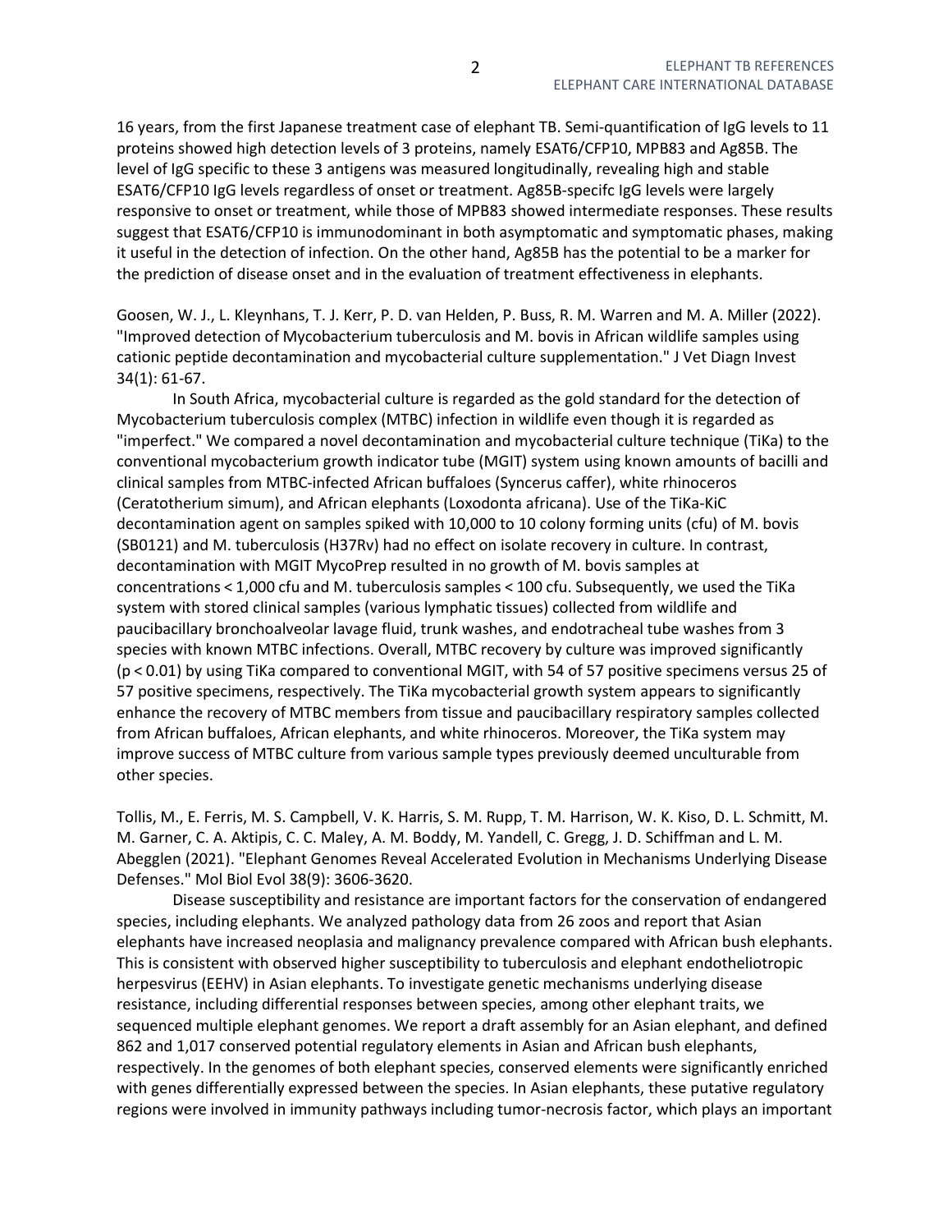16 years, from the first Japanese treatment case of elephant TB. Semi-quantification of IgG levels to 11 proteins showed high detection levels of 3 proteins, namely ESAT6/CFP10, MPB83 and Ag85B. The level of IgG specific to these 3 antigens was measured longitudinally, revealing high and stable ESAT6/CFP10 IgG levels regardless of onset or treatment. Ag85B-specifc IgG levels were largely responsive to onset or treatment, while those of MPB83 showed intermediate responses. These results suggest that ESAT6/CFP10 is immunodominant in both asymptomatic and symptomatic phases, making it useful in the detection of infection. On the other hand, Ag85B has the potential to be a marker for the prediction of disease onset and in the evaluation of treatment effectiveness in elephants.

Goosen, W. J., L. Kleynhans, T. J. Kerr, P. D. van Helden, P. Buss, R. M. Warren and M. A. Miller (2022). "Improved detection of Mycobacterium tuberculosis and M. bovis in African wildlife samples using cationic peptide decontamination and mycobacterial culture supplementation." J Vet Diagn Invest 34(1): 61-67.

In South Africa, mycobacterial culture is regarded as the gold standard for the detection of Mycobacterium tuberculosis complex (MTBC) infection in wildlife even though it is regarded as "imperfect." We compared a novel decontamination and mycobacterial culture technique (TiKa) to the conventional mycobacterium growth indicator tube (MGIT) system using known amounts of bacilli and clinical samples from MTBC-infected African buffaloes (Syncerus caffer), white rhinoceros (Ceratotherium simum), and African elephants (Loxodonta africana). Use of the TiKa-KiC decontamination agent on samples spiked with 10,000 to 10 colony forming units (cfu) of M. bovis (SB0121) and M. tuberculosis (H37Rv) had no effect on isolate recovery in culture. In contrast, decontamination with MGIT MycoPrep resulted in no growth of M. bovis samples at concentrations < 1,000 cfu and M. tuberculosis samples < 100 cfu. Subsequently, we used the TiKa system with stored clinical samples (various lymphatic tissues) collected from wildlife and paucibacillary bronchoalveolar lavage fluid, trunk washes, and endotracheal tube washes from 3 species with known MTBC infections. Overall, MTBC recovery by culture was improved significantly ($p < 0.01$) by using TiKa compared to conventional MGIT, with 54 of 57 positive specimens versus 25 of 57 positive specimens, respectively. The TiKa mycobacterial growth system appears to significantly enhance the recovery of MTBC members from tissue and paucibacillary respiratory samples collected from African buffaloes, African elephants, and white rhinoceros. Moreover, the TiKa system may improve success of MTBC culture from various sample types previously deemed unculturable from other species.

Tollis, M., E. Ferris, M. S. Campbell, V. K. Harris, S. M. Rupp, T. M. Harrison, W. K. Kiso, D. L. Schmitt, M. M. Garner, C. A. Aktipis, C. C. Maley, A. M. Boddy, M. Yandell, C. Gregg, J. D. Schiffman and L. M. Abegglen (2021). "Elephant Genomes Reveal Accelerated Evolution in Mechanisms Underlying Disease Defenses." Mol Biol Evol 38(9): 3606-3620.

Disease susceptibility and resistance are important factors for the conservation of endangered species, including elephants. We analyzed pathology data from 26 zoos and report that Asian elephants have increased neoplasia and malignancy prevalence compared with African bush elephants. This is consistent with observed higher susceptibility to tuberculosis and elephant endotheliotropic herpesvirus (EEHV) in Asian elephants. To investigate genetic mechanisms underlying disease resistance, including differential responses between species, among other elephant traits, we sequenced multiple elephant genomes. We report a draft assembly for an Asian elephant, and defined 862 and 1,017 conserved potential regulatory elements in Asian and African bush elephants, respectively. In the genomes of both elephant species, conserved elements were significantly enriched with genes differentially expressed between the species. In Asian elephants, these putative regulatory regions were involved in immunity pathways including tumor-necrosis factor, which plays an important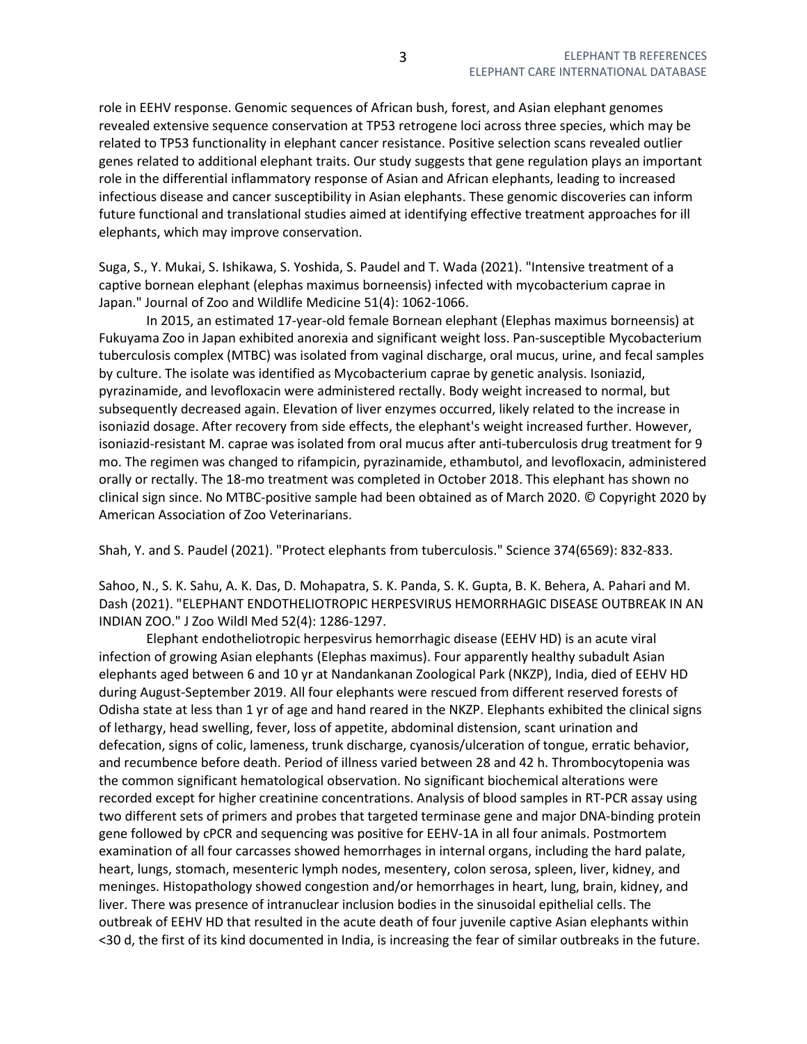role in EEHV response. Genomic sequences of African bush, forest, and Asian elephant genomes revealed extensive sequence conservation at TP53 retrogene loci across three species, which may be related to TP53 functionality in elephant cancer resistance. Positive selection scans revealed outlier genes related to additional elephant traits. Our study suggests that gene regulation plays an important role in the differential inflammatory response of Asian and African elephants, leading to increased infectious disease and cancer susceptibility in Asian elephants. These genomic discoveries can inform future functional and translational studies aimed at identifying effective treatment approaches for ill elephants, which may improve conservation.

Suga, S., Y. Mukai, S. Ishikawa, S. Yoshida, S. Paudel and T. Wada (2021). "Intensive treatment of a captive bornean elephant (elephas maximus borneensis) infected with mycobacterium caprae in Japan." Journal of Zoo and Wildlife Medicine 51(4): 1062-1066.

In 2015, an estimated 17-year-old female Bornean elephant (Elephas maximus borneensis) at Fukuyama Zoo in Japan exhibited anorexia and significant weight loss. Pan-susceptible Mycobacterium tuberculosis complex (MTBC) was isolated from vaginal discharge, oral mucus, urine, and fecal samples by culture. The isolate was identified as Mycobacterium caprae by genetic analysis. Isoniazid, pyrazinamide, and levofloxacin were administered rectally. Body weight increased to normal, but subsequently decreased again. Elevation of liver enzymes occurred, likely related to the increase in isoniazid dosage. After recovery from side effects, the elephant's weight increased further. However, isoniazid-resistant M. caprae was isolated from oral mucus after anti-tuberculosis drug treatment for 9 mo. The regimen was changed to rifampicin, pyrazinamide, ethambutol, and levofloxacin, administered orally or rectally. The 18-mo treatment was completed in October 2018. This elephant has shown no clinical sign since. No MTBC-positive sample had been obtained as of March 2020. © Copyright 2020 by American Association of Zoo Veterinarians.

Shah, Y. and S. Paudel (2021). "Protect elephants from tuberculosis." Science 374(6569): 832-833.

Sahoo, N., S. K. Sahu, A. K. Das, D. Mohapatra, S. K. Panda, S. K. Gupta, B. K. Behera, A. Pahari and M. Dash (2021). "ELEPHANT ENDOTHELIOTROPIC HERPESVIRUS HEMORRHAGIC DISEASE OUTBREAK IN AN INDIAN ZOO." J Zoo Wildl Med 52(4): 1286-1297.

Elephant endotheliotropic herpesvirus hemorrhagic disease (EEHV HD) is an acute viral infection of growing Asian elephants (Elephas maximus). Four apparently healthy subadult Asian elephants aged between 6 and 10 yr at Nandankanan Zoological Park (NKZP), India, died of EEHV HD during August-September 2019. All four elephants were rescued from different reserved forests of Odisha state at less than 1 yr of age and hand reared in the NKZP. Elephants exhibited the clinical signs of lethargy, head swelling, fever, loss of appetite, abdominal distension, scant urination and defecation, signs of colic, lameness, trunk discharge, cyanosis/ulceration of tongue, erratic behavior, and recumbence before death. Period of illness varied between 28 and 42 h. Thrombocytopenia was the common significant hematological observation. No significant biochemical alterations were recorded except for higher creatinine concentrations. Analysis of blood samples in RT-PCR assay using two different sets of primers and probes that targeted terminase gene and major DNA-binding protein gene followed by cPCR and sequencing was positive for EEHV-1A in all four animals. Postmortem examination of all four carcasses showed hemorrhages in internal organs, including the hard palate, heart, lungs, stomach, mesenteric lymph nodes, mesentery, colon serosa, spleen, liver, kidney, and meninges. Histopathology showed congestion and/or hemorrhages in heart, lung, brain, kidney, and liver. There was presence of intranuclear inclusion bodies in the sinusoidal epithelial cells. The outbreak of EEHV HD that resulted in the acute death of four juvenile captive Asian elephants within <30 d, the first of its kind documented in India, is increasing the fear of similar outbreaks in the future.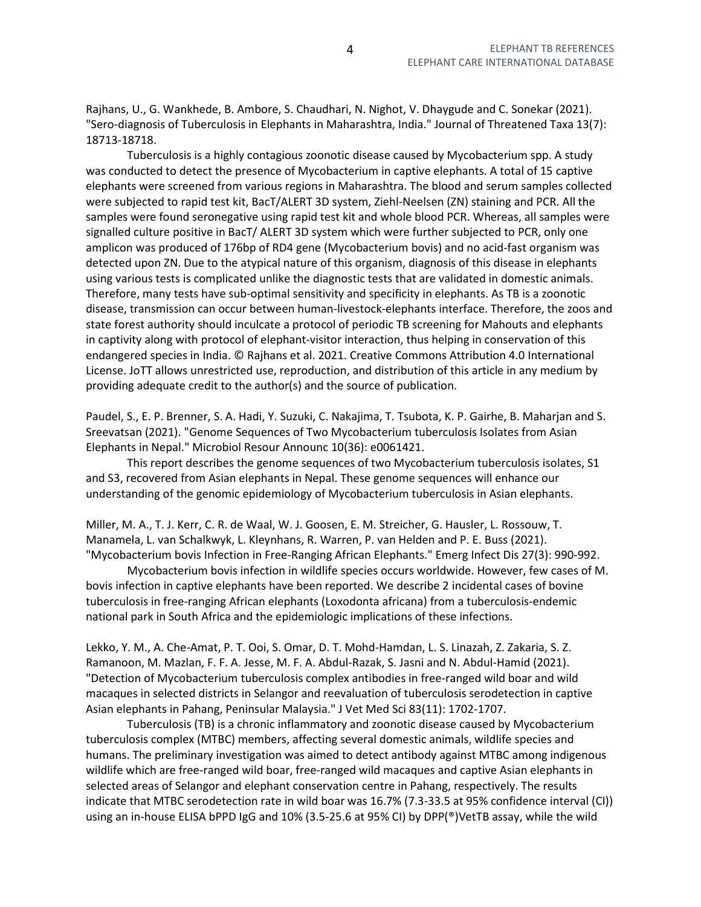Rajhans, U., G. Wankhede, B. Ambore, S. Chaudhari, N. Nighot, V. Dhaygude and C. Sonekar (2021). "Sero-diagnosis of Tuberculosis in Elephants in Maharashtra, India." Journal of Threatened Taxa 13(7): 18713-18718.

Tuberculosis is a highly contagious zoonotic disease caused by Mycobacterium spp. A study was conducted to detect the presence of Mycobacterium in captive elephants. A total of 15 captive elephants were screened from various regions in Maharashtra. The blood and serum samples collected were subjected to rapid test kit, BacT/ALERT 3D system, Ziehl-Neelsen (ZN) staining and PCR. All the samples were found seronegative using rapid test kit and whole blood PCR. Whereas, all samples were signalled culture positive in BacT/ ALERT 3D system which were further subjected to PCR, only one amplicon was produced of 176bp of RD4 gene (Mycobacterium bovis) and no acid-fast organism was detected upon ZN. Due to the atypical nature of this organism, diagnosis of this disease in elephants using various tests is complicated unlike the diagnostic tests that are validated in domestic animals. Therefore, many tests have sub-optimal sensitivity and specificity in elephants. As TB is a zoonotic disease, transmission can occur between human-livestock-elephants interface. Therefore, the zoos and state forest authority should inculcate a protocol of periodic TB screening for Mahouts and elephants in captivity along with protocol of elephant-visitor interaction, thus helping in conservation of this endangered species in India. © Rajhans et al. 2021. Creative Commons Attribution 4.0 International License. JoTT allows unrestricted use, reproduction, and distribution of this article in any medium by providing adequate credit to the author(s) and the source of publication.

Paudel, S., E. P. Brenner, S. A. Hadi, Y. Suzuki, C. Nakajima, T. Tsubota, K. P. Gairhe, B. Maharjan and S. Sreevatsan (2021). "Genome Sequences of Two Mycobacterium tuberculosis Isolates from Asian Elephants in Nepal." Microbiol Resour Announc 10(36): e0061421.

This report describes the genome sequences of two Mycobacterium tuberculosis isolates, S1 and S3, recovered from Asian elephants in Nepal. These genome sequences will enhance our understanding of the genomic epidemiology of Mycobacterium tuberculosis in Asian elephants.

Miller, M. A., T. J. Kerr, C. R. de Waal, W. J. Goosen, E. M. Streicher, G. Hausler, L. Rossouw, T. Manamela, L. van Schalkwyk, L. Kleynhans, R. Warren, P. van Helden and P. E. Buss (2021). "Mycobacterium bovis Infection in Free-Ranging African Elephants." Emerg Infect Dis 27(3): 990-992.

Mycobacterium bovis infection in wildlife species occurs worldwide. However, few cases of M. bovis infection in captive elephants have been reported. We describe 2 incidental cases of bovine tuberculosis in free-ranging African elephants (Loxodonta africana) from a tuberculosis-endemic national park in South Africa and the epidemiologic implications of these infections.

Lekko, Y. M., A. Che-Amat, P. T. Ooi, S. Omar, D. T. Mohd-Hamdan, L. S. Linazah, Z. Zakaria, S. Z. Ramanoon, M. Mazlan, F. F. A. Jesse, M. F. A. Abdul-Razak, S. Jasni and N. Abdul-Hamid (2021). "Detection of Mycobacterium tuberculosis complex antibodies in free-ranged wild boar and wild macaques in selected districts in Selangor and reevaluation of tuberculosis serodetection in captive Asian elephants in Pahang, Peninsular Malaysia." J Vet Med Sci 83(11): 1702-1707.

Tuberculosis (TB) is a chronic inflammatory and zoonotic disease caused by Mycobacterium tuberculosis complex (MTBC) members, affecting several domestic animals, wildlife species and humans. The preliminary investigation was aimed to detect antibody against MTBC among indigenous wildlife which are free-ranged wild boar, free-ranged wild macaques and captive Asian elephants in selected areas of Selangor and elephant conservation centre in Pahang, respectively. The results indicate that MTBC serodetection rate in wild boar was 16.7% (7.3-33.5 at 95% confidence interval (CI)) using an in-house ELISA bPPD IgG and 10% (3.5-25.6 at 95% CI) by DPP(®)VetTB assay, while the wild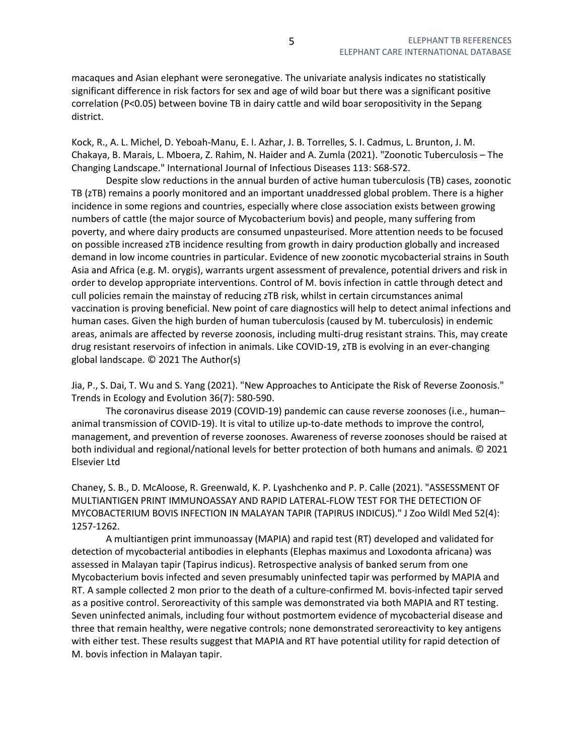macaques and Asian elephant were seronegative. The univariate analysis indicates no statistically significant difference in risk factors for sex and age of wild boar but there was a significant positive correlation ($P<0.05$) between bovine TB in dairy cattle and wild boar seropositivity in the Sepang district.

Kock, R., A. L. Michel, D. Yeboah-Manu, E. I. Azhar, J. B. Torrelles, S. I. Cadmus, L. Brunton, J. M. Chakaya, B. Marais, L. Mboera, Z. Rahim, N. Haider and A. Zumla (2021). "Zoonotic Tuberculosis – The Changing Landscape." International Journal of Infectious Diseases 113: S68-S72.

Despite slow reductions in the annual burden of active human tuberculosis (TB) cases, zoonotic TB (zTB) remains a poorly monitored and an important unaddressed global problem. There is a higher incidence in some regions and countries, especially where close association exists between growing numbers of cattle (the major source of Mycobacterium bovis) and people, many suffering from poverty, and where dairy products are consumed unpasteurised. More attention needs to be focused on possible increased zTB incidence resulting from growth in dairy production globally and increased demand in low income countries in particular. Evidence of new zoonotic mycobacterial strains in South Asia and Africa (e.g. M. orygis), warrants urgent assessment of prevalence, potential drivers and risk in order to develop appropriate interventions. Control of M. bovis infection in cattle through detect and cull policies remain the mainstay of reducing zTB risk, whilst in certain circumstances animal vaccination is proving beneficial. New point of care diagnostics will help to detect animal infections and human cases. Given the high burden of human tuberculosis (caused by M. tuberculosis) in endemic areas, animals are affected by reverse zoonosis, including multi-drug resistant strains. This, may create drug resistant reservoirs of infection in animals. Like COVID-19, zTB is evolving in an ever-changing global landscape. © 2021 The Author(s)

Jia, P., S. Dai, T. Wu and S. Yang (2021). "New Approaches to Anticipate the Risk of Reverse Zoonosis." Trends in Ecology and Evolution 36(7): 580-590.

The coronavirus disease 2019 (COVID-19) pandemic can cause reverse zoonoses (i.e., human–animal transmission of COVID-19). It is vital to utilize up-to-date methods to improve the control, management, and prevention of reverse zoonoses. Awareness of reverse zoonoses should be raised at both individual and regional/national levels for better protection of both humans and animals. © 2021 Elsevier Ltd

Chaney, S. B., D. McAloose, R. Greenwald, K. P. Lyashchenko and P. P. Calle (2021). "ASSESSMENT OF MULTIANTIGEN PRINT IMMUNOASSAY AND RAPID LATERAL-FLOW TEST FOR THE DETECTION OF MYCOBACTERIUM BOVIS INFECTION IN MALAYAN TAPIR (TAPIRUS INDICUS)." J Zoo Wildl Med 52(4): 1257-1262.

A multiantigen print immunoassay (MAPIA) and rapid test (RT) developed and validated for detection of mycobacterial antibodies in elephants (Elephas maximus and Loxodonta africana) was assessed in Malayan tapir (Tapirus indicus). Retrospective analysis of banked serum from one Mycobacterium bovis infected and seven presumably uninfected tapir was performed by MAPIA and RT. A sample collected 2 mon prior to the death of a culture-confirmed M. bovis-infected tapir served as a positive control. Seroreactivity of this sample was demonstrated via both MAPIA and RT testing. Seven uninfected animals, including four without postmortem evidence of mycobacterial disease and three that remain healthy, were negative controls; none demonstrated seroreactivity to key antigens with either test. These results suggest that MAPIA and RT have potential utility for rapid detection of M. bovis infection in Malayan tapir.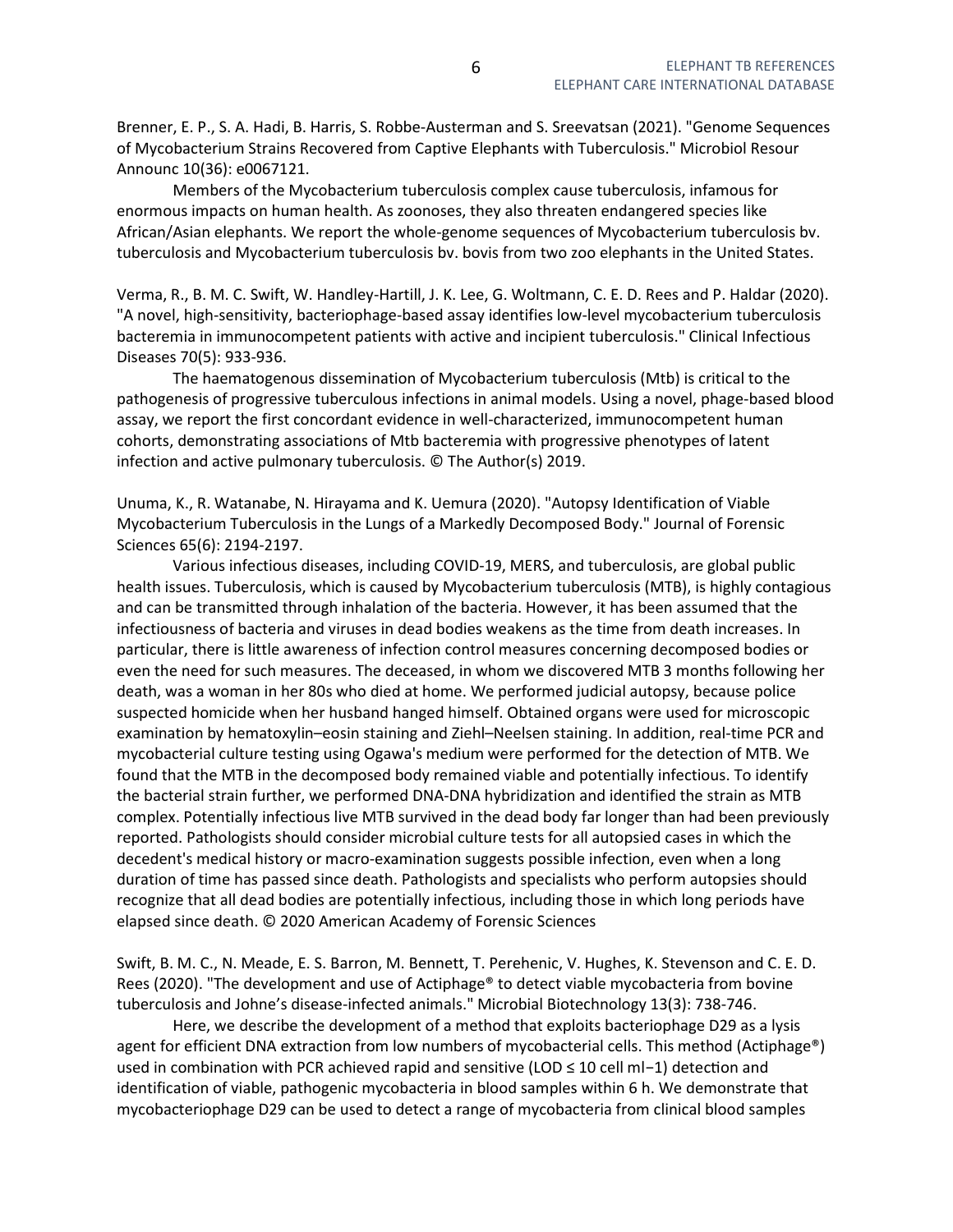Brenner, E. P., S. A. Hadi, B. Harris, S. Robbe-Austerman and S. Sreevatsan (2021). "Genome Sequences of Mycobacterium Strains Recovered from Captive Elephants with Tuberculosis." Microbiol Resour Announc 10(36): e0067121.

Members of the Mycobacterium tuberculosis complex cause tuberculosis, infamous for enormous impacts on human health. As zoonoses, they also threaten endangered species like African/Asian elephants. We report the whole-genome sequences of Mycobacterium tuberculosis bv. tuberculosis and Mycobacterium tuberculosis bv. bovis from two zoo elephants in the United States.

Verma, R., B. M. C. Swift, W. Handley-Hartill, J. K. Lee, G. Woltmann, C. E. D. Rees and P. Haldar (2020). "A novel, high-sensitivity, bacteriophage-based assay identifies low-level mycobacterium tuberculosis bacteremia in immunocompetent patients with active and incipient tuberculosis." Clinical Infectious Diseases 70(5): 933-936.

The haematogenous dissemination of Mycobacterium tuberculosis (Mtb) is critical to the pathogenesis of progressive tuberculous infections in animal models. Using a novel, phage-based blood assay, we report the first concordant evidence in well-characterized, immunocompetent human cohorts, demonstrating associations of Mtb bacteremia with progressive phenotypes of latent infection and active pulmonary tuberculosis. © The Author(s) 2019.

Unuma, K., R. Watanabe, N. Hirayama and K. Uemura (2020). "Autopsy Identification of Viable Mycobacterium Tuberculosis in the Lungs of a Markedly Decomposed Body." Journal of Forensic Sciences 65(6): 2194-2197.

Various infectious diseases, including COVID-19, MERS, and tuberculosis, are global public health issues. Tuberculosis, which is caused by Mycobacterium tuberculosis (MTB), is highly contagious and can be transmitted through inhalation of the bacteria. However, it has been assumed that the infectiousness of bacteria and viruses in dead bodies weakens as the time from death increases. In particular, there is little awareness of infection control measures concerning decomposed bodies or even the need for such measures. The deceased, in whom we discovered MTB 3 months following her death, was a woman in her 80s who died at home. We performed judicial autopsy, because police suspected homicide when her husband hanged himself. Obtained organs were used for microscopic examination by hematoxylin–eosin staining and Ziehl–Neelsen staining. In addition, real-time PCR and mycobacterial culture testing using Ogawa's medium were performed for the detection of MTB. We found that the MTB in the decomposed body remained viable and potentially infectious. To identify the bacterial strain further, we performed DNA-DNA hybridization and identified the strain as MTB complex. Potentially infectious live MTB survived in the dead body far longer than had been previously reported. Pathologists should consider microbial culture tests for all autopsied cases in which the decedent's medical history or macro-examination suggests possible infection, even when a long duration of time has passed since death. Pathologists and specialists who perform autopsies should recognize that all dead bodies are potentially infectious, including those in which long periods have elapsed since death. © 2020 American Academy of Forensic Sciences

Swift, B. M. C., N. Meade, E. S. Barron, M. Bennett, T. Perehenic, V. Hughes, K. Stevenson and C. E. D. Rees (2020). "The development and use of Actiphage® to detect viable mycobacteria from bovine tuberculosis and Johne's disease-infected animals." Microbial Biotechnology 13(3): 738-746.

Here, we describe the development of a method that exploits bacteriophage D29 as a lysis agent for efficient DNA extraction from low numbers of mycobacterial cells. This method (Actiphage®) used in combination with PCR achieved rapid and sensitive (LOD ≤ 10 cell $ml^{-1}$) detection and identification of viable, pathogenic mycobacteria in blood samples within 6 h. We demonstrate that mycobacteriophage D29 can be used to detect a range of mycobacteria from clinical blood samples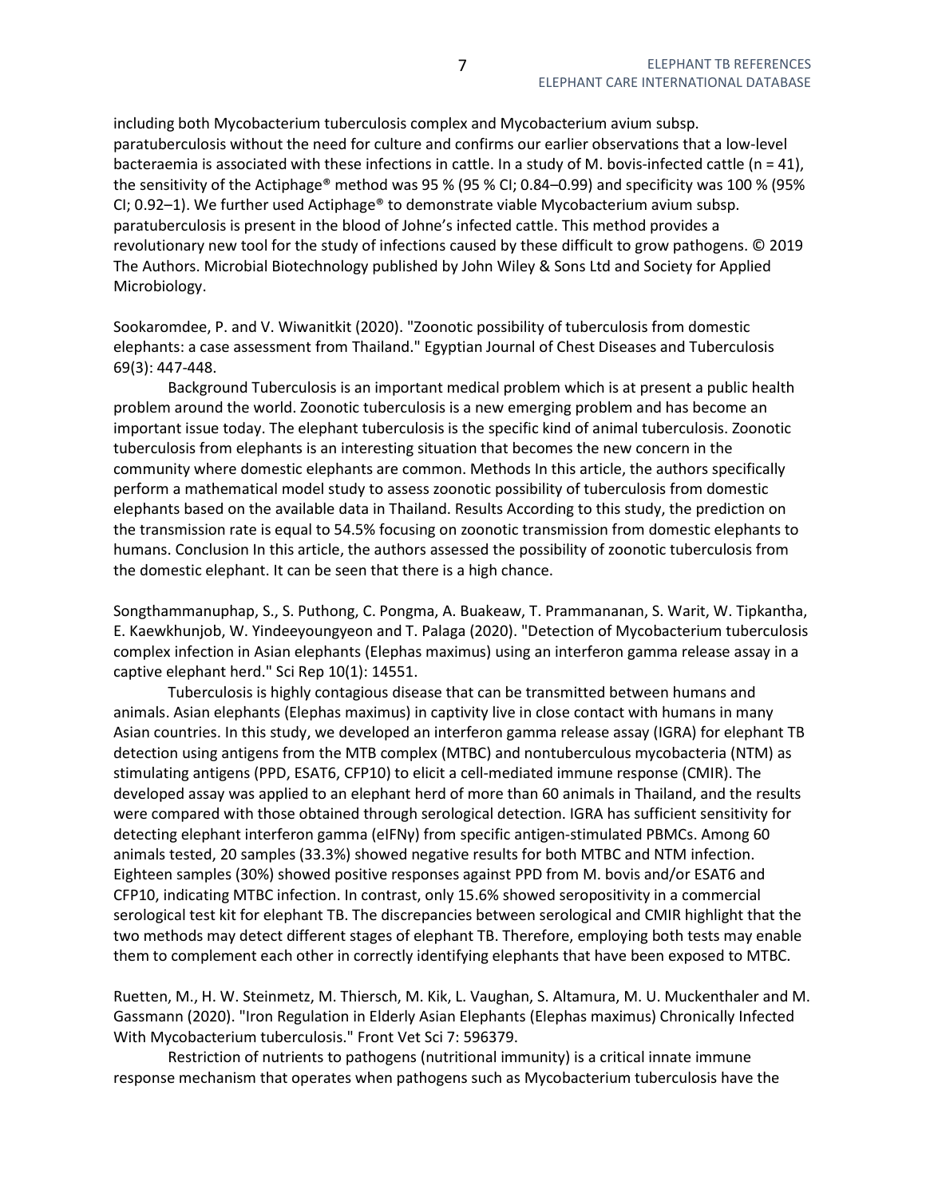including both Mycobacterium tuberculosis complex and Mycobacterium avium subsp. paratuberculosis without the need for culture and confirms our earlier observations that a low-level bacteraemia is associated with these infections in cattle. In a study of M. bovis-infected cattle (n = 41), the sensitivity of the Actiphage® method was 95 % (95 % CI; 0.84–0.99) and specificity was 100 % (95% CI; 0.92–1). We further used Actiphage® to demonstrate viable Mycobacterium avium subsp. paratuberculosis is present in the blood of Johne's infected cattle. This method provides a revolutionary new tool for the study of infections caused by these difficult to grow pathogens. © 2019 The Authors. Microbial Biotechnology published by John Wiley & Sons Ltd and Society for Applied Microbiology.

Sookaromdee, P. and V. Wiwanitkit (2020). "Zoonotic possibility of tuberculosis from domestic elephants: a case assessment from Thailand." Egyptian Journal of Chest Diseases and Tuberculosis 69(3): 447-448.

Background Tuberculosis is an important medical problem which is at present a public health problem around the world. Zoonotic tuberculosis is a new emerging problem and has become an important issue today. The elephant tuberculosis is the specific kind of animal tuberculosis. Zoonotic tuberculosis from elephants is an interesting situation that becomes the new concern in the community where domestic elephants are common. Methods In this article, the authors specifically perform a mathematical model study to assess zoonotic possibility of tuberculosis from domestic elephants based on the available data in Thailand. Results According to this study, the prediction on the transmission rate is equal to 54.5% focusing on zoonotic transmission from domestic elephants to humans. Conclusion In this article, the authors assessed the possibility of zoonotic tuberculosis from the domestic elephant. It can be seen that there is a high chance.

Songthammanuphap, S., S. Puthong, C. Pongma, A. Buakeaw, T. Prammananan, S. Warit, W. Tipkantha, E. Kaewkhunjob, W. Yindeeyoungyeon and T. Palaga (2020). "Detection of Mycobacterium tuberculosis complex infection in Asian elephants (Elephas maximus) using an interferon gamma release assay in a captive elephant herd." Sci Rep 10(1): 14551.

Tuberculosis is highly contagious disease that can be transmitted between humans and animals. Asian elephants (Elephas maximus) in captivity live in close contact with humans in many Asian countries. In this study, we developed an interferon gamma release assay (IGRA) for elephant TB detection using antigens from the MTB complex (MTBC) and nontuberculous mycobacteria (NTM) as stimulating antigens (PPD, ESAT6, CFP10) to elicit a cell-mediated immune response (CMIR). The developed assay was applied to an elephant herd of more than 60 animals in Thailand, and the results were compared with those obtained through serological detection. IGRA has sufficient sensitivity for detecting elephant interferon gamma (eIFNγ) from specific antigen-stimulated PBMCs. Among 60 animals tested, 20 samples (33.3%) showed negative results for both MTBC and NTM infection. Eighteen samples (30%) showed positive responses against PPD from M. bovis and/or ESAT6 and CFP10, indicating MTBC infection. In contrast, only 15.6% showed seropositivity in a commercial serological test kit for elephant TB. The discrepancies between serological and CMIR highlight that the two methods may detect different stages of elephant TB. Therefore, employing both tests may enable them to complement each other in correctly identifying elephants that have been exposed to MTBC.

Ruetten, M., H. W. Steinmetz, M. Thiersch, M. Kik, L. Vaughan, S. Altamura, M. U. Muckenthaler and M. Gassmann (2020). "Iron Regulation in Elderly Asian Elephants (Elephas maximus) Chronically Infected With Mycobacterium tuberculosis." Front Vet Sci 7: 596379.

Restriction of nutrients to pathogens (nutritional immunity) is a critical innate immune response mechanism that operates when pathogens such as Mycobacterium tuberculosis have the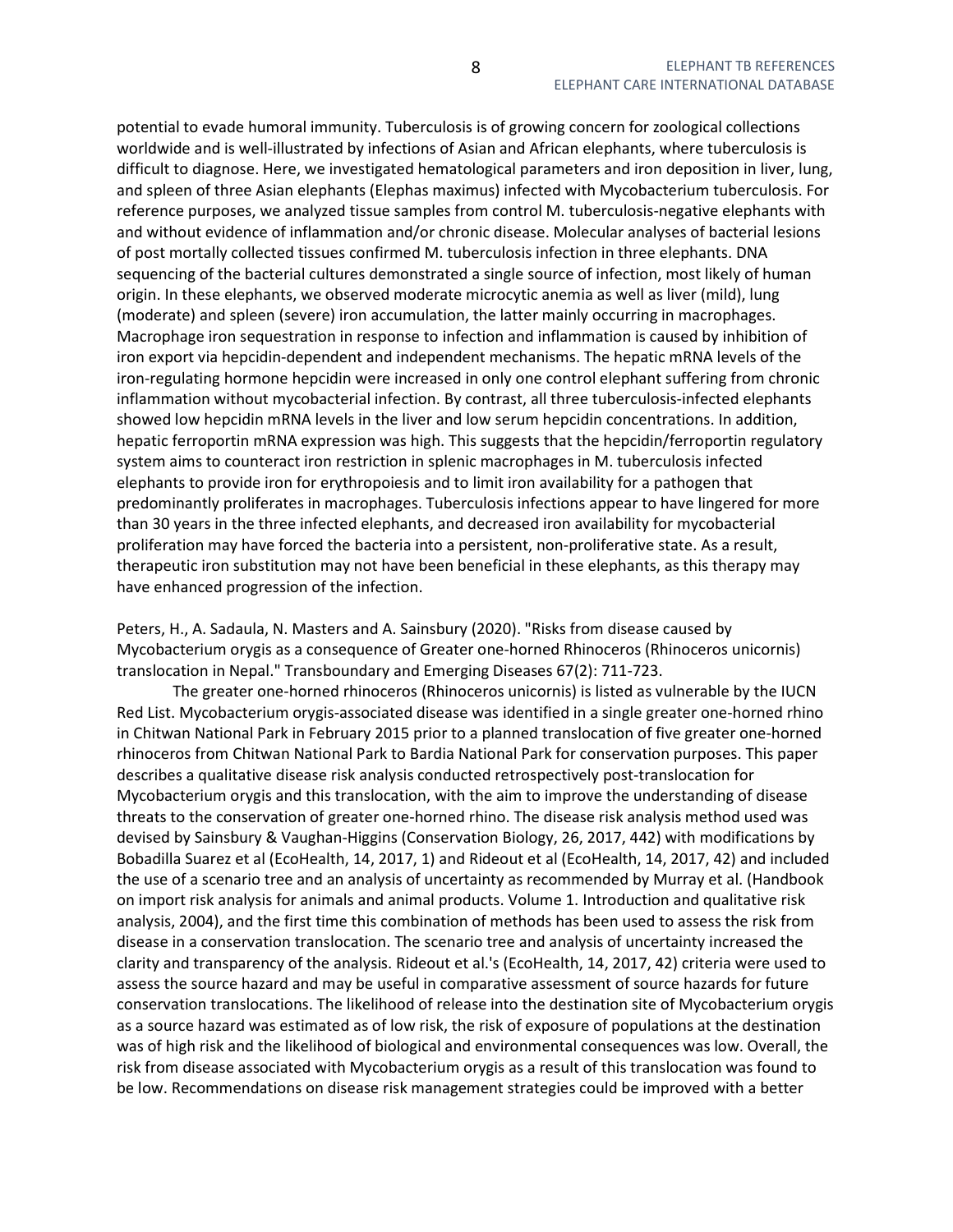potential to evade humoral immunity. Tuberculosis is of growing concern for zoological collections worldwide and is well-illustrated by infections of Asian and African elephants, where tuberculosis is difficult to diagnose. Here, we investigated hematological parameters and iron deposition in liver, lung, and spleen of three Asian elephants (Elephas maximus) infected with Mycobacterium tuberculosis. For reference purposes, we analyzed tissue samples from control M. tuberculosis-negative elephants with and without evidence of inflammation and/or chronic disease. Molecular analyses of bacterial lesions of post mortally collected tissues confirmed M. tuberculosis infection in three elephants. DNA sequencing of the bacterial cultures demonstrated a single source of infection, most likely of human origin. In these elephants, we observed moderate microcytic anemia as well as liver (mild), lung (moderate) and spleen (severe) iron accumulation, the latter mainly occurring in macrophages. Macrophage iron sequestration in response to infection and inflammation is caused by inhibition of iron export via hepcidin-dependent and independent mechanisms. The hepatic mRNA levels of the iron-regulating hormone hepcidin were increased in only one control elephant suffering from chronic inflammation without mycobacterial infection. By contrast, all three tuberculosis-infected elephants showed low hepcidin mRNA levels in the liver and low serum hepcidin concentrations. In addition, hepatic ferroportin mRNA expression was high. This suggests that the hepcidin/ferroportin regulatory system aims to counteract iron restriction in splenic macrophages in M. tuberculosis infected elephants to provide iron for erythropoiesis and to limit iron availability for a pathogen that predominantly proliferates in macrophages. Tuberculosis infections appear to have lingered for more than 30 years in the three infected elephants, and decreased iron availability for mycobacterial proliferation may have forced the bacteria into a persistent, non-proliferative state. As a result, therapeutic iron substitution may not have been beneficial in these elephants, as this therapy may have enhanced progression of the infection.

Peters, H., A. Sadaula, N. Masters and A. Sainsbury (2020). "Risks from disease caused by Mycobacterium orygis as a consequence of Greater one-horned Rhinoceros (Rhinoceros unicornis) translocation in Nepal." Transboundary and Emerging Diseases 67(2): 711-723.

The greater one-horned rhinoceros (Rhinoceros unicornis) is listed as vulnerable by the IUCN Red List. Mycobacterium orygis-associated disease was identified in a single greater one-horned rhino in Chitwan National Park in February 2015 prior to a planned translocation of five greater one-horned rhinoceros from Chitwan National Park to Bardia National Park for conservation purposes. This paper describes a qualitative disease risk analysis conducted retrospectively post-translocation for Mycobacterium orygis and this translocation, with the aim to improve the understanding of disease threats to the conservation of greater one-horned rhino. The disease risk analysis method used was devised by Sainsbury & Vaughan-Higgins (Conservation Biology, 26, 2017, 442) with modifications by Bobadilla Suarez et al (EcoHealth, 14, 2017, 1) and Rideout et al (EcoHealth, 14, 2017, 42) and included the use of a scenario tree and an analysis of uncertainty as recommended by Murray et al. (Handbook on import risk analysis for animals and animal products. Volume 1. Introduction and qualitative risk analysis, 2004), and the first time this combination of methods has been used to assess the risk from disease in a conservation translocation. The scenario tree and analysis of uncertainty increased the clarity and transparency of the analysis. Rideout et al.'s (EcoHealth, 14, 2017, 42) criteria were used to assess the source hazard and may be useful in comparative assessment of source hazards for future conservation translocations. The likelihood of release into the destination site of Mycobacterium orygis as a source hazard was estimated as of low risk, the risk of exposure of populations at the destination was of high risk and the likelihood of biological and environmental consequences was low. Overall, the risk from disease associated with Mycobacterium orygis as a result of this translocation was found to be low. Recommendations on disease risk management strategies could be improved with a better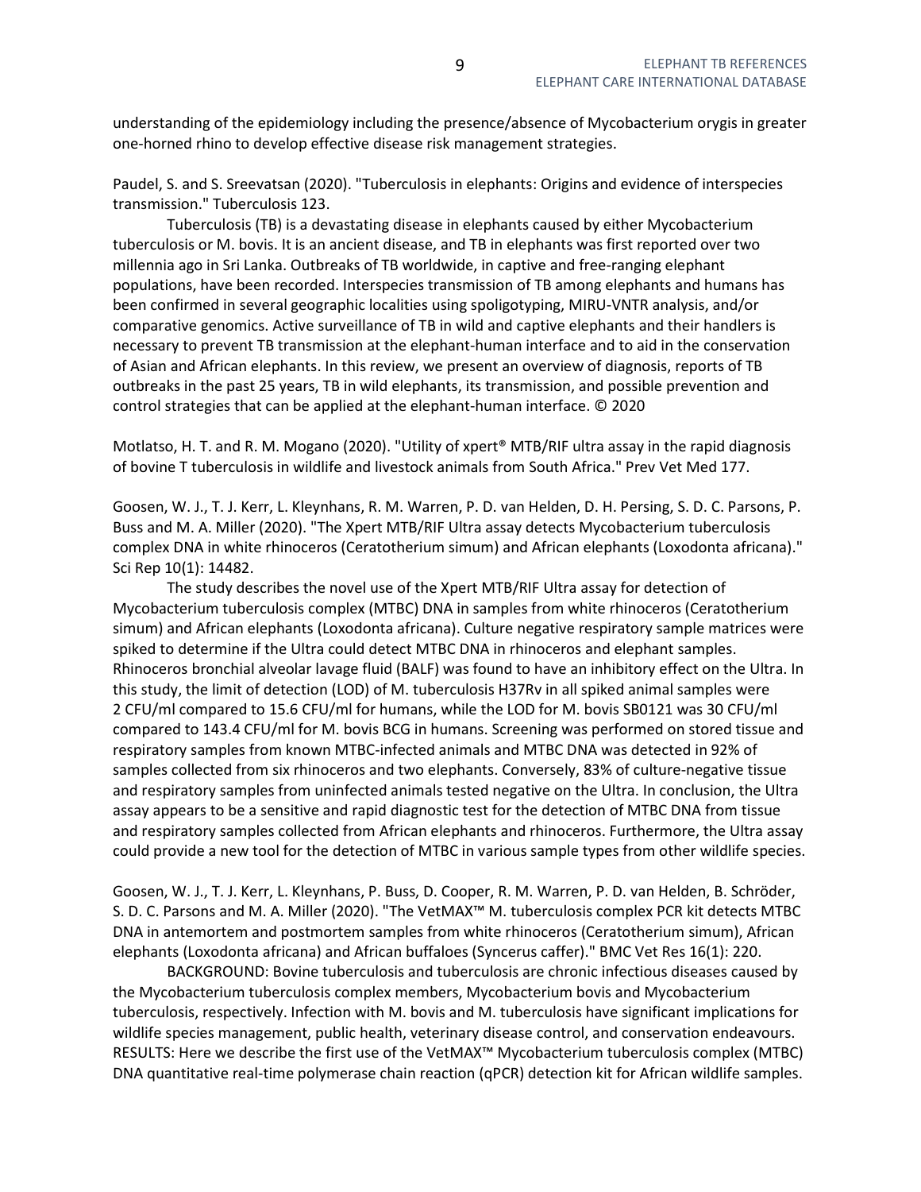understanding of the epidemiology including the presence/absence of Mycobacterium orygis in greater one-horned rhino to develop effective disease risk management strategies.

Paudel, S. and S. Sreevatsan (2020). "Tuberculosis in elephants: Origins and evidence of interspecies transmission." Tuberculosis 123.

Tuberculosis (TB) is a devastating disease in elephants caused by either Mycobacterium tuberculosis or M. bovis. It is an ancient disease, and TB in elephants was first reported over two millennia ago in Sri Lanka. Outbreaks of TB worldwide, in captive and free-ranging elephant populations, have been recorded. Interspecies transmission of TB among elephants and humans has been confirmed in several geographic localities using spoligotyping, MIRU-VNTR analysis, and/or comparative genomics. Active surveillance of TB in wild and captive elephants and their handlers is necessary to prevent TB transmission at the elephant-human interface and to aid in the conservation of Asian and African elephants. In this review, we present an overview of diagnosis, reports of TB outbreaks in the past 25 years, TB in wild elephants, its transmission, and possible prevention and control strategies that can be applied at the elephant-human interface. © 2020

Motlatso, H. T. and R. M. Mogano (2020). "Utility of xpert® MTB/RIF ultra assay in the rapid diagnosis of bovine T tuberculosis in wildlife and livestock animals from South Africa." Prev Vet Med 177.

Goosen, W. J., T. J. Kerr, L. Kleynhans, R. M. Warren, P. D. van Helden, D. H. Persing, S. D. C. Parsons, P. Buss and M. A. Miller (2020). "The Xpert MTB/RIF Ultra assay detects Mycobacterium tuberculosis complex DNA in white rhinoceros (Ceratotherium simum) and African elephants (Loxodonta africana)." Sci Rep 10(1): 14482.

The study describes the novel use of the Xpert MTB/RIF Ultra assay for detection of Mycobacterium tuberculosis complex (MTBC) DNA in samples from white rhinoceros (Ceratotherium simum) and African elephants (Loxodonta africana). Culture negative respiratory sample matrices were spiked to determine if the Ultra could detect MTBC DNA in rhinoceros and elephant samples. Rhinoceros bronchial alveolar lavage fluid (BALF) was found to have an inhibitory effect on the Ultra. In this study, the limit of detection (LOD) of M. tuberculosis H37Rv in all spiked animal samples were 2 CFU/ml compared to 15.6 CFU/ml for humans, while the LOD for M. bovis SB0121 was 30 CFU/ml compared to 143.4 CFU/ml for M. bovis BCG in humans. Screening was performed on stored tissue and respiratory samples from known MTBC-infected animals and MTBC DNA was detected in 92% of samples collected from six rhinoceros and two elephants. Conversely, 83% of culture-negative tissue and respiratory samples from uninfected animals tested negative on the Ultra. In conclusion, the Ultra assay appears to be a sensitive and rapid diagnostic test for the detection of MTBC DNA from tissue and respiratory samples collected from African elephants and rhinoceros. Furthermore, the Ultra assay could provide a new tool for the detection of MTBC in various sample types from other wildlife species.

Goosen, W. J., T. J. Kerr, L. Kleynhans, P. Buss, D. Cooper, R. M. Warren, P. D. van Helden, B. Schröder, S. D. C. Parsons and M. A. Miller (2020). "The VetMAX™ M. tuberculosis complex PCR kit detects MTBC DNA in antemortem and postmortem samples from white rhinoceros (Ceratotherium simum), African elephants (Loxodonta africana) and African buffaloes (Syncerus caffer)." BMC Vet Res 16(1): 220.

BACKGROUND: Bovine tuberculosis and tuberculosis are chronic infectious diseases caused by the Mycobacterium tuberculosis complex members, Mycobacterium bovis and Mycobacterium tuberculosis, respectively. Infection with M. bovis and M. tuberculosis have significant implications for wildlife species management, public health, veterinary disease control, and conservation endeavours. RESULTS: Here we describe the first use of the VetMAX™ Mycobacterium tuberculosis complex (MTBC) DNA quantitative real-time polymerase chain reaction (qPCR) detection kit for African wildlife samples.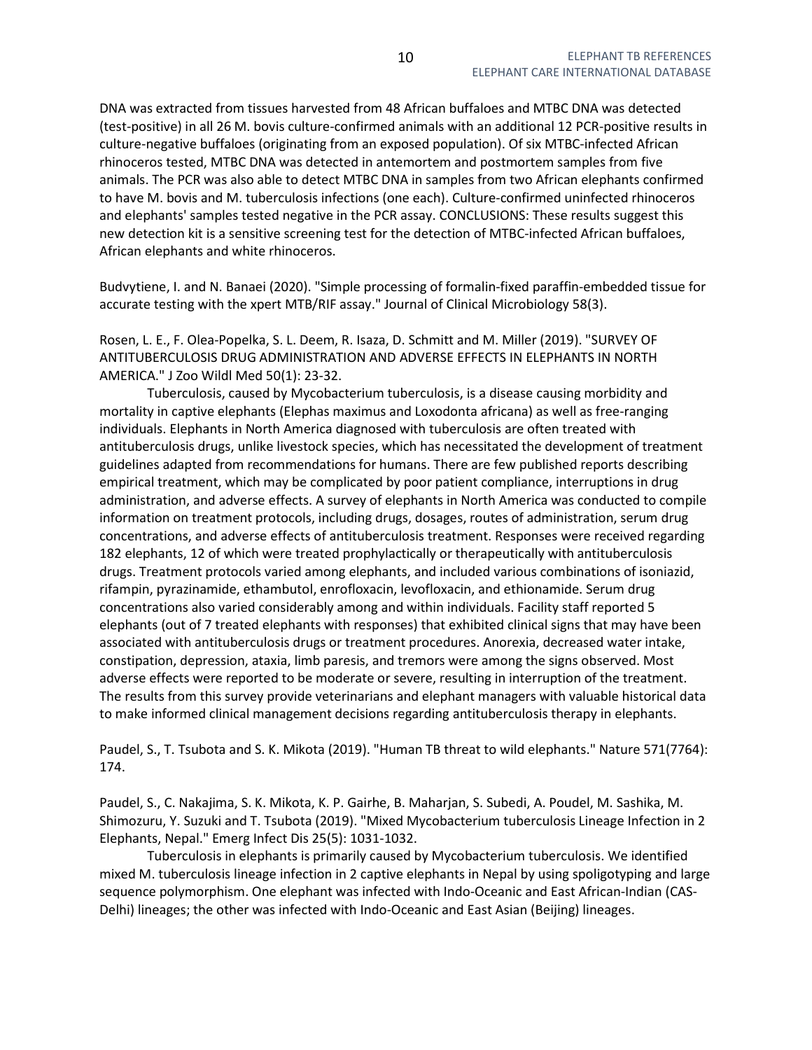DNA was extracted from tissues harvested from 48 African buffaloes and MTBC DNA was detected (test-positive) in all 26 M. bovis culture-confirmed animals with an additional 12 PCR-positive results in culture-negative buffaloes (originating from an exposed population). Of six MTBC-infected African rhinoceros tested, MTBC DNA was detected in antemortem and postmortem samples from five animals. The PCR was also able to detect MTBC DNA in samples from two African elephants confirmed to have M. bovis and M. tuberculosis infections (one each). Culture-confirmed uninfected rhinoceros and elephants' samples tested negative in the PCR assay. CONCLUSIONS: These results suggest this new detection kit is a sensitive screening test for the detection of MTBC-infected African buffaloes, African elephants and white rhinoceros.

Budvytiene, I. and N. Banaei (2020). "Simple processing of formalin-fixed paraffin-embedded tissue for accurate testing with the xpert MTB/RIF assay." Journal of Clinical Microbiology 58(3).

Rosen, L. E., F. Olea-Popelka, S. L. Deem, R. Isaza, D. Schmitt and M. Miller (2019). "SURVEY OF ANTITUBERCULOSIS DRUG ADMINISTRATION AND ADVERSE EFFECTS IN ELEPHANTS IN NORTH AMERICA." J Zoo Wildl Med 50(1): 23-32.

Tuberculosis, caused by Mycobacterium tuberculosis, is a disease causing morbidity and mortality in captive elephants (Elephas maximus and Loxodonta africana) as well as free-ranging individuals. Elephants in North America diagnosed with tuberculosis are often treated with antituberculosis drugs, unlike livestock species, which has necessitated the development of treatment guidelines adapted from recommendations for humans. There are few published reports describing empirical treatment, which may be complicated by poor patient compliance, interruptions in drug administration, and adverse effects. A survey of elephants in North America was conducted to compile information on treatment protocols, including drugs, dosages, routes of administration, serum drug concentrations, and adverse effects of antituberculosis treatment. Responses were received regarding 182 elephants, 12 of which were treated prophylactically or therapeutically with antituberculosis drugs. Treatment protocols varied among elephants, and included various combinations of isoniazid, rifampin, pyrazinamide, ethambutol, enrofloxacin, levofloxacin, and ethionamide. Serum drug concentrations also varied considerably among and within individuals. Facility staff reported 5 elephants (out of 7 treated elephants with responses) that exhibited clinical signs that may have been associated with antituberculosis drugs or treatment procedures. Anorexia, decreased water intake, constipation, depression, ataxia, limb paresis, and tremors were among the signs observed. Most adverse effects were reported to be moderate or severe, resulting in interruption of the treatment. The results from this survey provide veterinarians and elephant managers with valuable historical data to make informed clinical management decisions regarding antituberculosis therapy in elephants.

Paudel, S., T. Tsubota and S. K. Mikota (2019). "Human TB threat to wild elephants." Nature 571(7764): 174.

Paudel, S., C. Nakajima, S. K. Mikota, K. P. Gairhe, B. Maharjan, S. Subedi, A. Poudel, M. Sashika, M. Shimozuru, Y. Suzuki and T. Tsubota (2019). "Mixed Mycobacterium tuberculosis Lineage Infection in 2 Elephants, Nepal." Emerg Infect Dis 25(5): 1031-1032.

Tuberculosis in elephants is primarily caused by Mycobacterium tuberculosis. We identified mixed M. tuberculosis lineage infection in 2 captive elephants in Nepal by using spoligotyping and large sequence polymorphism. One elephant was infected with Indo-Oceanic and East African-Indian (CAS-Delhi) lineages; the other was infected with Indo-Oceanic and East Asian (Beijing) lineages.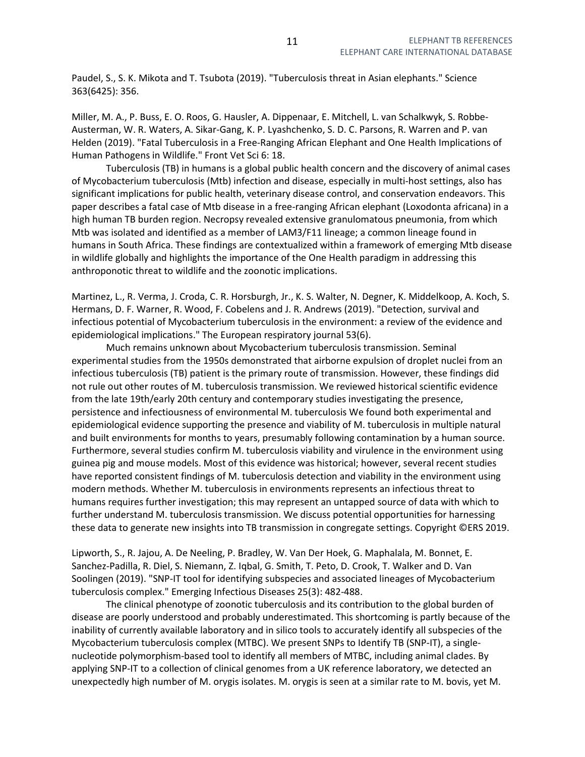Paudel, S., S. K. Mikota and T. Tsubota (2019). "Tuberculosis threat in Asian elephants." Science 363(6425): 356.

Miller, M. A., P. Buss, E. O. Roos, G. Hausler, A. Dippenaar, E. Mitchell, L. van Schalkwyk, S. Robbe-Austerman, W. R. Waters, A. Sikar-Gang, K. P. Lyashchenko, S. D. C. Parsons, R. Warren and P. van Helden (2019). "Fatal Tuberculosis in a Free-Ranging African Elephant and One Health Implications of Human Pathogens in Wildlife." Front Vet Sci 6: 18.

Tuberculosis (TB) in humans is a global public health concern and the discovery of animal cases of Mycobacterium tuberculosis (Mtb) infection and disease, especially in multi-host settings, also has significant implications for public health, veterinary disease control, and conservation endeavors. This paper describes a fatal case of Mtb disease in a free-ranging African elephant (Loxodonta africana) in a high human TB burden region. Necropsy revealed extensive granulomatous pneumonia, from which Mtb was isolated and identified as a member of LAM3/F11 lineage; a common lineage found in humans in South Africa. These findings are contextualized within a framework of emerging Mtb disease in wildlife globally and highlights the importance of the One Health paradigm in addressing this anthroponotic threat to wildlife and the zoonotic implications.

Martinez, L., R. Verma, J. Croda, C. R. Horsburgh, Jr., K. S. Walter, N. Degner, K. Middelkoop, A. Koch, S. Hermans, D. F. Warner, R. Wood, F. Cobelens and J. R. Andrews (2019). "Detection, survival and infectious potential of Mycobacterium tuberculosis in the environment: a review of the evidence and epidemiological implications." The European respiratory journal 53(6).

Much remains unknown about Mycobacterium tuberculosis transmission. Seminal experimental studies from the 1950s demonstrated that airborne expulsion of droplet nuclei from an infectious tuberculosis (TB) patient is the primary route of transmission. However, these findings did not rule out other routes of M. tuberculosis transmission. We reviewed historical scientific evidence from the late 19th/early 20th century and contemporary studies investigating the presence, persistence and infectiousness of environmental M. tuberculosis We found both experimental and epidemiological evidence supporting the presence and viability of M. tuberculosis in multiple natural and built environments for months to years, presumably following contamination by a human source. Furthermore, several studies confirm M. tuberculosis viability and virulence in the environment using guinea pig and mouse models. Most of this evidence was historical; however, several recent studies have reported consistent findings of M. tuberculosis detection and viability in the environment using modern methods. Whether M. tuberculosis in environments represents an infectious threat to humans requires further investigation; this may represent an untapped source of data with which to further understand M. tuberculosis transmission. We discuss potential opportunities for harnessing these data to generate new insights into TB transmission in congregate settings. Copyright ©ERS 2019.

Lipworth, S., R. Jajou, A. De Neeling, P. Bradley, W. Van Der Hoek, G. Maphalala, M. Bonnet, E. Sanchez-Padilla, R. Diel, S. Niemann, Z. Iqbal, G. Smith, T. Peto, D. Crook, T. Walker and D. Van Soolingen (2019). "SNP-IT tool for identifying subspecies and associated lineages of Mycobacterium tuberculosis complex." Emerging Infectious Diseases 25(3): 482-488.

The clinical phenotype of zoonotic tuberculosis and its contribution to the global burden of disease are poorly understood and probably underestimated. This shortcoming is partly because of the inability of currently available laboratory and in silico tools to accurately identify all subspecies of the Mycobacterium tuberculosis complex (MTBC). We present SNPs to Identify TB (SNP-IT), a single-nucleotide polymorphism-based tool to identify all members of MTBC, including animal clades. By applying SNP-IT to a collection of clinical genomes from a UK reference laboratory, we detected an unexpectedly high number of M. orygis isolates. M. orygis is seen at a similar rate to M. bovis, yet M.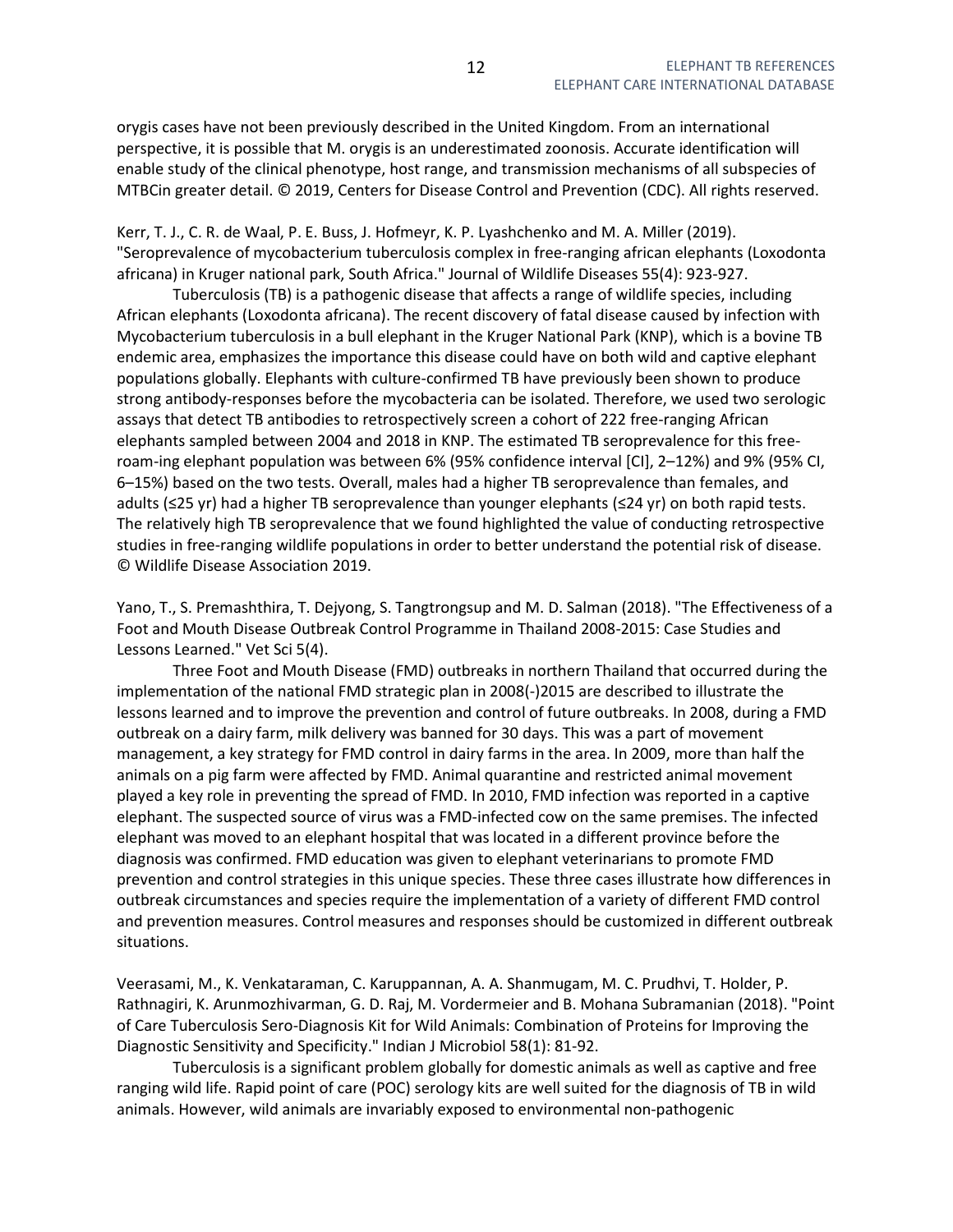orygis cases have not been previously described in the United Kingdom. From an international perspective, it is possible that M. orygis is an underestimated zoonosis. Accurate identification will enable study of the clinical phenotype, host range, and transmission mechanisms of all subspecies of MTBCin greater detail. © 2019, Centers for Disease Control and Prevention (CDC). All rights reserved.

Kerr, T. J., C. R. de Waal, P. E. Buss, J. Hofmeyr, K. P. Lyashchenko and M. A. Miller (2019). "Seroprevalence of mycobacterium tuberculosis complex in free-ranging african elephants (Loxodonta africana) in Kruger national park, South Africa." Journal of Wildlife Diseases 55(4): 923-927.

Tuberculosis (TB) is a pathogenic disease that affects a range of wildlife species, including African elephants (Loxodonta africana). The recent discovery of fatal disease caused by infection with Mycobacterium tuberculosis in a bull elephant in the Kruger National Park (KNP), which is a bovine TB endemic area, emphasizes the importance this disease could have on both wild and captive elephant populations globally. Elephants with culture-confirmed TB have previously been shown to produce strong antibody-responses before the mycobacteria can be isolated. Therefore, we used two serologic assays that detect TB antibodies to retrospectively screen a cohort of 222 free-ranging African elephants sampled between 2004 and 2018 in KNP. The estimated TB seroprevalence for this free-roam-ing elephant population was between 6% (95% confidence interval [CI], 2–12%) and 9% (95% CI, 6–15%) based on the two tests. Overall, males had a higher TB seroprevalence than females, and adults (≤25 yr) had a higher TB seroprevalence than younger elephants (≤24 yr) on both rapid tests. The relatively high TB seroprevalence that we found highlighted the value of conducting retrospective studies in free-ranging wildlife populations in order to better understand the potential risk of disease. © Wildlife Disease Association 2019.

Yano, T., S. Premashthira, T. Dejyong, S. Tangtrongsup and M. D. Salman (2018). "The Effectiveness of a Foot and Mouth Disease Outbreak Control Programme in Thailand 2008-2015: Case Studies and Lessons Learned." Vet Sci 5(4).

Three Foot and Mouth Disease (FMD) outbreaks in northern Thailand that occurred during the implementation of the national FMD strategic plan in 2008(-)2015 are described to illustrate the lessons learned and to improve the prevention and control of future outbreaks. In 2008, during a FMD outbreak on a dairy farm, milk delivery was banned for 30 days. This was a part of movement management, a key strategy for FMD control in dairy farms in the area. In 2009, more than half the animals on a pig farm were affected by FMD. Animal quarantine and restricted animal movement played a key role in preventing the spread of FMD. In 2010, FMD infection was reported in a captive elephant. The suspected source of virus was a FMD-infected cow on the same premises. The infected elephant was moved to an elephant hospital that was located in a different province before the diagnosis was confirmed. FMD education was given to elephant veterinarians to promote FMD prevention and control strategies in this unique species. These three cases illustrate how differences in outbreak circumstances and species require the implementation of a variety of different FMD control and prevention measures. Control measures and responses should be customized in different outbreak situations.

Veerasami, M., K. Venkataraman, C. Karuppannan, A. A. Shanmugam, M. C. Prudhvi, T. Holder, P. Rathnagiri, K. Arunmozhivarman, G. D. Raj, M. Vordermeier and B. Mohana Subramanian (2018). "Point of Care Tuberculosis Sero-Diagnosis Kit for Wild Animals: Combination of Proteins for Improving the Diagnostic Sensitivity and Specificity." Indian J Microbiol 58(1): 81-92.

Tuberculosis is a significant problem globally for domestic animals as well as captive and free ranging wild life. Rapid point of care (POC) serology kits are well suited for the diagnosis of TB in wild animals. However, wild animals are invariably exposed to environmental non-pathogenic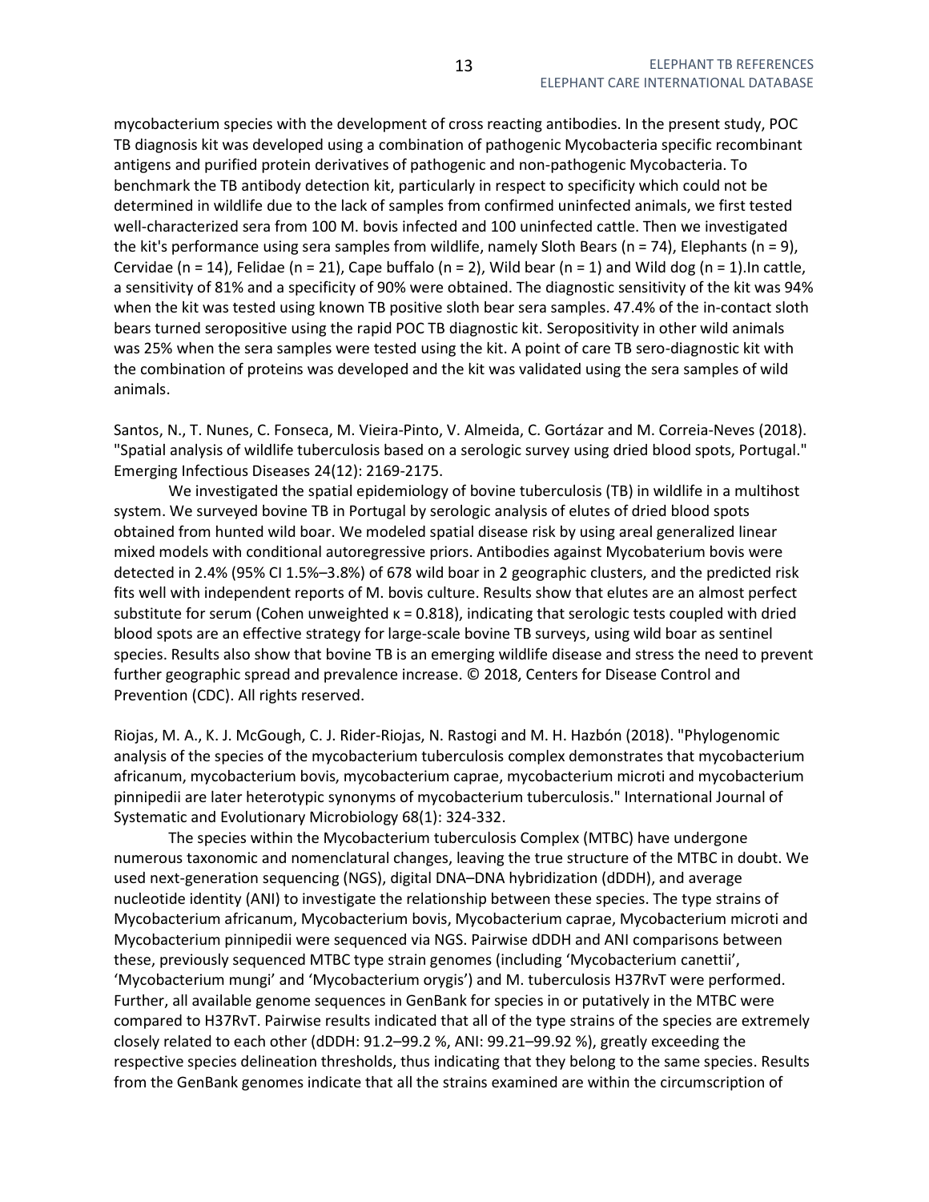mycobacterium species with the development of cross reacting antibodies. In the present study, POC TB diagnosis kit was developed using a combination of pathogenic Mycobacteria specific recombinant antigens and purified protein derivatives of pathogenic and non-pathogenic Mycobacteria. To benchmark the TB antibody detection kit, particularly in respect to specificity which could not be determined in wildlife due to the lack of samples from confirmed uninfected animals, we first tested well-characterized sera from 100 M. bovis infected and 100 uninfected cattle. Then we investigated the kit's performance using sera samples from wildlife, namely Sloth Bears (n = 74), Elephants (n = 9), Cervidae (n = 14), Felidae (n = 21), Cape buffalo (n = 2), Wild bear (n = 1) and Wild dog (n = 1).In cattle, a sensitivity of 81% and a specificity of 90% were obtained. The diagnostic sensitivity of the kit was 94% when the kit was tested using known TB positive sloth bear sera samples. 47.4% of the in-contact sloth bears turned seropositive using the rapid POC TB diagnostic kit. Seropositivity in other wild animals was 25% when the sera samples were tested using the kit. A point of care TB sero-diagnostic kit with the combination of proteins was developed and the kit was validated using the sera samples of wild animals.

Santos, N., T. Nunes, C. Fonseca, M. Vieira-Pinto, V. Almeida, C. Gortázar and M. Correia-Neves (2018). "Spatial analysis of wildlife tuberculosis based on a serologic survey using dried blood spots, Portugal." Emerging Infectious Diseases 24(12): 2169-2175.

We investigated the spatial epidemiology of bovine tuberculosis (TB) in wildlife in a multihost system. We surveyed bovine TB in Portugal by serologic analysis of elutes of dried blood spots obtained from hunted wild boar. We modeled spatial disease risk by using areal generalized linear mixed models with conditional autoregressive priors. Antibodies against Mycobaterium bovis were detected in 2.4% (95% CI 1.5%–3.8%) of 678 wild boar in 2 geographic clusters, and the predicted risk fits well with independent reports of M. bovis culture. Results show that elutes are an almost perfect substitute for serum (Cohen unweighted κ = 0.818), indicating that serologic tests coupled with dried blood spots are an effective strategy for large-scale bovine TB surveys, using wild boar as sentinel species. Results also show that bovine TB is an emerging wildlife disease and stress the need to prevent further geographic spread and prevalence increase. © 2018, Centers for Disease Control and Prevention (CDC). All rights reserved.

Riojas, M. A., K. J. McGough, C. J. Rider-Riojas, N. Rastogi and M. H. Hazbón (2018). "Phylogenomic analysis of the species of the mycobacterium tuberculosis complex demonstrates that mycobacterium africanum, mycobacterium bovis, mycobacterium caprae, mycobacterium microti and mycobacterium pinnipedii are later heterotypic synonyms of mycobacterium tuberculosis." International Journal of Systematic and Evolutionary Microbiology 68(1): 324-332.

The species within the Mycobacterium tuberculosis Complex (MTBC) have undergone numerous taxonomic and nomenclatural changes, leaving the true structure of the MTBC in doubt. We used next-generation sequencing (NGS), digital DNA–DNA hybridization (dDDH), and average nucleotide identity (ANI) to investigate the relationship between these species. The type strains of Mycobacterium africanum, Mycobacterium bovis, Mycobacterium caprae, Mycobacterium microti and Mycobacterium pinnipedii were sequenced via NGS. Pairwise dDDH and ANI comparisons between these, previously sequenced MTBC type strain genomes (including 'Mycobacterium canettii', 'Mycobacterium mungi' and 'Mycobacterium orygis') and M. tuberculosis H37RvT were performed. Further, all available genome sequences in GenBank for species in or putatively in the MTBC were compared to H37RvT. Pairwise results indicated that all of the type strains of the species are extremely closely related to each other (dDDH: 91.2–99.2 %, ANI: 99.21–99.92 %), greatly exceeding the respective species delineation thresholds, thus indicating that they belong to the same species. Results from the GenBank genomes indicate that all the strains examined are within the circumscription of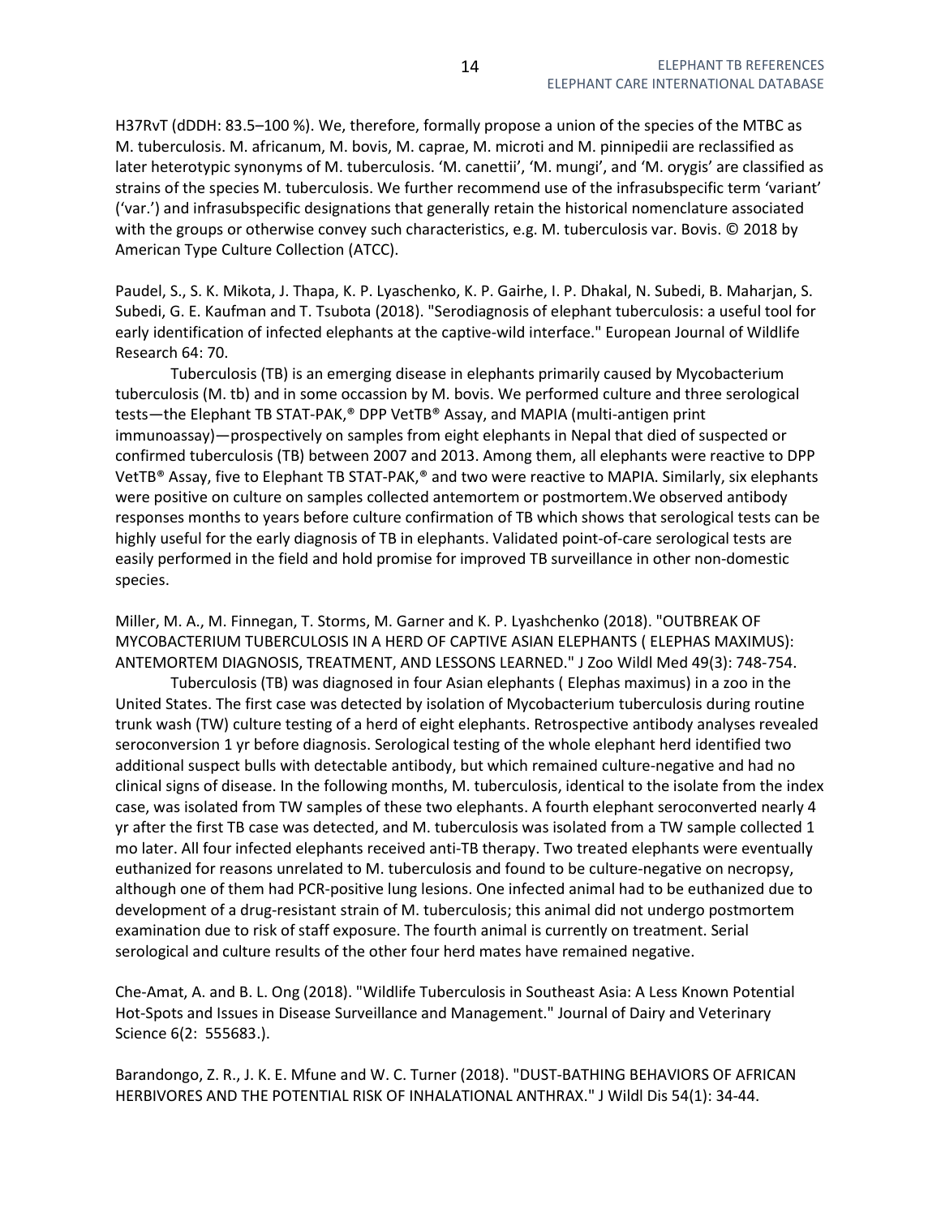H37RvT (dDDH: 83.5–100 %). We, therefore, formally propose a union of the species of the MTBC as M. tuberculosis. M. africanum, M. bovis, M. caprae, M. microti and M. pinnipedii are reclassified as later heterotypic synonyms of M. tuberculosis. 'M. canettii', 'M. mungi', and 'M. orygis' are classified as strains of the species M. tuberculosis. We further recommend use of the infrasubspecific term 'variant' ('var.') and infrasubspecific designations that generally retain the historical nomenclature associated with the groups or otherwise convey such characteristics, e.g. M. tuberculosis var. Bovis. © 2018 by American Type Culture Collection (ATCC).

Paudel, S., S. K. Mikota, J. Thapa, K. P. Lyaschenko, K. P. Gairhe, I. P. Dhakal, N. Subedi, B. Maharjan, S. Subedi, G. E. Kaufman and T. Tsubota (2018). "Serodiagnosis of elephant tuberculosis: a useful tool for early identification of infected elephants at the captive-wild interface." European Journal of Wildlife Research 64: 70.

Tuberculosis (TB) is an emerging disease in elephants primarily caused by Mycobacterium tuberculosis (M. tb) and in some occassion by M. bovis. We performed culture and three serological tests—the Elephant TB STAT-PAK,® DPP VetTB® Assay, and MAPIA (multi-antigen print immunoassay)—prospectively on samples from eight elephants in Nepal that died of suspected or confirmed tuberculosis (TB) between 2007 and 2013. Among them, all elephants were reactive to DPP VetTB® Assay, five to Elephant TB STAT-PAK,® and two were reactive to MAPIA. Similarly, six elephants were positive on culture on samples collected antemortem or postmortem.We observed antibody responses months to years before culture confirmation of TB which shows that serological tests can be highly useful for the early diagnosis of TB in elephants. Validated point-of-care serological tests are easily performed in the field and hold promise for improved TB surveillance in other non-domestic species.

Miller, M. A., M. Finnegan, T. Storms, M. Garner and K. P. Lyashchenko (2018). "OUTBREAK OF MYCOBACTERIUM TUBERCULOSIS IN A HERD OF CAPTIVE ASIAN ELEPHANTS ( ELEPHAS MAXIMUS): ANTEMORTEM DIAGNOSIS, TREATMENT, AND LESSONS LEARNED." J Zoo Wildl Med 49(3): 748-754.

Tuberculosis (TB) was diagnosed in four Asian elephants ( Elephas maximus) in a zoo in the United States. The first case was detected by isolation of Mycobacterium tuberculosis during routine trunk wash (TW) culture testing of a herd of eight elephants. Retrospective antibody analyses revealed seroconversion 1 yr before diagnosis. Serological testing of the whole elephant herd identified two additional suspect bulls with detectable antibody, but which remained culture-negative and had no clinical signs of disease. In the following months, M. tuberculosis, identical to the isolate from the index case, was isolated from TW samples of these two elephants. A fourth elephant seroconverted nearly 4 yr after the first TB case was detected, and M. tuberculosis was isolated from a TW sample collected 1 mo later. All four infected elephants received anti-TB therapy. Two treated elephants were eventually euthanized for reasons unrelated to M. tuberculosis and found to be culture-negative on necropsy, although one of them had PCR-positive lung lesions. One infected animal had to be euthanized due to development of a drug-resistant strain of M. tuberculosis; this animal did not undergo postmortem examination due to risk of staff exposure. The fourth animal is currently on treatment. Serial serological and culture results of the other four herd mates have remained negative.

Che-Amat, A. and B. L. Ong (2018). "Wildlife Tuberculosis in Southeast Asia: A Less Known Potential Hot-Spots and Issues in Disease Surveillance and Management." Journal of Dairy and Veterinary Science 6(2: 555683.).

Barandongo, Z. R., J. K. E. Mfune and W. C. Turner (2018). "DUST-BATHING BEHAVIORS OF AFRICAN HERBIVORES AND THE POTENTIAL RISK OF INHALATIONAL ANTHRAX." J Wildl Dis 54(1): 34-44.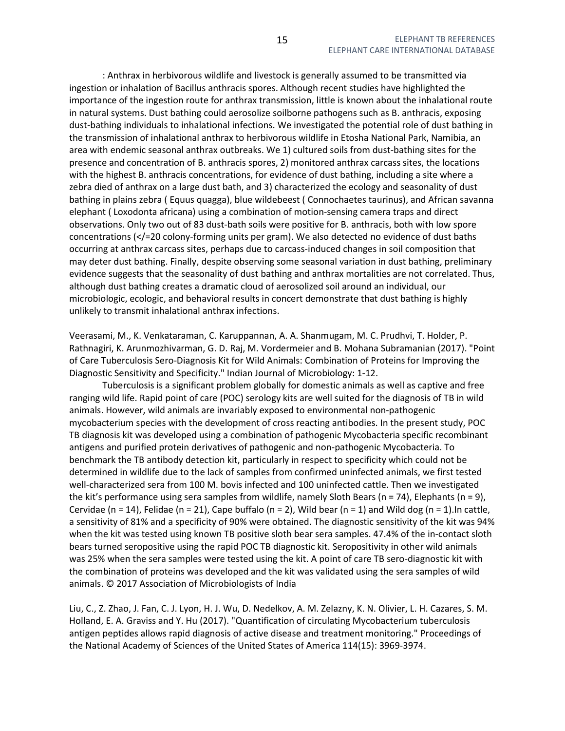: Anthrax in herbivorous wildlife and livestock is generally assumed to be transmitted via ingestion or inhalation of Bacillus anthracis spores. Although recent studies have highlighted the importance of the ingestion route for anthrax transmission, little is known about the inhalational route in natural systems. Dust bathing could aerosolize soilborne pathogens such as B. anthracis, exposing dust-bathing individuals to inhalational infections. We investigated the potential role of dust bathing in the transmission of inhalational anthrax to herbivorous wildlife in Etosha National Park, Namibia, an area with endemic seasonal anthrax outbreaks. We 1) cultured soils from dust-bathing sites for the presence and concentration of B. anthracis spores, 2) monitored anthrax carcass sites, the locations with the highest B. anthracis concentrations, for evidence of dust bathing, including a site where a zebra died of anthrax on a large dust bath, and 3) characterized the ecology and seasonality of dust bathing in plains zebra ( Equus quagga), blue wildebeest ( Connochaetes taurinus), and African savanna elephant ( Loxodonta africana) using a combination of motion-sensing camera traps and direct observations. Only two out of 83 dust-bath soils were positive for B. anthracis, both with low spore concentrations (</=20 colony-forming units per gram). We also detected no evidence of dust baths occurring at anthrax carcass sites, perhaps due to carcass-induced changes in soil composition that may deter dust bathing. Finally, despite observing some seasonal variation in dust bathing, preliminary evidence suggests that the seasonality of dust bathing and anthrax mortalities are not correlated. Thus, although dust bathing creates a dramatic cloud of aerosolized soil around an individual, our microbiologic, ecologic, and behavioral results in concert demonstrate that dust bathing is highly unlikely to transmit inhalational anthrax infections.

Veerasami, M., K. Venkataraman, C. Karuppannan, A. A. Shanmugam, M. C. Prudhvi, T. Holder, P. Rathnagiri, K. Arunmozhivarman, G. D. Raj, M. Vordermeier and B. Mohana Subramanian (2017). "Point of Care Tuberculosis Sero-Diagnosis Kit for Wild Animals: Combination of Proteins for Improving the Diagnostic Sensitivity and Specificity." Indian Journal of Microbiology: 1-12.

Tuberculosis is a significant problem globally for domestic animals as well as captive and free ranging wild life. Rapid point of care (POC) serology kits are well suited for the diagnosis of TB in wild animals. However, wild animals are invariably exposed to environmental non-pathogenic mycobacterium species with the development of cross reacting antibodies. In the present study, POC TB diagnosis kit was developed using a combination of pathogenic Mycobacteria specific recombinant antigens and purified protein derivatives of pathogenic and non-pathogenic Mycobacteria. To benchmark the TB antibody detection kit, particularly in respect to specificity which could not be determined in wildlife due to the lack of samples from confirmed uninfected animals, we first tested well-characterized sera from 100 M. bovis infected and 100 uninfected cattle. Then we investigated the kit's performance using sera samples from wildlife, namely Sloth Bears (n = 74), Elephants (n = 9), Cervidae (n = 14), Felidae (n = 21), Cape buffalo (n = 2), Wild bear (n = 1) and Wild dog (n = 1).In cattle, a sensitivity of 81% and a specificity of 90% were obtained. The diagnostic sensitivity of the kit was 94% when the kit was tested using known TB positive sloth bear sera samples. 47.4% of the in-contact sloth bears turned seropositive using the rapid POC TB diagnostic kit. Seropositivity in other wild animals was 25% when the sera samples were tested using the kit. A point of care TB sero-diagnostic kit with the combination of proteins was developed and the kit was validated using the sera samples of wild animals. © 2017 Association of Microbiologists of India

Liu, C., Z. Zhao, J. Fan, C. J. Lyon, H. J. Wu, D. Nedelkov, A. M. Zelazny, K. N. Olivier, L. H. Cazares, S. M. Holland, E. A. Graviss and Y. Hu (2017). "Quantification of circulating Mycobacterium tuberculosis antigen peptides allows rapid diagnosis of active disease and treatment monitoring." Proceedings of the National Academy of Sciences of the United States of America 114(15): 3969-3974.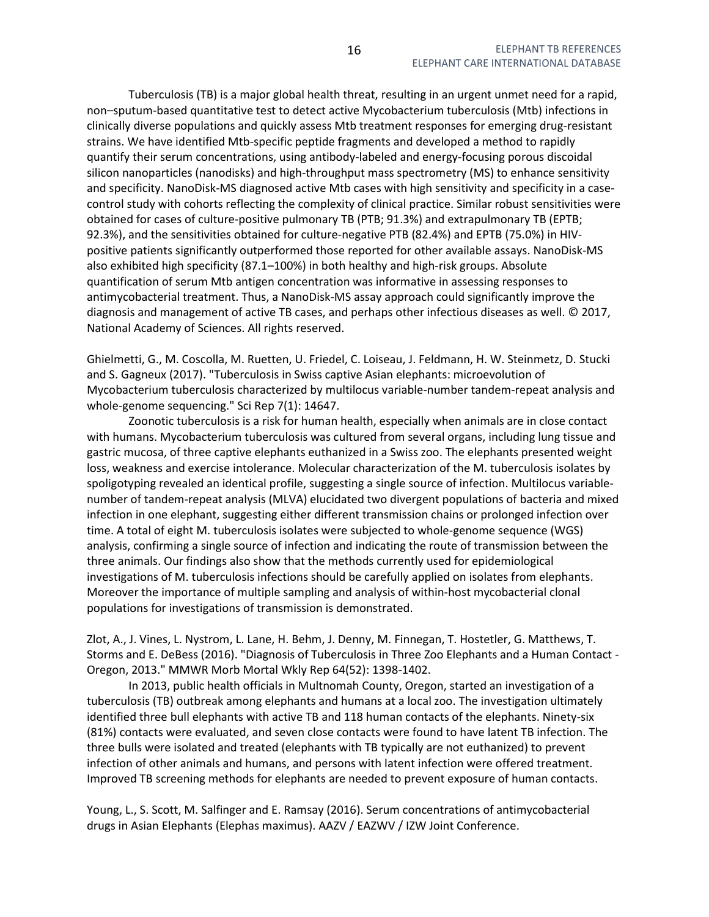Tuberculosis (TB) is a major global health threat, resulting in an urgent unmet need for a rapid, non–sputum-based quantitative test to detect active Mycobacterium tuberculosis (Mtb) infections in clinically diverse populations and quickly assess Mtb treatment responses for emerging drug-resistant strains. We have identified Mtb-specific peptide fragments and developed a method to rapidly quantify their serum concentrations, using antibody-labeled and energy-focusing porous discoidal silicon nanoparticles (nanodisks) and high-throughput mass spectrometry (MS) to enhance sensitivity and specificity. NanoDisk-MS diagnosed active Mtb cases with high sensitivity and specificity in a case-control study with cohorts reflecting the complexity of clinical practice. Similar robust sensitivities were obtained for cases of culture-positive pulmonary TB (PTB; 91.3%) and extrapulmonary TB (EPTB; 92.3%), and the sensitivities obtained for culture-negative PTB (82.4%) and EPTB (75.0%) in HIV-positive patients significantly outperformed those reported for other available assays. NanoDisk-MS also exhibited high specificity (87.1–100%) in both healthy and high-risk groups. Absolute quantification of serum Mtb antigen concentration was informative in assessing responses to antimycobacterial treatment. Thus, a NanoDisk-MS assay approach could significantly improve the diagnosis and management of active TB cases, and perhaps other infectious diseases as well. © 2017, National Academy of Sciences. All rights reserved.

Ghielmetti, G., M. Coscolla, M. Ruetten, U. Friedel, C. Loiseau, J. Feldmann, H. W. Steinmetz, D. Stucki and S. Gagneux (2017). "Tuberculosis in Swiss captive Asian elephants: microevolution of Mycobacterium tuberculosis characterized by multilocus variable-number tandem-repeat analysis and whole-genome sequencing." Sci Rep 7(1): 14647.

Zoonotic tuberculosis is a risk for human health, especially when animals are in close contact with humans. Mycobacterium tuberculosis was cultured from several organs, including lung tissue and gastric mucosa, of three captive elephants euthanized in a Swiss zoo. The elephants presented weight loss, weakness and exercise intolerance. Molecular characterization of the M. tuberculosis isolates by spoligotyping revealed an identical profile, suggesting a single source of infection. Multilocus variable-number of tandem-repeat analysis (MLVA) elucidated two divergent populations of bacteria and mixed infection in one elephant, suggesting either different transmission chains or prolonged infection over time. A total of eight M. tuberculosis isolates were subjected to whole-genome sequence (WGS) analysis, confirming a single source of infection and indicating the route of transmission between the three animals. Our findings also show that the methods currently used for epidemiological investigations of M. tuberculosis infections should be carefully applied on isolates from elephants. Moreover the importance of multiple sampling and analysis of within-host mycobacterial clonal populations for investigations of transmission is demonstrated.

Zlot, A., J. Vines, L. Nystrom, L. Lane, H. Behm, J. Denny, M. Finnegan, T. Hostetler, G. Matthews, T. Storms and E. DeBess (2016). "Diagnosis of Tuberculosis in Three Zoo Elephants and a Human Contact - Oregon, 2013." MMWR Morb Mortal Wkly Rep 64(52): 1398-1402.

In 2013, public health officials in Multnomah County, Oregon, started an investigation of a tuberculosis (TB) outbreak among elephants and humans at a local zoo. The investigation ultimately identified three bull elephants with active TB and 118 human contacts of the elephants. Ninety-six (81%) contacts were evaluated, and seven close contacts were found to have latent TB infection. The three bulls were isolated and treated (elephants with TB typically are not euthanized) to prevent infection of other animals and humans, and persons with latent infection were offered treatment. Improved TB screening methods for elephants are needed to prevent exposure of human contacts.

Young, L., S. Scott, M. Salfinger and E. Ramsay (2016). Serum concentrations of antimycobacterial drugs in Asian Elephants (Elephas maximus). AAZV / EAZWV / IZW Joint Conference.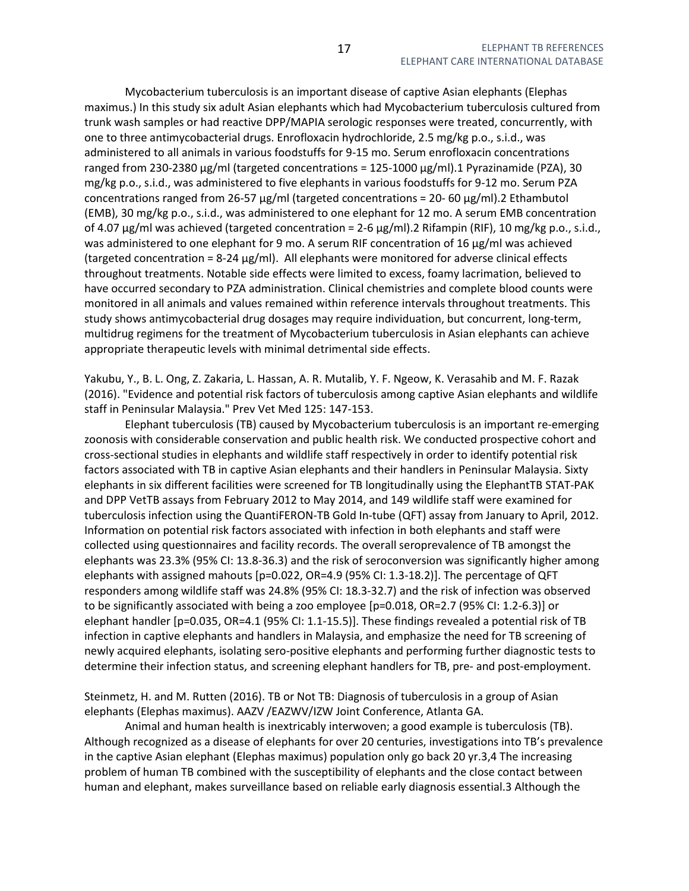Mycobacterium tuberculosis is an important disease of captive Asian elephants (Elephas maximus.) In this study six adult Asian elephants which had Mycobacterium tuberculosis cultured from trunk wash samples or had reactive DPP/MAPIA serologic responses were treated, concurrently, with one to three antimycobacterial drugs. Enrofloxacin hydrochloride, 2.5 mg/kg p.o., s.i.d., was administered to all animals in various foodstuffs for 9-15 mo. Serum enrofloxacin concentrations ranged from 230-2380 µg/ml (targeted concentrations = 125-1000 µg/ml).1 Pyrazinamide (PZA), 30 mg/kg p.o., s.i.d., was administered to five elephants in various foodstuffs for 9-12 mo. Serum PZA concentrations ranged from 26-57 µg/ml (targeted concentrations = 20- 60 µg/ml).2 Ethambutol (EMB), 30 mg/kg p.o., s.i.d., was administered to one elephant for 12 mo. A serum EMB concentration of 4.07 µg/ml was achieved (targeted concentration = 2-6 µg/ml).2 Rifampin (RIF), 10 mg/kg p.o., s.i.d., was administered to one elephant for 9 mo. A serum RIF concentration of 16 µg/ml was achieved (targeted concentration = 8-24 µg/ml). All elephants were monitored for adverse clinical effects throughout treatments. Notable side effects were limited to excess, foamy lacrimation, believed to have occurred secondary to PZA administration. Clinical chemistries and complete blood counts were monitored in all animals and values remained within reference intervals throughout treatments. This study shows antimycobacterial drug dosages may require individuation, but concurrent, long-term, multidrug regimens for the treatment of Mycobacterium tuberculosis in Asian elephants can achieve appropriate therapeutic levels with minimal detrimental side effects.

Yakubu, Y., B. L. Ong, Z. Zakaria, L. Hassan, A. R. Mutalib, Y. F. Ngeow, K. Verasahib and M. F. Razak (2016). "Evidence and potential risk factors of tuberculosis among captive Asian elephants and wildlife staff in Peninsular Malaysia." Prev Vet Med 125: 147-153.

Elephant tuberculosis (TB) caused by Mycobacterium tuberculosis is an important re-emerging zoonosis with considerable conservation and public health risk. We conducted prospective cohort and cross-sectional studies in elephants and wildlife staff respectively in order to identify potential risk factors associated with TB in captive Asian elephants and their handlers in Peninsular Malaysia. Sixty elephants in six different facilities were screened for TB longitudinally using the ElephantTB STAT-PAK and DPP VetTB assays from February 2012 to May 2014, and 149 wildlife staff were examined for tuberculosis infection using the QuantiFERON-TB Gold In-tube (QFT) assay from January to April, 2012. Information on potential risk factors associated with infection in both elephants and staff were collected using questionnaires and facility records. The overall seroprevalence of TB amongst the elephants was 23.3% (95% CI: 13.8-36.3) and the risk of seroconversion was significantly higher among elephants with assigned mahouts [p=0.022, OR=4.9 (95% CI: 1.3-18.2)]. The percentage of QFT responders among wildlife staff was 24.8% (95% CI: 18.3-32.7) and the risk of infection was observed to be significantly associated with being a zoo employee [p=0.018, OR=2.7 (95% CI: 1.2-6.3)] or elephant handler [p=0.035, OR=4.1 (95% CI: 1.1-15.5)]. These findings revealed a potential risk of TB infection in captive elephants and handlers in Malaysia, and emphasize the need for TB screening of newly acquired elephants, isolating sero-positive elephants and performing further diagnostic tests to determine their infection status, and screening elephant handlers for TB, pre- and post-employment.

Steinmetz, H. and M. Rutten (2016). TB or Not TB: Diagnosis of tuberculosis in a group of Asian elephants (Elephas maximus). AAZV /EAZWV/IZW Joint Conference, Atlanta GA.

Animal and human health is inextricably interwoven; a good example is tuberculosis (TB). Although recognized as a disease of elephants for over 20 centuries, investigations into TB's prevalence in the captive Asian elephant (Elephas maximus) population only go back 20 yr.3,4 The increasing problem of human TB combined with the susceptibility of elephants and the close contact between human and elephant, makes surveillance based on reliable early diagnosis essential.3 Although the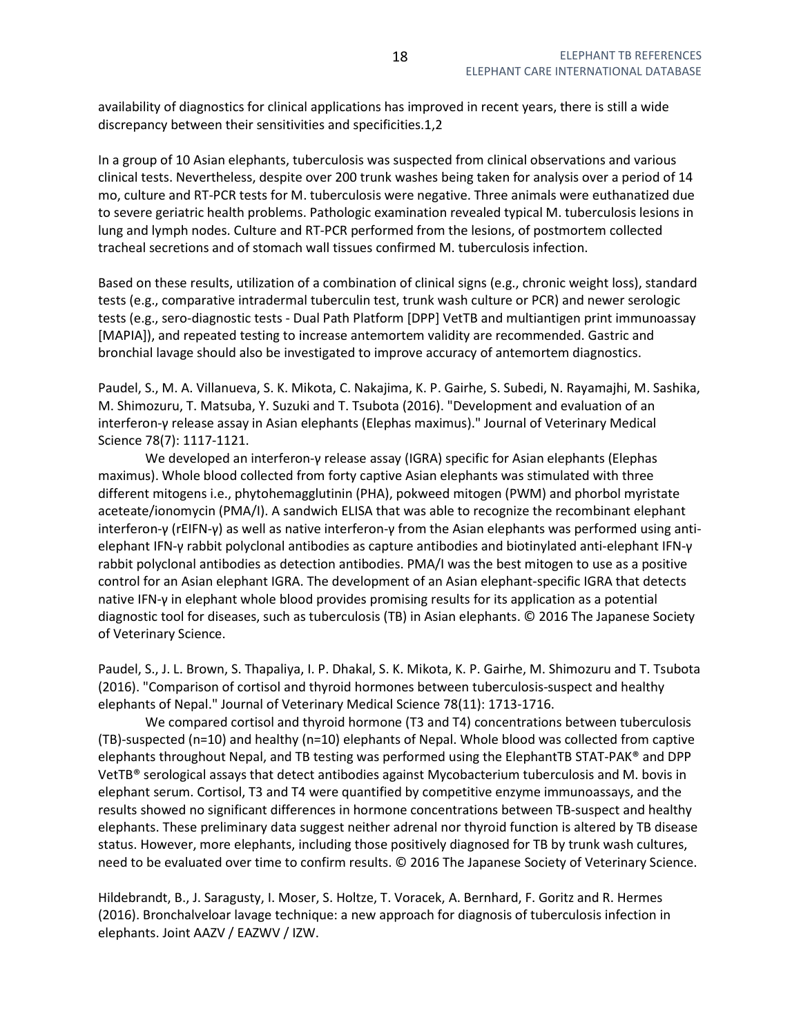availability of diagnostics for clinical applications has improved in recent years, there is still a wide discrepancy between their sensitivities and specificities.1,2

In a group of 10 Asian elephants, tuberculosis was suspected from clinical observations and various clinical tests. Nevertheless, despite over 200 trunk washes being taken for analysis over a period of 14 mo, culture and RT-PCR tests for M. tuberculosis were negative. Three animals were euthanatized due to severe geriatric health problems. Pathologic examination revealed typical M. tuberculosis lesions in lung and lymph nodes. Culture and RT-PCR performed from the lesions, of postmortem collected tracheal secretions and of stomach wall tissues confirmed M. tuberculosis infection.

Based on these results, utilization of a combination of clinical signs (e.g., chronic weight loss), standard tests (e.g., comparative intradermal tuberculin test, trunk wash culture or PCR) and newer serologic tests (e.g., sero-diagnostic tests - Dual Path Platform [DPP] VetTB and multiantigen print immunoassay [MAPIA]), and repeated testing to increase antemortem validity are recommended. Gastric and bronchial lavage should also be investigated to improve accuracy of antemortem diagnostics.

Paudel, S., M. A. Villanueva, S. K. Mikota, C. Nakajima, K. P. Gairhe, S. Subedi, N. Rayamajhi, M. Sashika, M. Shimozuru, T. Matsuba, Y. Suzuki and T. Tsubota (2016). "Development and evaluation of an interferon-γ release assay in Asian elephants (Elephas maximus)." Journal of Veterinary Medical Science 78(7): 1117-1121.

We developed an interferon-γ release assay (IGRA) specific for Asian elephants (Elephas maximus). Whole blood collected from forty captive Asian elephants was stimulated with three different mitogens i.e., phytohemagglutinin (PHA), pokweed mitogen (PWM) and phorbol myristate aceteate/ionomycin (PMA/I). A sandwich ELISA that was able to recognize the recombinant elephant interferon-γ (rEIFN-γ) as well as native interferon-γ from the Asian elephants was performed using anti-elephant IFN-γ rabbit polyclonal antibodies as capture antibodies and biotinylated anti-elephant IFN-γ rabbit polyclonal antibodies as detection antibodies. PMA/I was the best mitogen to use as a positive control for an Asian elephant IGRA. The development of an Asian elephant-specific IGRA that detects native IFN-γ in elephant whole blood provides promising results for its application as a potential diagnostic tool for diseases, such as tuberculosis (TB) in Asian elephants. © 2016 The Japanese Society of Veterinary Science.

Paudel, S., J. L. Brown, S. Thapaliya, I. P. Dhakal, S. K. Mikota, K. P. Gairhe, M. Shimozuru and T. Tsubota (2016). "Comparison of cortisol and thyroid hormones between tuberculosis-suspect and healthy elephants of Nepal." Journal of Veterinary Medical Science 78(11): 1713-1716.

We compared cortisol and thyroid hormone (T3 and T4) concentrations between tuberculosis (TB)-suspected (n=10) and healthy (n=10) elephants of Nepal. Whole blood was collected from captive elephants throughout Nepal, and TB testing was performed using the ElephantTB STAT-PAK® and DPP VetTB® serological assays that detect antibodies against Mycobacterium tuberculosis and M. bovis in elephant serum. Cortisol, T3 and T4 were quantified by competitive enzyme immunoassays, and the results showed no significant differences in hormone concentrations between TB-suspect and healthy elephants. These preliminary data suggest neither adrenal nor thyroid function is altered by TB disease status. However, more elephants, including those positively diagnosed for TB by trunk wash cultures, need to be evaluated over time to confirm results. © 2016 The Japanese Society of Veterinary Science.

Hildebrandt, B., J. Saragusty, I. Moser, S. Holtze, T. Voracek, A. Bernhard, F. Goritz and R. Hermes (2016). Bronchalveloar lavage technique: a new approach for diagnosis of tuberculosis infection in elephants. Joint AAZV / EAZWV / IZW.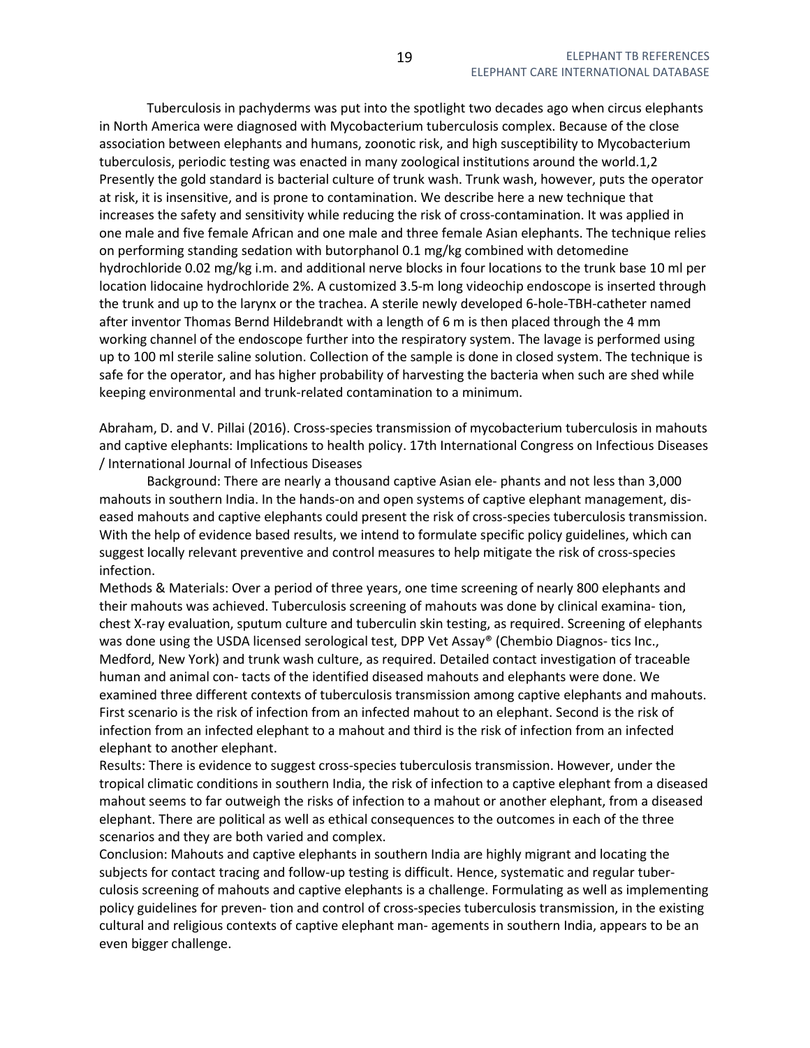Tuberculosis in pachyderms was put into the spotlight two decades ago when circus elephants in North America were diagnosed with Mycobacterium tuberculosis complex. Because of the close association between elephants and humans, zoonotic risk, and high susceptibility to Mycobacterium tuberculosis, periodic testing was enacted in many zoological institutions around the world.1,2 Presently the gold standard is bacterial culture of trunk wash. Trunk wash, however, puts the operator at risk, it is insensitive, and is prone to contamination. We describe here a new technique that increases the safety and sensitivity while reducing the risk of cross-contamination. It was applied in one male and five female African and one male and three female Asian elephants. The technique relies on performing standing sedation with butorphanol 0.1 mg/kg combined with detomedine hydrochloride 0.02 mg/kg i.m. and additional nerve blocks in four locations to the trunk base 10 ml per location lidocaine hydrochloride 2%. A customized 3.5-m long videochip endoscope is inserted through the trunk and up to the larynx or the trachea. A sterile newly developed 6-hole-TBH-catheter named after inventor Thomas Bernd Hildebrandt with a length of 6 m is then placed through the 4 mm working channel of the endoscope further into the respiratory system. The lavage is performed using up to 100 ml sterile saline solution. Collection of the sample is done in closed system. The technique is safe for the operator, and has higher probability of harvesting the bacteria when such are shed while keeping environmental and trunk-related contamination to a minimum.

Abraham, D. and V. Pillai (2016). Cross-species transmission of mycobacterium tuberculosis in mahouts and captive elephants: Implications to health policy. 17th International Congress on Infectious Diseases / International Journal of Infectious Diseases

Background: There are nearly a thousand captive Asian ele- phants and not less than 3,000 mahouts in southern India. In the hands-on and open systems of captive elephant management, dis- eased mahouts and captive elephants could present the risk of cross-species tuberculosis transmission. With the help of evidence based results, we intend to formulate specific policy guidelines, which can suggest locally relevant preventive and control measures to help mitigate the risk of cross-species infection.

Methods & Materials: Over a period of three years, one time screening of nearly 800 elephants and their mahouts was achieved. Tuberculosis screening of mahouts was done by clinical examina- tion, chest X-ray evaluation, sputum culture and tuberculin skin testing, as required. Screening of elephants was done using the USDA licensed serological test, DPP Vet Assay® (Chembio Diagnos- tics Inc., Medford, New York) and trunk wash culture, as required. Detailed contact investigation of traceable human and animal con- tacts of the identified diseased mahouts and elephants were done. We examined three different contexts of tuberculosis transmission among captive elephants and mahouts. First scenario is the risk of infection from an infected mahout to an elephant. Second is the risk of infection from an infected elephant to a mahout and third is the risk of infection from an infected elephant to another elephant.

Results: There is evidence to suggest cross-species tuberculosis transmission. However, under the tropical climatic conditions in southern India, the risk of infection to a captive elephant from a diseased mahout seems to far outweigh the risks of infection to a mahout or another elephant, from a diseased elephant. There are political as well as ethical consequences to the outcomes in each of the three scenarios and they are both varied and complex.

Conclusion: Mahouts and captive elephants in southern India are highly migrant and locating the subjects for contact tracing and follow-up testing is difficult. Hence, systematic and regular tuber- culosis screening of mahouts and captive elephants is a challenge. Formulating as well as implementing policy guidelines for preven- tion and control of cross-species tuberculosis transmission, in the existing cultural and religious contexts of captive elephant man- agements in southern India, appears to be an even bigger challenge.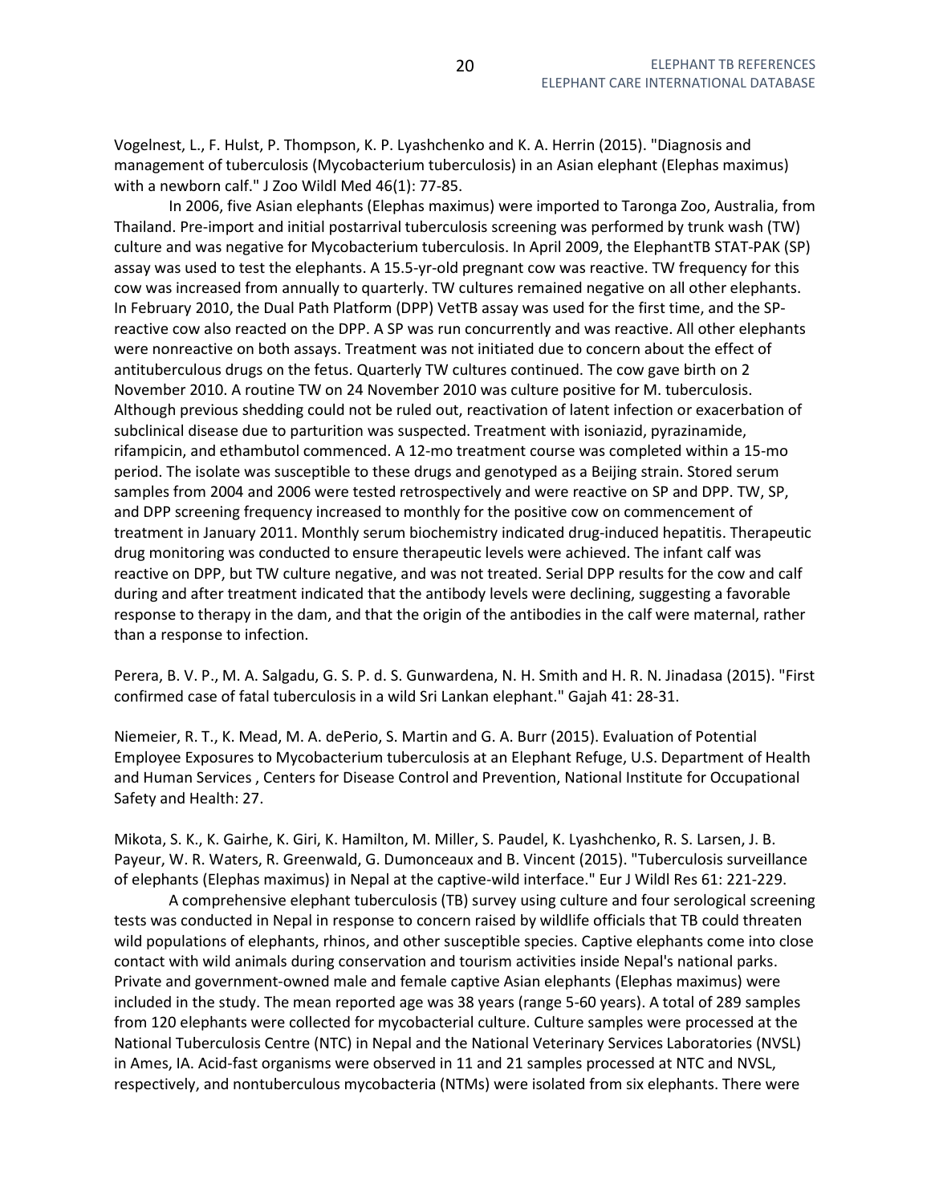Vogelnest, L., F. Hulst, P. Thompson, K. P. Lyashchenko and K. A. Herrin (2015). "Diagnosis and management of tuberculosis (Mycobacterium tuberculosis) in an Asian elephant (Elephas maximus) with a newborn calf." J Zoo Wildl Med 46(1): 77-85.

In 2006, five Asian elephants (Elephas maximus) were imported to Taronga Zoo, Australia, from Thailand. Pre-import and initial postarrival tuberculosis screening was performed by trunk wash (TW) culture and was negative for Mycobacterium tuberculosis. In April 2009, the ElephantTB STAT-PAK (SP) assay was used to test the elephants. A 15.5-yr-old pregnant cow was reactive. TW frequency for this cow was increased from annually to quarterly. TW cultures remained negative on all other elephants. In February 2010, the Dual Path Platform (DPP) VetTB assay was used for the first time, and the SP-reactive cow also reacted on the DPP. A SP was run concurrently and was reactive. All other elephants were nonreactive on both assays. Treatment was not initiated due to concern about the effect of antituberculous drugs on the fetus. Quarterly TW cultures continued. The cow gave birth on 2 November 2010. A routine TW on 24 November 2010 was culture positive for M. tuberculosis. Although previous shedding could not be ruled out, reactivation of latent infection or exacerbation of subclinical disease due to parturition was suspected. Treatment with isoniazid, pyrazinamide, rifampicin, and ethambutol commenced. A 12-mo treatment course was completed within a 15-mo period. The isolate was susceptible to these drugs and genotyped as a Beijing strain. Stored serum samples from 2004 and 2006 were tested retrospectively and were reactive on SP and DPP. TW, SP, and DPP screening frequency increased to monthly for the positive cow on commencement of treatment in January 2011. Monthly serum biochemistry indicated drug-induced hepatitis. Therapeutic drug monitoring was conducted to ensure therapeutic levels were achieved. The infant calf was reactive on DPP, but TW culture negative, and was not treated. Serial DPP results for the cow and calf during and after treatment indicated that the antibody levels were declining, suggesting a favorable response to therapy in the dam, and that the origin of the antibodies in the calf were maternal, rather than a response to infection.

Perera, B. V. P., M. A. Salgadu, G. S. P. d. S. Gunwardena, N. H. Smith and H. R. N. Jinadasa (2015). "First confirmed case of fatal tuberculosis in a wild Sri Lankan elephant." Gajah 41: 28-31.

Niemeier, R. T., K. Mead, M. A. dePerio, S. Martin and G. A. Burr (2015). Evaluation of Potential Employee Exposures to Mycobacterium tuberculosis at an Elephant Refuge, U.S. Department of Health and Human Services , Centers for Disease Control and Prevention, National Institute for Occupational Safety and Health: 27.

Mikota, S. K., K. Gairhe, K. Giri, K. Hamilton, M. Miller, S. Paudel, K. Lyashchenko, R. S. Larsen, J. B. Payeur, W. R. Waters, R. Greenwald, G. Dumonceaux and B. Vincent (2015). "Tuberculosis surveillance of elephants (Elephas maximus) in Nepal at the captive-wild interface." Eur J Wildl Res 61: 221-229.

A comprehensive elephant tuberculosis (TB) survey using culture and four serological screening tests was conducted in Nepal in response to concern raised by wildlife officials that TB could threaten wild populations of elephants, rhinos, and other susceptible species. Captive elephants come into close contact with wild animals during conservation and tourism activities inside Nepal's national parks. Private and government-owned male and female captive Asian elephants (Elephas maximus) were included in the study. The mean reported age was 38 years (range 5-60 years). A total of 289 samples from 120 elephants were collected for mycobacterial culture. Culture samples were processed at the National Tuberculosis Centre (NTC) in Nepal and the National Veterinary Services Laboratories (NVSL) in Ames, IA. Acid-fast organisms were observed in 11 and 21 samples processed at NTC and NVSL, respectively, and nontuberculous mycobacteria (NTMs) were isolated from six elephants. There were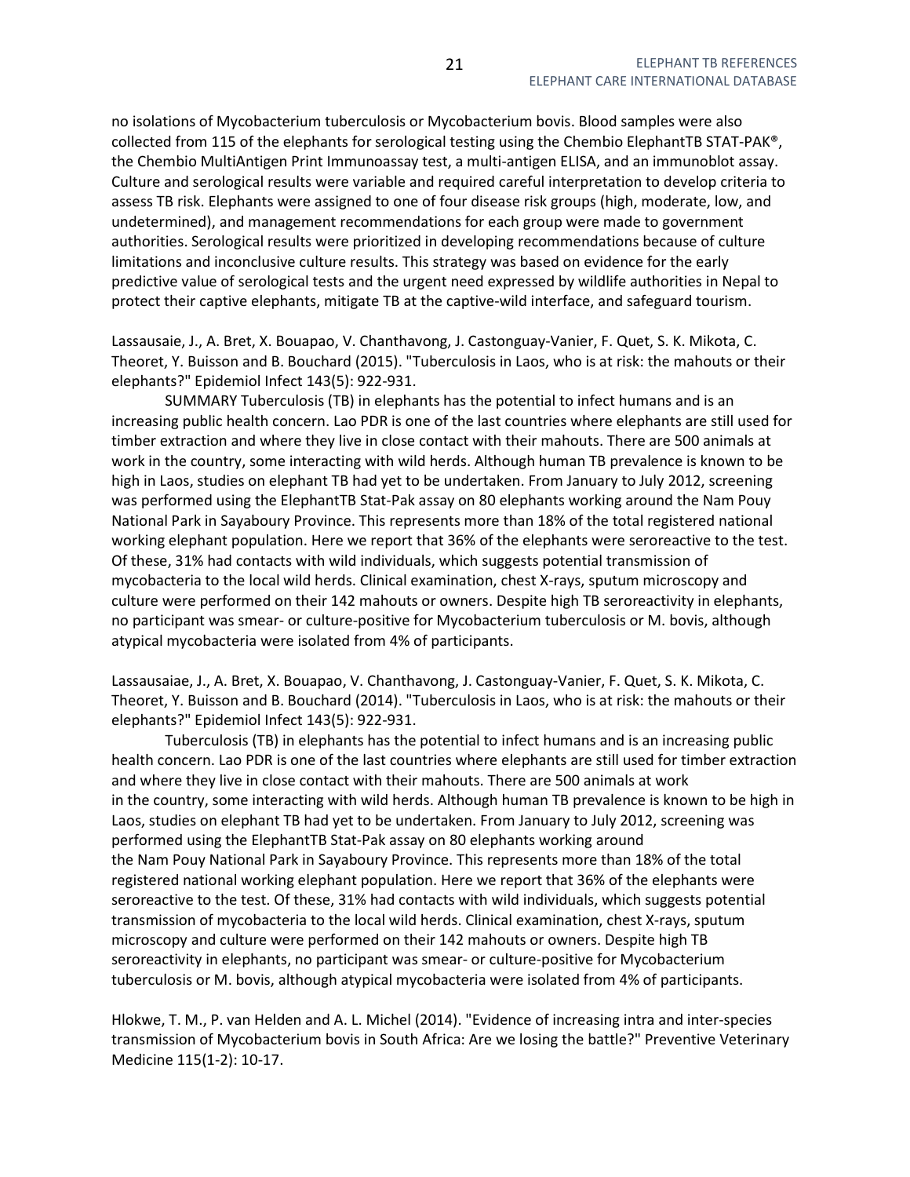no isolations of Mycobacterium tuberculosis or Mycobacterium bovis. Blood samples were also collected from 115 of the elephants for serological testing using the Chembio ElephantTB STAT-PAK®, the Chembio MultiAntigen Print Immunoassay test, a multi-antigen ELISA, and an immunoblot assay. Culture and serological results were variable and required careful interpretation to develop criteria to assess TB risk. Elephants were assigned to one of four disease risk groups (high, moderate, low, and undetermined), and management recommendations for each group were made to government authorities. Serological results were prioritized in developing recommendations because of culture limitations and inconclusive culture results. This strategy was based on evidence for the early predictive value of serological tests and the urgent need expressed by wildlife authorities in Nepal to protect their captive elephants, mitigate TB at the captive-wild interface, and safeguard tourism.

Lassausaie, J., A. Bret, X. Bouapao, V. Chanthavong, J. Castonguay-Vanier, F. Quet, S. K. Mikota, C. Theoret, Y. Buisson and B. Bouchard (2015). "Tuberculosis in Laos, who is at risk: the mahouts or their elephants?" Epidemiol Infect 143(5): 922-931.

SUMMARY Tuberculosis (TB) in elephants has the potential to infect humans and is an increasing public health concern. Lao PDR is one of the last countries where elephants are still used for timber extraction and where they live in close contact with their mahouts. There are 500 animals at work in the country, some interacting with wild herds. Although human TB prevalence is known to be high in Laos, studies on elephant TB had yet to be undertaken. From January to July 2012, screening was performed using the ElephantTB Stat-Pak assay on 80 elephants working around the Nam Pouy National Park in Sayaboury Province. This represents more than 18% of the total registered national working elephant population. Here we report that 36% of the elephants were seroreactive to the test. Of these, 31% had contacts with wild individuals, which suggests potential transmission of mycobacteria to the local wild herds. Clinical examination, chest X-rays, sputum microscopy and culture were performed on their 142 mahouts or owners. Despite high TB seroreactivity in elephants, no participant was smear- or culture-positive for Mycobacterium tuberculosis or M. bovis, although atypical mycobacteria were isolated from 4% of participants.

Lassausaiae, J., A. Bret, X. Bouapao, V. Chanthavong, J. Castonguay-Vanier, F. Quet, S. K. Mikota, C. Theoret, Y. Buisson and B. Bouchard (2014). "Tuberculosis in Laos, who is at risk: the mahouts or their elephants?" Epidemiol Infect 143(5): 922-931.

Tuberculosis (TB) in elephants has the potential to infect humans and is an increasing public health concern. Lao PDR is one of the last countries where elephants are still used for timber extraction and where they live in close contact with their mahouts. There are 500 animals at work in the country, some interacting with wild herds. Although human TB prevalence is known to be high in Laos, studies on elephant TB had yet to be undertaken. From January to July 2012, screening was performed using the ElephantTB Stat-Pak assay on 80 elephants working around the Nam Pouy National Park in Sayaboury Province. This represents more than 18% of the total registered national working elephant population. Here we report that 36% of the elephants were seroreactive to the test. Of these, 31% had contacts with wild individuals, which suggests potential transmission of mycobacteria to the local wild herds. Clinical examination, chest X-rays, sputum microscopy and culture were performed on their 142 mahouts or owners. Despite high TB seroreactivity in elephants, no participant was smear- or culture-positive for Mycobacterium tuberculosis or M. bovis, although atypical mycobacteria were isolated from 4% of participants.

Hlokwe, T. M., P. van Helden and A. L. Michel (2014). "Evidence of increasing intra and inter-species transmission of Mycobacterium bovis in South Africa: Are we losing the battle?" Preventive Veterinary Medicine 115(1-2): 10-17.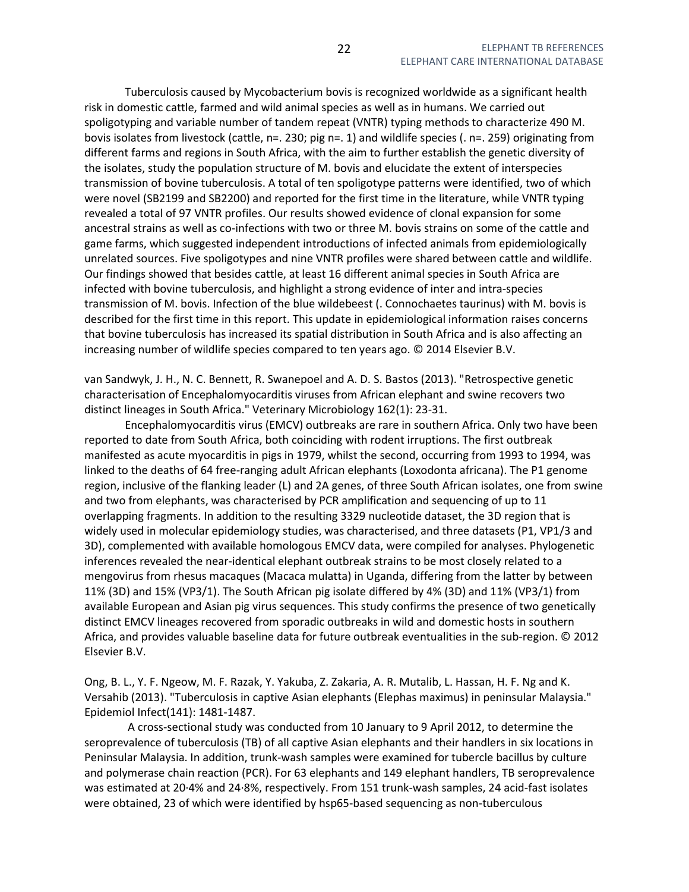Tuberculosis caused by Mycobacterium bovis is recognized worldwide as a significant health risk in domestic cattle, farmed and wild animal species as well as in humans. We carried out spoligotyping and variable number of tandem repeat (VNTR) typing methods to characterize 490 M. bovis isolates from livestock (cattle, n=. 230; pig n=. 1) and wildlife species (. n=. 259) originating from different farms and regions in South Africa, with the aim to further establish the genetic diversity of the isolates, study the population structure of M. bovis and elucidate the extent of interspecies transmission of bovine tuberculosis. A total of ten spoligotype patterns were identified, two of which were novel (SB2199 and SB2200) and reported for the first time in the literature, while VNTR typing revealed a total of 97 VNTR profiles. Our results showed evidence of clonal expansion for some ancestral strains as well as co-infections with two or three M. bovis strains on some of the cattle and game farms, which suggested independent introductions of infected animals from epidemiologically unrelated sources. Five spoligotypes and nine VNTR profiles were shared between cattle and wildlife. Our findings showed that besides cattle, at least 16 different animal species in South Africa are infected with bovine tuberculosis, and highlight a strong evidence of inter and intra-species transmission of M. bovis. Infection of the blue wildebeest (. Connochaetes taurinus) with M. bovis is described for the first time in this report. This update in epidemiological information raises concerns that bovine tuberculosis has increased its spatial distribution in South Africa and is also affecting an increasing number of wildlife species compared to ten years ago. © 2014 Elsevier B.V.

van Sandwyk, J. H., N. C. Bennett, R. Swanepoel and A. D. S. Bastos (2013). "Retrospective genetic characterisation of Encephalomyocarditis viruses from African elephant and swine recovers two distinct lineages in South Africa." Veterinary Microbiology 162(1): 23-31.

Encephalomyocarditis virus (EMCV) outbreaks are rare in southern Africa. Only two have been reported to date from South Africa, both coinciding with rodent irruptions. The first outbreak manifested as acute myocarditis in pigs in 1979, whilst the second, occurring from 1993 to 1994, was linked to the deaths of 64 free-ranging adult African elephants (Loxodonta africana). The P1 genome region, inclusive of the flanking leader (L) and 2A genes, of three South African isolates, one from swine and two from elephants, was characterised by PCR amplification and sequencing of up to 11 overlapping fragments. In addition to the resulting 3329 nucleotide dataset, the 3D region that is widely used in molecular epidemiology studies, was characterised, and three datasets (P1, VP1/3 and 3D), complemented with available homologous EMCV data, were compiled for analyses. Phylogenetic inferences revealed the near-identical elephant outbreak strains to be most closely related to a mengovirus from rhesus macaques (Macaca mulatta) in Uganda, differing from the latter by between 11% (3D) and 15% (VP3/1). The South African pig isolate differed by 4% (3D) and 11% (VP3/1) from available European and Asian pig virus sequences. This study confirms the presence of two genetically distinct EMCV lineages recovered from sporadic outbreaks in wild and domestic hosts in southern Africa, and provides valuable baseline data for future outbreak eventualities in the sub-region. © 2012 Elsevier B.V.

Ong, B. L., Y. F. Ngeow, M. F. Razak, Y. Yakuba, Z. Zakaria, A. R. Mutalib, L. Hassan, H. F. Ng and K. Versahib (2013). "Tuberculosis in captive Asian elephants (Elephas maximus) in peninsular Malaysia." Epidemiol Infect(141): 1481-1487.

A cross-sectional study was conducted from 10 January to 9 April 2012, to determine the seroprevalence of tuberculosis (TB) of all captive Asian elephants and their handlers in six locations in Peninsular Malaysia. In addition, trunk-wash samples were examined for tubercle bacillus by culture and polymerase chain reaction (PCR). For 63 elephants and 149 elephant handlers, TB seroprevalence was estimated at 20·4% and 24·8%, respectively. From 151 trunk-wash samples, 24 acid-fast isolates were obtained, 23 of which were identified by hsp65-based sequencing as non-tuberculous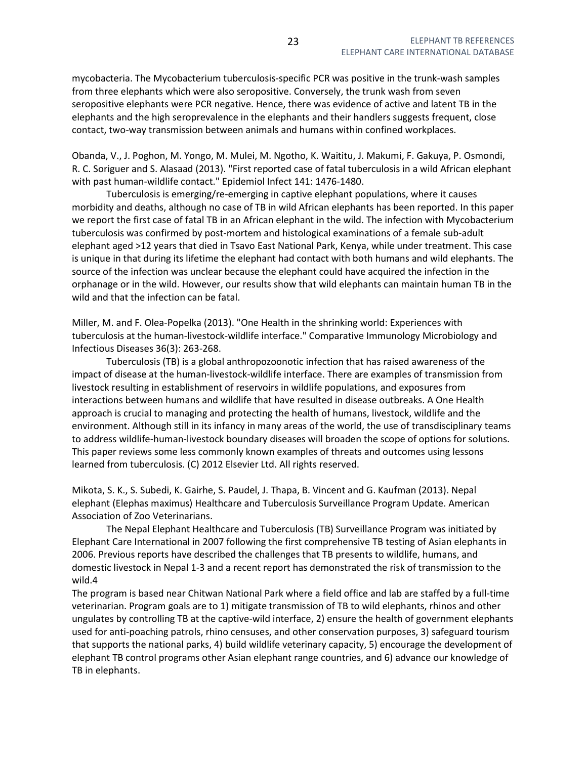mycobacteria. The Mycobacterium tuberculosis-specific PCR was positive in the trunk-wash samples from three elephants which were also seropositive. Conversely, the trunk wash from seven seropositive elephants were PCR negative. Hence, there was evidence of active and latent TB in the elephants and the high seroprevalence in the elephants and their handlers suggests frequent, close contact, two-way transmission between animals and humans within confined workplaces.

Obanda, V., J. Poghon, M. Yongo, M. Mulei, M. Ngotho, K. Waititu, J. Makumi, F. Gakuya, P. Osmondi, R. C. Soriguer and S. Alasaad (2013). "First reported case of fatal tuberculosis in a wild African elephant with past human-wildlife contact." Epidemiol Infect 141: 1476-1480.

Tuberculosis is emerging/re-emerging in captive elephant populations, where it causes morbidity and deaths, although no case of TB in wild African elephants has been reported. In this paper we report the first case of fatal TB in an African elephant in the wild. The infection with Mycobacterium tuberculosis was confirmed by post-mortem and histological examinations of a female sub-adult elephant aged >12 years that died in Tsavo East National Park, Kenya, while under treatment. This case is unique in that during its lifetime the elephant had contact with both humans and wild elephants. The source of the infection was unclear because the elephant could have acquired the infection in the orphanage or in the wild. However, our results show that wild elephants can maintain human TB in the wild and that the infection can be fatal.

Miller, M. and F. Olea-Popelka (2013). "One Health in the shrinking world: Experiences with tuberculosis at the human-livestock-wildlife interface." Comparative Immunology Microbiology and Infectious Diseases 36(3): 263-268.

Tuberculosis (TB) is a global anthropozoonotic infection that has raised awareness of the impact of disease at the human-livestock-wildlife interface. There are examples of transmission from livestock resulting in establishment of reservoirs in wildlife populations, and exposures from interactions between humans and wildlife that have resulted in disease outbreaks. A One Health approach is crucial to managing and protecting the health of humans, livestock, wildlife and the environment. Although still in its infancy in many areas of the world, the use of transdisciplinary teams to address wildlife-human-livestock boundary diseases will broaden the scope of options for solutions. This paper reviews some less commonly known examples of threats and outcomes using lessons learned from tuberculosis. (C) 2012 Elsevier Ltd. All rights reserved.

Mikota, S. K., S. Subedi, K. Gairhe, S. Paudel, J. Thapa, B. Vincent and G. Kaufman (2013). Nepal elephant (Elephas maximus) Healthcare and Tuberculosis Surveillance Program Update. American Association of Zoo Veterinarians.

The Nepal Elephant Healthcare and Tuberculosis (TB) Surveillance Program was initiated by Elephant Care International in 2007 following the first comprehensive TB testing of Asian elephants in 2006. Previous reports have described the challenges that TB presents to wildlife, humans, and domestic livestock in Nepal 1-3 and a recent report has demonstrated the risk of transmission to the wild.4

The program is based near Chitwan National Park where a field office and lab are staffed by a full-time veterinarian. Program goals are to 1) mitigate transmission of TB to wild elephants, rhinos and other ungulates by controlling TB at the captive-wild interface, 2) ensure the health of government elephants used for anti-poaching patrols, rhino censuses, and other conservation purposes, 3) safeguard tourism that supports the national parks, 4) build wildlife veterinary capacity, 5) encourage the development of elephant TB control programs other Asian elephant range countries, and 6) advance our knowledge of TB in elephants.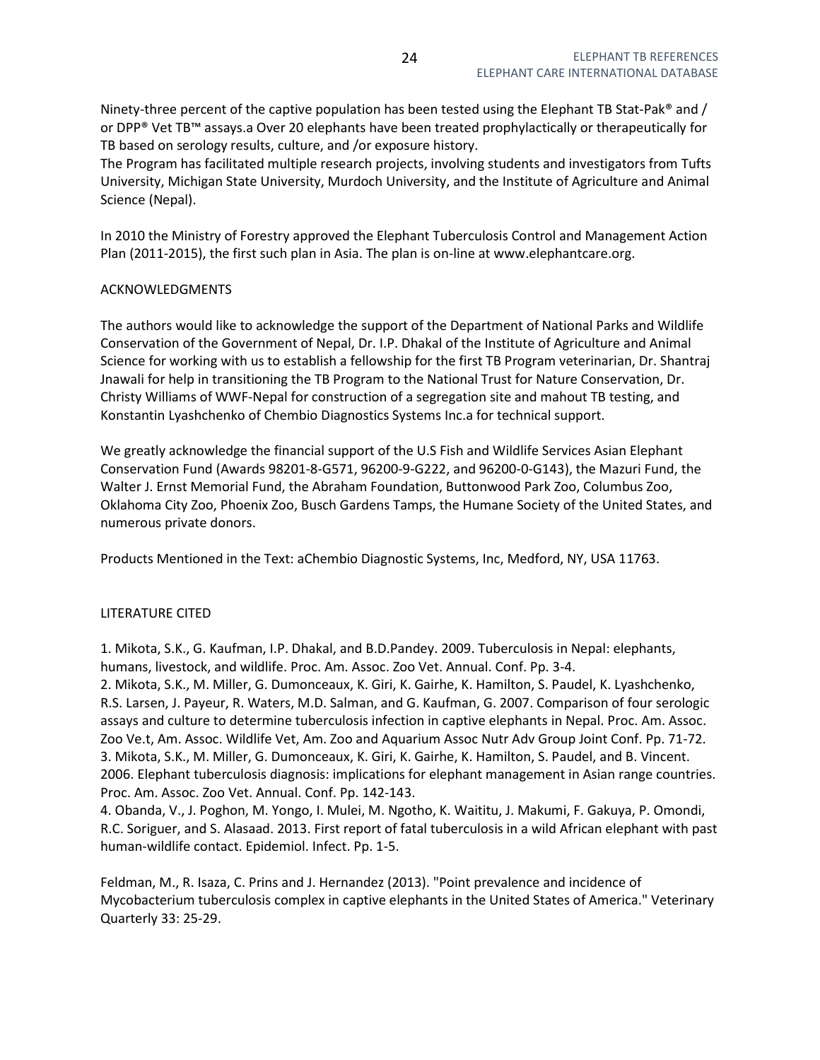Ninety-three percent of the captive population has been tested using the Elephant TB Stat-Pak® and / or DPP® Vet TB™ assays.a Over 20 elephants have been treated prophylactically or therapeutically for TB based on serology results, culture, and /or exposure history.
The Program has facilitated multiple research projects, involving students and investigators from Tufts University, Michigan State University, Murdoch University, and the Institute of Agriculture and Animal Science (Nepal).

In 2010 the Ministry of Forestry approved the Elephant Tuberculosis Control and Management Action Plan (2011-2015), the first such plan in Asia. The plan is on-line at www.elephantcare.org.

ACKNOWLEDGMENTS

The authors would like to acknowledge the support of the Department of National Parks and Wildlife Conservation of the Government of Nepal, Dr. I.P. Dhakal of the Institute of Agriculture and Animal Science for working with us to establish a fellowship for the first TB Program veterinarian, Dr. Shantraj Jnawali for help in transitioning the TB Program to the National Trust for Nature Conservation, Dr. Christy Williams of WWF-Nepal for construction of a segregation site and mahout TB testing, and Konstantin Lyashchenko of Chembio Diagnostics Systems Inc.a for technical support.

We greatly acknowledge the financial support of the U.S Fish and Wildlife Services Asian Elephant Conservation Fund (Awards 98201-8-G571, 96200-9-G222, and 96200-0-G143), the Mazuri Fund, the Walter J. Ernst Memorial Fund, the Abraham Foundation, Buttonwood Park Zoo, Columbus Zoo, Oklahoma City Zoo, Phoenix Zoo, Busch Gardens Tamps, the Humane Society of the United States, and numerous private donors.

Products Mentioned in the Text: aChembio Diagnostic Systems, Inc, Medford, NY, USA 11763.

LITERATURE CITED

1. Mikota, S.K., G. Kaufman, I.P. Dhakal, and B.D.Pandey. 2009. Tuberculosis in Nepal: elephants, humans, livestock, and wildlife. Proc. Am. Assoc. Zoo Vet. Annual. Conf. Pp. 3-4.
2. Mikota, S.K., M. Miller, G. Dumonceaux, K. Giri, K. Gairhe, K. Hamilton, S. Paudel, K. Lyashchenko, R.S. Larsen, J. Payeur, R. Waters, M.D. Salman, and G. Kaufman, G. 2007. Comparison of four serologic assays and culture to determine tuberculosis infection in captive elephants in Nepal. Proc. Am. Assoc. Zoo Ve.t, Am. Assoc. Wildlife Vet, Am. Zoo and Aquarium Assoc Nutr Adv Group Joint Conf. Pp. 71-72.
3. Mikota, S.K., M. Miller, G. Dumonceaux, K. Giri, K. Gairhe, K. Hamilton, S. Paudel, and B. Vincent. 2006. Elephant tuberculosis diagnosis: implications for elephant management in Asian range countries. Proc. Am. Assoc. Zoo Vet. Annual. Conf. Pp. 142-143.
4. Obanda, V., J. Poghon, M. Yongo, I. Mulei, M. Ngotho, K. Waititu, J. Makumi, F. Gakuya, P. Omondi, R.C. Soriguer, and S. Alasaad. 2013. First report of fatal tuberculosis in a wild African elephant with past human-wildlife contact. Epidemiol. Infect. Pp. 1-5.

Feldman, M., R. Isaza, C. Prins and J. Hernandez (2013). "Point prevalence and incidence of Mycobacterium tuberculosis complex in captive elephants in the United States of America." Veterinary Quarterly 33: 25-29.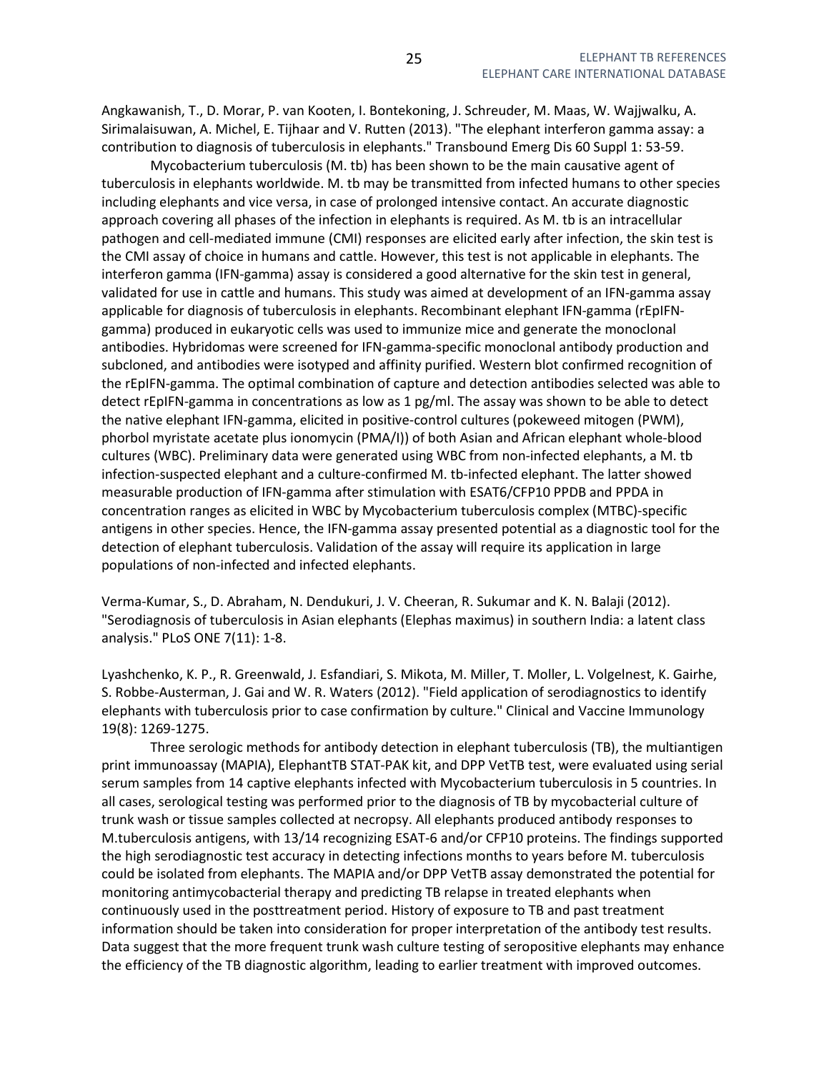Angkawanish, T., D. Morar, P. van Kooten, I. Bontekoning, J. Schreuder, M. Maas, W. Wajjwalku, A. Sirimalaisuwan, A. Michel, E. Tijhaar and V. Rutten (2013). "The elephant interferon gamma assay: a contribution to diagnosis of tuberculosis in elephants." Transbound Emerg Dis 60 Suppl 1: 53-59.

Mycobacterium tuberculosis (M. tb) has been shown to be the main causative agent of tuberculosis in elephants worldwide. M. tb may be transmitted from infected humans to other species including elephants and vice versa, in case of prolonged intensive contact. An accurate diagnostic approach covering all phases of the infection in elephants is required. As M. tb is an intracellular pathogen and cell-mediated immune (CMI) responses are elicited early after infection, the skin test is the CMI assay of choice in humans and cattle. However, this test is not applicable in elephants. The interferon gamma (IFN-gamma) assay is considered a good alternative for the skin test in general, validated for use in cattle and humans. This study was aimed at development of an IFN-gamma assay applicable for diagnosis of tuberculosis in elephants. Recombinant elephant IFN-gamma (rEpIFN-gamma) produced in eukaryotic cells was used to immunize mice and generate the monoclonal antibodies. Hybridomas were screened for IFN-gamma-specific monoclonal antibody production and subcloned, and antibodies were isotyped and affinity purified. Western blot confirmed recognition of the rEpIFN-gamma. The optimal combination of capture and detection antibodies selected was able to detect rEpIFN-gamma in concentrations as low as 1 pg/ml. The assay was shown to be able to detect the native elephant IFN-gamma, elicited in positive-control cultures (pokeweed mitogen (PWM), phorbol myristate acetate plus ionomycin (PMA/I)) of both Asian and African elephant whole-blood cultures (WBC). Preliminary data were generated using WBC from non-infected elephants, a M. tb infection-suspected elephant and a culture-confirmed M. tb-infected elephant. The latter showed measurable production of IFN-gamma after stimulation with ESAT6/CFP10 PPDB and PPDA in concentration ranges as elicited in WBC by Mycobacterium tuberculosis complex (MTBC)-specific antigens in other species. Hence, the IFN-gamma assay presented potential as a diagnostic tool for the detection of elephant tuberculosis. Validation of the assay will require its application in large populations of non-infected and infected elephants.

Verma-Kumar, S., D. Abraham, N. Dendukuri, J. V. Cheeran, R. Sukumar and K. N. Balaji (2012). "Serodiagnosis of tuberculosis in Asian elephants (Elephas maximus) in southern India: a latent class analysis." PLoS ONE 7(11): 1-8.

Lyashchenko, K. P., R. Greenwald, J. Esfandiari, S. Mikota, M. Miller, T. Moller, L. Volgelnest, K. Gairhe, S. Robbe-Austerman, J. Gai and W. R. Waters (2012). "Field application of serodiagnostics to identify elephants with tuberculosis prior to case confirmation by culture." Clinical and Vaccine Immunology 19(8): 1269-1275.

Three serologic methods for antibody detection in elephant tuberculosis (TB), the multiantigen print immunoassay (MAPIA), ElephantTB STAT-PAK kit, and DPP VetTB test, were evaluated using serial serum samples from 14 captive elephants infected with Mycobacterium tuberculosis in 5 countries. In all cases, serological testing was performed prior to the diagnosis of TB by mycobacterial culture of trunk wash or tissue samples collected at necropsy. All elephants produced antibody responses to M.tuberculosis antigens, with 13/14 recognizing ESAT-6 and/or CFP10 proteins. The findings supported the high serodiagnostic test accuracy in detecting infections months to years before M. tuberculosis could be isolated from elephants. The MAPIA and/or DPP VetTB assay demonstrated the potential for monitoring antimycobacterial therapy and predicting TB relapse in treated elephants when continuously used in the posttreatment period. History of exposure to TB and past treatment information should be taken into consideration for proper interpretation of the antibody test results. Data suggest that the more frequent trunk wash culture testing of seropositive elephants may enhance the efficiency of the TB diagnostic algorithm, leading to earlier treatment with improved outcomes.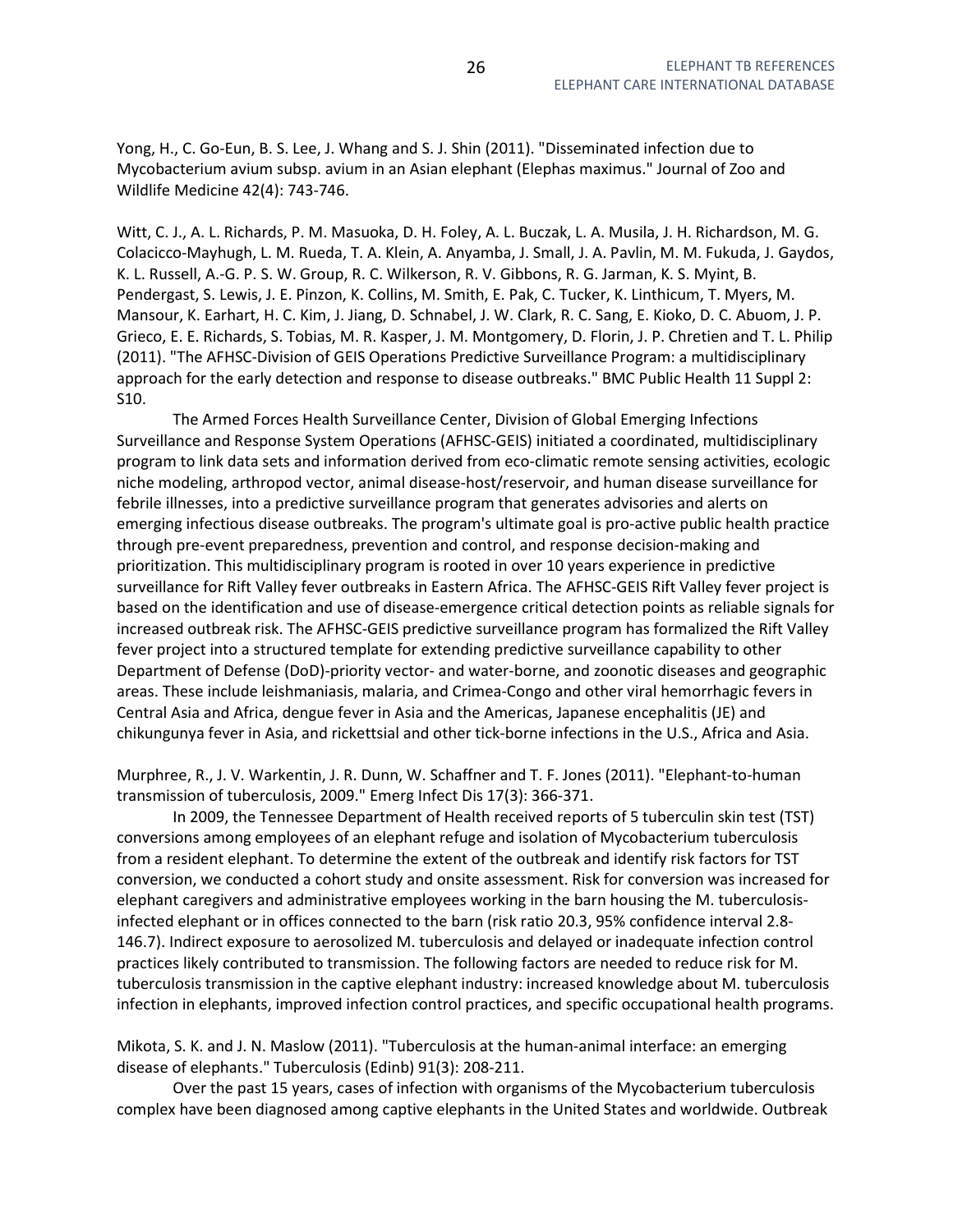Yong, H., C. Go-Eun, B. S. Lee, J. Whang and S. J. Shin (2011). "Disseminated infection due to Mycobacterium avium subsp. avium in an Asian elephant (Elephas maximus." Journal of Zoo and Wildlife Medicine 42(4): 743-746.

Witt, C. J., A. L. Richards, P. M. Masuoka, D. H. Foley, A. L. Buczak, L. A. Musila, J. H. Richardson, M. G. Colacicco-Mayhugh, L. M. Rueda, T. A. Klein, A. Anyamba, J. Small, J. A. Pavlin, M. M. Fukuda, J. Gaydos, K. L. Russell, A.-G. P. S. W. Group, R. C. Wilkerson, R. V. Gibbons, R. G. Jarman, K. S. Myint, B. Pendergast, S. Lewis, J. E. Pinzon, K. Collins, M. Smith, E. Pak, C. Tucker, K. Linthicum, T. Myers, M. Mansour, K. Earhart, H. C. Kim, J. Jiang, D. Schnabel, J. W. Clark, R. C. Sang, E. Kioko, D. C. Abuom, J. P. Grieco, E. E. Richards, S. Tobias, M. R. Kasper, J. M. Montgomery, D. Florin, J. P. Chretien and T. L. Philip (2011). "The AFHSC-Division of GEIS Operations Predictive Surveillance Program: a multidisciplinary approach for the early detection and response to disease outbreaks." BMC Public Health 11 Suppl 2: S10.

The Armed Forces Health Surveillance Center, Division of Global Emerging Infections Surveillance and Response System Operations (AFHSC-GEIS) initiated a coordinated, multidisciplinary program to link data sets and information derived from eco-climatic remote sensing activities, ecologic niche modeling, arthropod vector, animal disease-host/reservoir, and human disease surveillance for febrile illnesses, into a predictive surveillance program that generates advisories and alerts on emerging infectious disease outbreaks. The program's ultimate goal is pro-active public health practice through pre-event preparedness, prevention and control, and response decision-making and prioritization. This multidisciplinary program is rooted in over 10 years experience in predictive surveillance for Rift Valley fever outbreaks in Eastern Africa. The AFHSC-GEIS Rift Valley fever project is based on the identification and use of disease-emergence critical detection points as reliable signals for increased outbreak risk. The AFHSC-GEIS predictive surveillance program has formalized the Rift Valley fever project into a structured template for extending predictive surveillance capability to other Department of Defense (DoD)-priority vector- and water-borne, and zoonotic diseases and geographic areas. These include leishmaniasis, malaria, and Crimea-Congo and other viral hemorrhagic fevers in Central Asia and Africa, dengue fever in Asia and the Americas, Japanese encephalitis (JE) and chikungunya fever in Asia, and rickettsial and other tick-borne infections in the U.S., Africa and Asia.

Murphree, R., J. V. Warkentin, J. R. Dunn, W. Schaffner and T. F. Jones (2011). "Elephant-to-human transmission of tuberculosis, 2009." Emerg Infect Dis 17(3): 366-371.

In 2009, the Tennessee Department of Health received reports of 5 tuberculin skin test (TST) conversions among employees of an elephant refuge and isolation of Mycobacterium tuberculosis from a resident elephant. To determine the extent of the outbreak and identify risk factors for TST conversion, we conducted a cohort study and onsite assessment. Risk for conversion was increased for elephant caregivers and administrative employees working in the barn housing the M. tuberculosis-infected elephant or in offices connected to the barn (risk ratio 20.3, 95% confidence interval 2.8-146.7). Indirect exposure to aerosolized M. tuberculosis and delayed or inadequate infection control practices likely contributed to transmission. The following factors are needed to reduce risk for M. tuberculosis transmission in the captive elephant industry: increased knowledge about M. tuberculosis infection in elephants, improved infection control practices, and specific occupational health programs.

Mikota, S. K. and J. N. Maslow (2011). "Tuberculosis at the human-animal interface: an emerging disease of elephants." Tuberculosis (Edinb) 91(3): 208-211.

Over the past 15 years, cases of infection with organisms of the Mycobacterium tuberculosis complex have been diagnosed among captive elephants in the United States and worldwide. Outbreak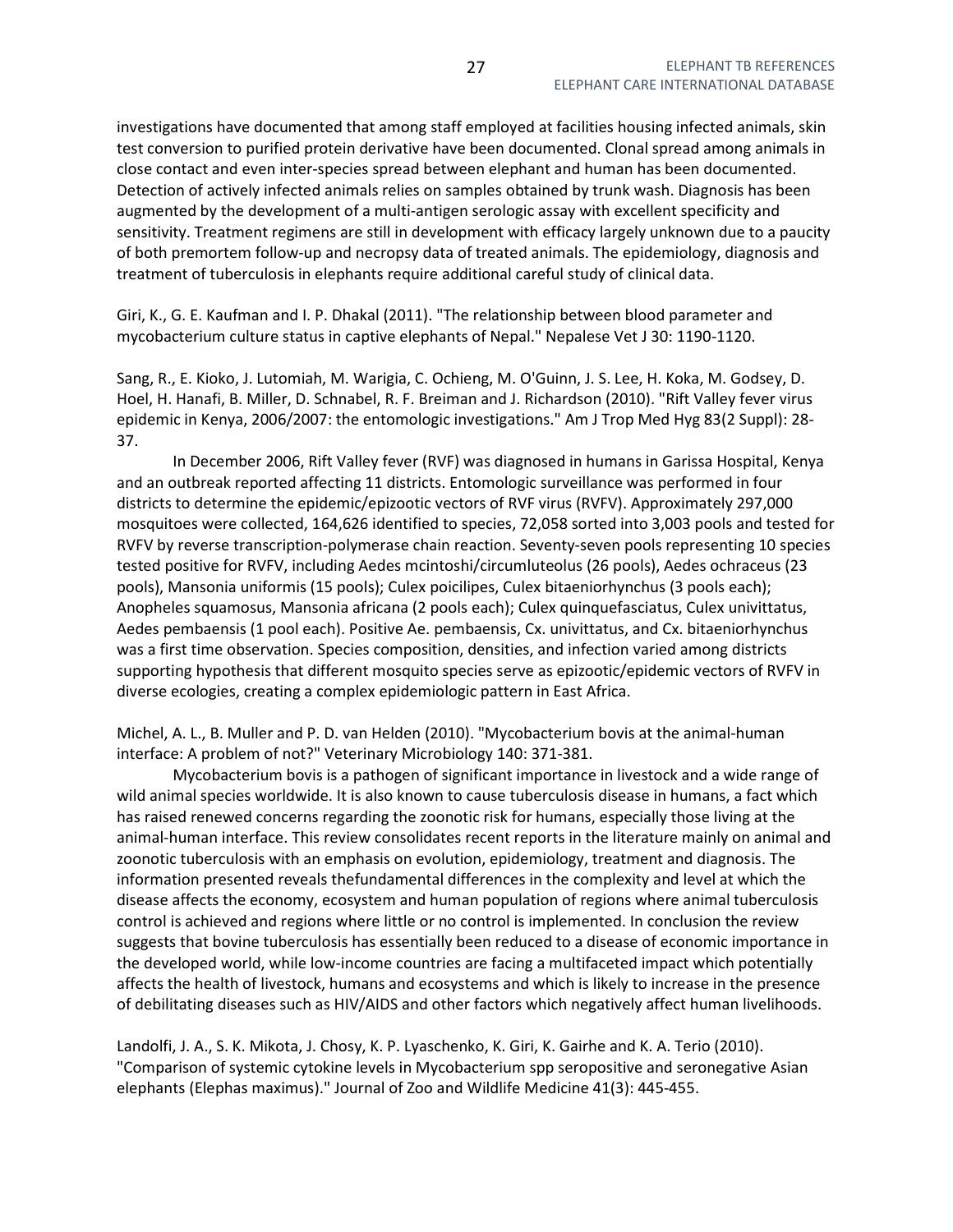investigations have documented that among staff employed at facilities housing infected animals, skin test conversion to purified protein derivative have been documented. Clonal spread among animals in close contact and even inter-species spread between elephant and human has been documented. Detection of actively infected animals relies on samples obtained by trunk wash. Diagnosis has been augmented by the development of a multi-antigen serologic assay with excellent specificity and sensitivity. Treatment regimens are still in development with efficacy largely unknown due to a paucity of both premortem follow-up and necropsy data of treated animals. The epidemiology, diagnosis and treatment of tuberculosis in elephants require additional careful study of clinical data.

Giri, K., G. E. Kaufman and I. P. Dhakal (2011). "The relationship between blood parameter and mycobacterium culture status in captive elephants of Nepal." Nepalese Vet J 30: 1190-1120.

Sang, R., E. Kioko, J. Lutomiah, M. Warigia, C. Ochieng, M. O'Guinn, J. S. Lee, H. Koka, M. Godsey, D. Hoel, H. Hanafi, B. Miller, D. Schnabel, R. F. Breiman and J. Richardson (2010). "Rift Valley fever virus epidemic in Kenya, 2006/2007: the entomologic investigations." Am J Trop Med Hyg 83(2 Suppl): 28-37.

In December 2006, Rift Valley fever (RVF) was diagnosed in humans in Garissa Hospital, Kenya and an outbreak reported affecting 11 districts. Entomologic surveillance was performed in four districts to determine the epidemic/epizootic vectors of RVF virus (RVFV). Approximately 297,000 mosquitoes were collected, 164,626 identified to species, 72,058 sorted into 3,003 pools and tested for RVFV by reverse transcription-polymerase chain reaction. Seventy-seven pools representing 10 species tested positive for RVFV, including Aedes mcintoshi/circumluteolus (26 pools), Aedes ochraceus (23 pools), Mansonia uniformis (15 pools); Culex poicilipes, Culex bitaeniorhynchus (3 pools each); Anopheles squamosus, Mansonia africana (2 pools each); Culex quinquefasciatus, Culex univittatus, Aedes pembaensis (1 pool each). Positive Ae. pembaensis, Cx. univittatus, and Cx. bitaeniorhynchus was a first time observation. Species composition, densities, and infection varied among districts supporting hypothesis that different mosquito species serve as epizootic/epidemic vectors of RVFV in diverse ecologies, creating a complex epidemiologic pattern in East Africa.

Michel, A. L., B. Muller and P. D. van Helden (2010). "Mycobacterium bovis at the animal-human interface: A problem of not?" Veterinary Microbiology 140: 371-381.

Mycobacterium bovis is a pathogen of significant importance in livestock and a wide range of wild animal species worldwide. It is also known to cause tuberculosis disease in humans, a fact which has raised renewed concerns regarding the zoonotic risk for humans, especially those living at the animal-human interface. This review consolidates recent reports in the literature mainly on animal and zoonotic tuberculosis with an emphasis on evolution, epidemiology, treatment and diagnosis. The information presented reveals thefundamental differences in the complexity and level at which the disease affects the economy, ecosystem and human population of regions where animal tuberculosis control is achieved and regions where little or no control is implemented. In conclusion the review suggests that bovine tuberculosis has essentially been reduced to a disease of economic importance in the developed world, while low-income countries are facing a multifaceted impact which potentially affects the health of livestock, humans and ecosystems and which is likely to increase in the presence of debilitating diseases such as HIV/AIDS and other factors which negatively affect human livelihoods.

Landolfi, J. A., S. K. Mikota, J. Chosy, K. P. Lyaschenko, K. Giri, K. Gairhe and K. A. Terio (2010). "Comparison of systemic cytokine levels in Mycobacterium spp seropositive and seronegative Asian elephants (Elephas maximus)." Journal of Zoo and Wildlife Medicine 41(3): 445-455.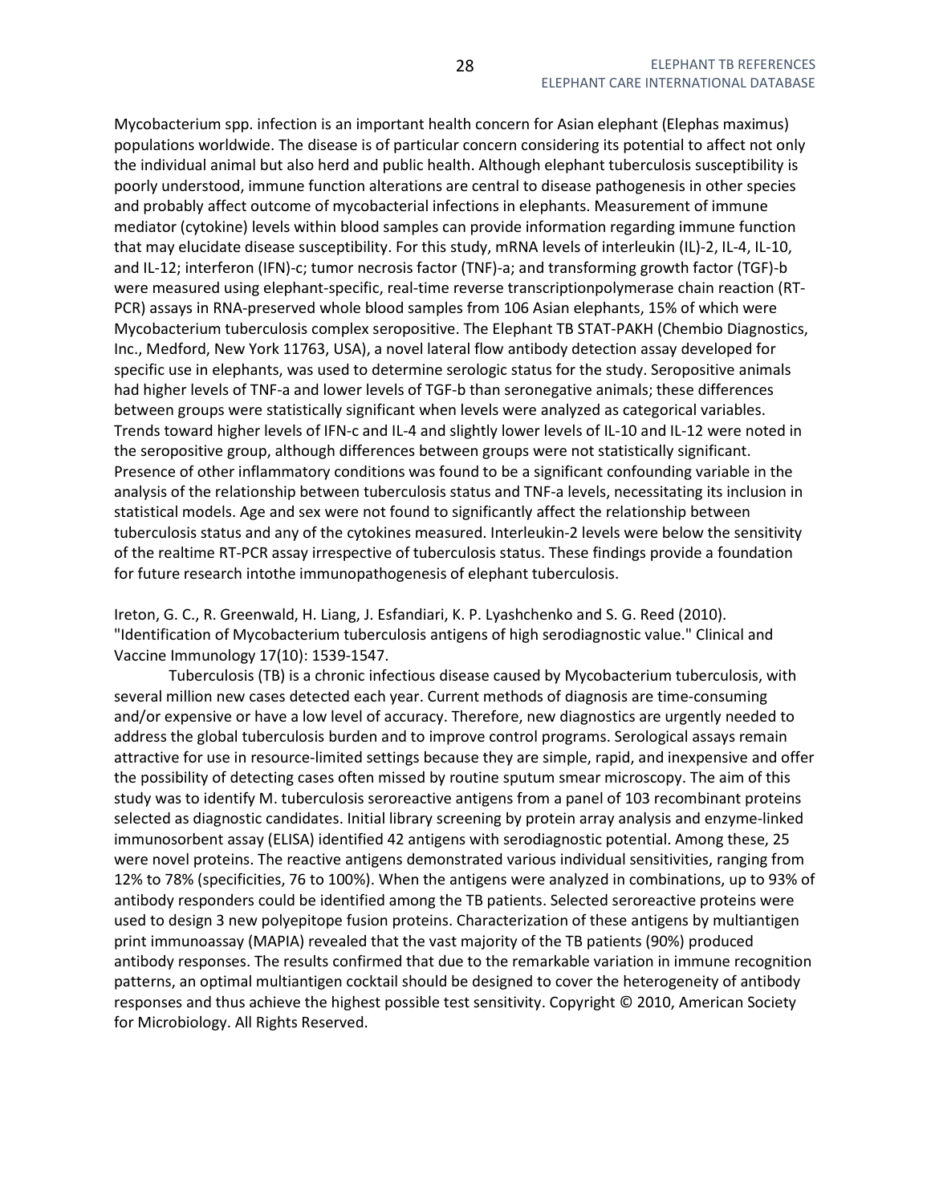Mycobacterium spp. infection is an important health concern for Asian elephant (Elephas maximus) populations worldwide. The disease is of particular concern considering its potential to affect not only the individual animal but also herd and public health. Although elephant tuberculosis susceptibility is poorly understood, immune function alterations are central to disease pathogenesis in other species and probably affect outcome of mycobacterial infections in elephants. Measurement of immune mediator (cytokine) levels within blood samples can provide information regarding immune function that may elucidate disease susceptibility. For this study, mRNA levels of interleukin (IL)-2, IL-4, IL-10, and IL-12; interferon (IFN)-c; tumor necrosis factor (TNF)-a; and transforming growth factor (TGF)-b were measured using elephant-specific, real-time reverse transcriptionpolymerase chain reaction (RT-PCR) assays in RNA-preserved whole blood samples from 106 Asian elephants, 15% of which were Mycobacterium tuberculosis complex seropositive. The Elephant TB STAT-PAKH (Chembio Diagnostics, Inc., Medford, New York 11763, USA), a novel lateral flow antibody detection assay developed for specific use in elephants, was used to determine serologic status for the study. Seropositive animals had higher levels of TNF-a and lower levels of TGF-b than seronegative animals; these differences between groups were statistically significant when levels were analyzed as categorical variables. Trends toward higher levels of IFN-c and IL-4 and slightly lower levels of IL-10 and IL-12 were noted in the seropositive group, although differences between groups were not statistically significant. Presence of other inflammatory conditions was found to be a significant confounding variable in the analysis of the relationship between tuberculosis status and TNF-a levels, necessitating its inclusion in statistical models. Age and sex were not found to significantly affect the relationship between tuberculosis status and any of the cytokines measured. Interleukin-2 levels were below the sensitivity of the realtime RT-PCR assay irrespective of tuberculosis status. These findings provide a foundation for future research intothe immunopathogenesis of elephant tuberculosis.

Ireton, G. C., R. Greenwald, H. Liang, J. Esfandiari, K. P. Lyashchenko and S. G. Reed (2010). "Identification of Mycobacterium tuberculosis antigens of high serodiagnostic value." Clinical and Vaccine Immunology 17(10): 1539-1547.

Tuberculosis (TB) is a chronic infectious disease caused by Mycobacterium tuberculosis, with several million new cases detected each year. Current methods of diagnosis are time-consuming and/or expensive or have a low level of accuracy. Therefore, new diagnostics are urgently needed to address the global tuberculosis burden and to improve control programs. Serological assays remain attractive for use in resource-limited settings because they are simple, rapid, and inexpensive and offer the possibility of detecting cases often missed by routine sputum smear microscopy. The aim of this study was to identify M. tuberculosis seroreactive antigens from a panel of 103 recombinant proteins selected as diagnostic candidates. Initial library screening by protein array analysis and enzyme-linked immunosorbent assay (ELISA) identified 42 antigens with serodiagnostic potential. Among these, 25 were novel proteins. The reactive antigens demonstrated various individual sensitivities, ranging from 12% to 78% (specificities, 76 to 100%). When the antigens were analyzed in combinations, up to 93% of antibody responders could be identified among the TB patients. Selected seroreactive proteins were used to design 3 new polyepitope fusion proteins. Characterization of these antigens by multiantigen print immunoassay (MAPIA) revealed that the vast majority of the TB patients (90%) produced antibody responses. The results confirmed that due to the remarkable variation in immune recognition patterns, an optimal multiantigen cocktail should be designed to cover the heterogeneity of antibody responses and thus achieve the highest possible test sensitivity. Copyright © 2010, American Society for Microbiology. All Rights Reserved.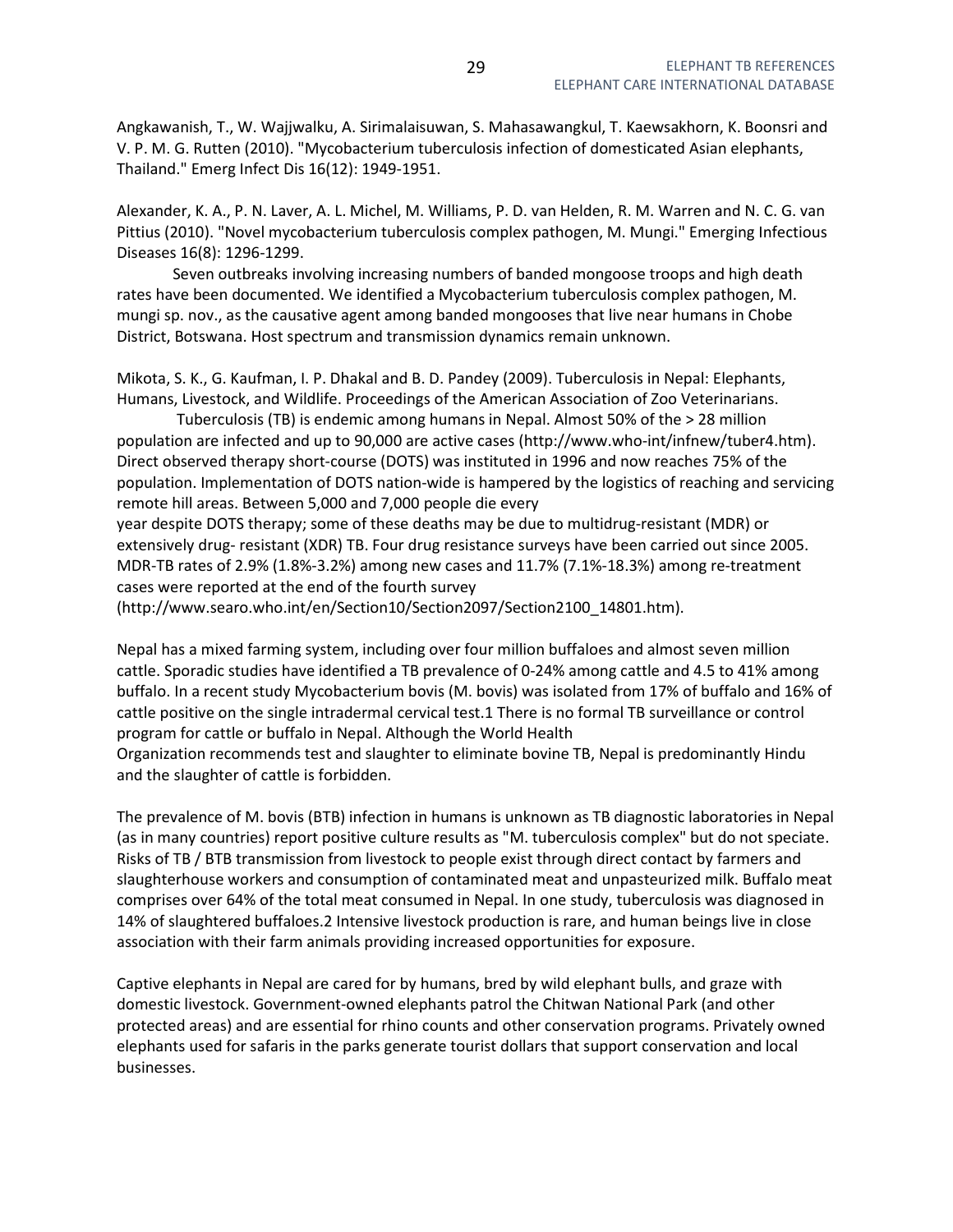Angkawanish, T., W. Wajjwalku, A. Sirimalaisuwan, S. Mahasawangkul, T. Kaewsakhorn, K. Boonsri and V. P. M. G. Rutten (2010). "Mycobacterium tuberculosis infection of domesticated Asian elephants, Thailand." Emerg Infect Dis 16(12): 1949-1951.

Alexander, K. A., P. N. Laver, A. L. Michel, M. Williams, P. D. van Helden, R. M. Warren and N. C. G. van Pittius (2010). "Novel mycobacterium tuberculosis complex pathogen, M. Mungi." Emerging Infectious Diseases 16(8): 1296-1299.

Seven outbreaks involving increasing numbers of banded mongoose troops and high death rates have been documented. We identified a Mycobacterium tuberculosis complex pathogen, M. mungi sp. nov., as the causative agent among banded mongooses that live near humans in Chobe District, Botswana. Host spectrum and transmission dynamics remain unknown.

Mikota, S. K., G. Kaufman, I. P. Dhakal and B. D. Pandey (2009). Tuberculosis in Nepal: Elephants, Humans, Livestock, and Wildlife. Proceedings of the American Association of Zoo Veterinarians.

Tuberculosis (TB) is endemic among humans in Nepal. Almost 50% of the > 28 million population are infected and up to 90,000 are active cases (http://www.who-int/infnew/tuber4.htm). Direct observed therapy short-course (DOTS) was instituted in 1996 and now reaches 75% of the population. Implementation of DOTS nation-wide is hampered by the logistics of reaching and servicing remote hill areas. Between 5,000 and 7,000 people die every year despite DOTS therapy; some of these deaths may be due to multidrug-resistant (MDR) or extensively drug- resistant (XDR) TB. Four drug resistance surveys have been carried out since 2005. MDR-TB rates of 2.9% (1.8%-3.2%) among new cases and 11.7% (7.1%-18.3%) among re-treatment cases were reported at the end of the fourth survey (http://www.searo.who.int/en/Section10/Section2097/Section2100_14801.htm).

Nepal has a mixed farming system, including over four million buffaloes and almost seven million cattle. Sporadic studies have identified a TB prevalence of 0-24% among cattle and 4.5 to 41% among buffalo. In a recent study Mycobacterium bovis (M. bovis) was isolated from 17% of buffalo and 16% of cattle positive on the single intradermal cervical test.1 There is no formal TB surveillance or control program for cattle or buffalo in Nepal. Although the World Health Organization recommends test and slaughter to eliminate bovine TB, Nepal is predominantly Hindu and the slaughter of cattle is forbidden.

The prevalence of M. bovis (BTB) infection in humans is unknown as TB diagnostic laboratories in Nepal (as in many countries) report positive culture results as "M. tuberculosis complex" but do not speciate. Risks of TB / BTB transmission from livestock to people exist through direct contact by farmers and slaughterhouse workers and consumption of contaminated meat and unpasteurized milk. Buffalo meat comprises over 64% of the total meat consumed in Nepal. In one study, tuberculosis was diagnosed in 14% of slaughtered buffaloes.2 Intensive livestock production is rare, and human beings live in close association with their farm animals providing increased opportunities for exposure.

Captive elephants in Nepal are cared for by humans, bred by wild elephant bulls, and graze with domestic livestock. Government-owned elephants patrol the Chitwan National Park (and other protected areas) and are essential for rhino counts and other conservation programs. Privately owned elephants used for safaris in the parks generate tourist dollars that support conservation and local businesses.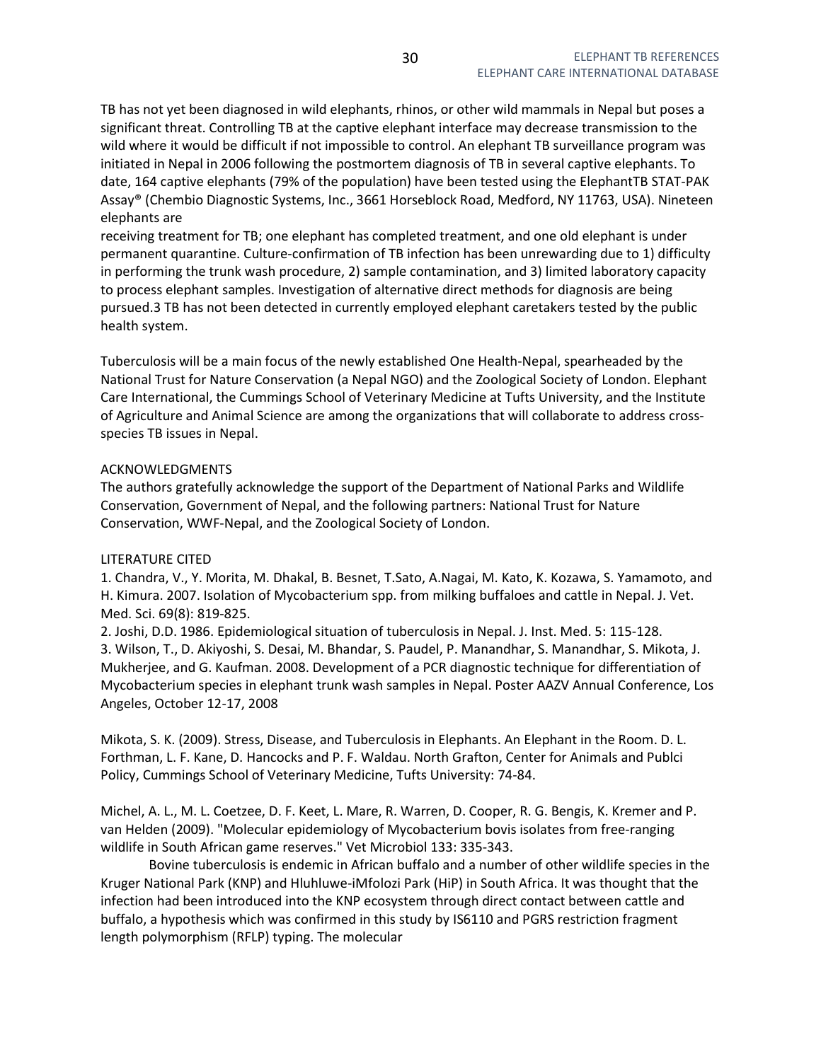TB has not yet been diagnosed in wild elephants, rhinos, or other wild mammals in Nepal but poses a significant threat. Controlling TB at the captive elephant interface may decrease transmission to the wild where it would be difficult if not impossible to control. An elephant TB surveillance program was initiated in Nepal in 2006 following the postmortem diagnosis of TB in several captive elephants. To date, 164 captive elephants (79% of the population) have been tested using the ElephantTB STAT-PAK Assay® (Chembio Diagnostic Systems, Inc., 3661 Horseblock Road, Medford, NY 11763, USA). Nineteen elephants are
receiving treatment for TB; one elephant has completed treatment, and one old elephant is under permanent quarantine. Culture-confirmation of TB infection has been unrewarding due to 1) difficulty in performing the trunk wash procedure, 2) sample contamination, and 3) limited laboratory capacity to process elephant samples. Investigation of alternative direct methods for diagnosis are being pursued.3 TB has not been detected in currently employed elephant caretakers tested by the public health system.

Tuberculosis will be a main focus of the newly established One Health-Nepal, spearheaded by the National Trust for Nature Conservation (a Nepal NGO) and the Zoological Society of London. Elephant Care International, the Cummings School of Veterinary Medicine at Tufts University, and the Institute of Agriculture and Animal Science are among the organizations that will collaborate to address cross-species TB issues in Nepal.

ACKNOWLEDGMENTS
The authors gratefully acknowledge the support of the Department of National Parks and Wildlife Conservation, Government of Nepal, and the following partners: National Trust for Nature Conservation, WWF-Nepal, and the Zoological Society of London.

LITERATURE CITED
1. Chandra, V., Y. Morita, M. Dhakal, B. Besnet, T.Sato, A.Nagai, M. Kato, K. Kozawa, S. Yamamoto, and H. Kimura. 2007. Isolation of Mycobacterium spp. from milking buffaloes and cattle in Nepal. J. Vet. Med. Sci. 69(8): 819-825.
2. Joshi, D.D. 1986. Epidemiological situation of tuberculosis in Nepal. J. Inst. Med. 5: 115-128.
3. Wilson, T., D. Akiyoshi, S. Desai, M. Bhandar, S. Paudel, P. Manandhar, S. Manandhar, S. Mikota, J. Mukherjee, and G. Kaufman. 2008. Development of a PCR diagnostic technique for differentiation of Mycobacterium species in elephant trunk wash samples in Nepal. Poster AAZV Annual Conference, Los Angeles, October 12-17, 2008

Mikota, S. K. (2009). Stress, Disease, and Tuberculosis in Elephants. An Elephant in the Room. D. L. Forthman, L. F. Kane, D. Hancocks and P. F. Waldau. North Grafton, Center for Animals and Publci Policy, Cummings School of Veterinary Medicine, Tufts University: 74-84.

Michel, A. L., M. L. Coetzee, D. F. Keet, L. Mare, R. Warren, D. Cooper, R. G. Bengis, K. Kremer and P. van Helden (2009). "Molecular epidemiology of Mycobacterium bovis isolates from free-ranging wildlife in South African game reserves." Vet Microbiol 133: 335-343.

Bovine tuberculosis is endemic in African buffalo and a number of other wildlife species in the Kruger National Park (KNP) and Hluhluwe-iMfolozi Park (HiP) in South Africa. It was thought that the infection had been introduced into the KNP ecosystem through direct contact between cattle and buffalo, a hypothesis which was confirmed in this study by IS6110 and PGRS restriction fragment length polymorphism (RFLP) typing. The molecular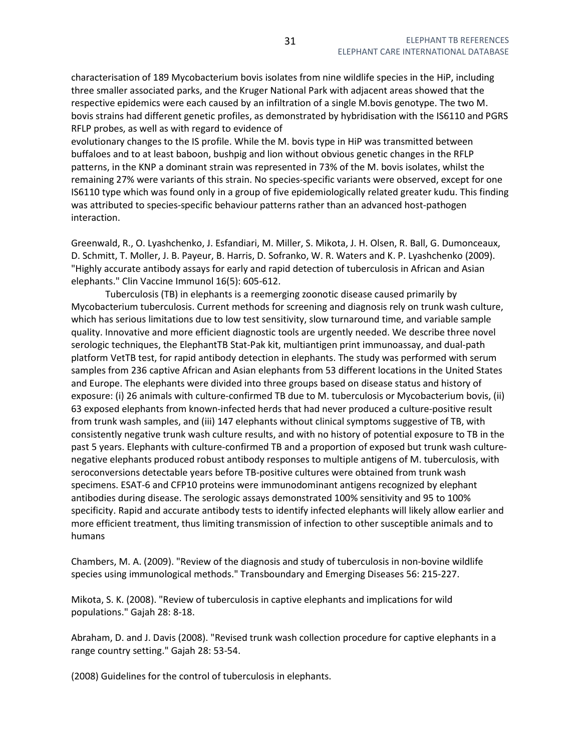characterisation of 189 Mycobacterium bovis isolates from nine wildlife species in the HiP, including three smaller associated parks, and the Kruger National Park with adjacent areas showed that the respective epidemics were each caused by an infiltration of a single M.bovis genotype. The two M. bovis strains had different genetic profiles, as demonstrated by hybridisation with the IS6110 and PGRS RFLP probes, as well as with regard to evidence of

evolutionary changes to the IS profile. While the M. bovis type in HiP was transmitted between buffaloes and to at least baboon, bushpig and lion without obvious genetic changes in the RFLP patterns, in the KNP a dominant strain was represented in 73% of the M. bovis isolates, whilst the remaining 27% were variants of this strain. No species-specific variants were observed, except for one IS6110 type which was found only in a group of five epidemiologically related greater kudu. This finding was attributed to species-specific behaviour patterns rather than an advanced host-pathogen interaction.

Greenwald, R., O. Lyashchenko, J. Esfandiari, M. Miller, S. Mikota, J. H. Olsen, R. Ball, G. Dumonceaux, D. Schmitt, T. Moller, J. B. Payeur, B. Harris, D. Sofranko, W. R. Waters and K. P. Lyashchenko (2009). "Highly accurate antibody assays for early and rapid detection of tuberculosis in African and Asian elephants." Clin Vaccine Immunol 16(5): 605-612.

Tuberculosis (TB) in elephants is a reemerging zoonotic disease caused primarily by Mycobacterium tuberculosis. Current methods for screening and diagnosis rely on trunk wash culture, which has serious limitations due to low test sensitivity, slow turnaround time, and variable sample quality. Innovative and more efficient diagnostic tools are urgently needed. We describe three novel serologic techniques, the ElephantTB Stat-Pak kit, multiantigen print immunoassay, and dual-path platform VetTB test, for rapid antibody detection in elephants. The study was performed with serum samples from 236 captive African and Asian elephants from 53 different locations in the United States and Europe. The elephants were divided into three groups based on disease status and history of exposure: (i) 26 animals with culture-confirmed TB due to M. tuberculosis or Mycobacterium bovis, (ii) 63 exposed elephants from known-infected herds that had never produced a culture-positive result from trunk wash samples, and (iii) 147 elephants without clinical symptoms suggestive of TB, with consistently negative trunk wash culture results, and with no history of potential exposure to TB in the past 5 years. Elephants with culture-confirmed TB and a proportion of exposed but trunk wash culture-negative elephants produced robust antibody responses to multiple antigens of M. tuberculosis, with seroconversions detectable years before TB-positive cultures were obtained from trunk wash specimens. ESAT-6 and CFP10 proteins were immunodominant antigens recognized by elephant antibodies during disease. The serologic assays demonstrated 100% sensitivity and 95 to 100% specificity. Rapid and accurate antibody tests to identify infected elephants will likely allow earlier and more efficient treatment, thus limiting transmission of infection to other susceptible animals and to humans

Chambers, M. A. (2009). "Review of the diagnosis and study of tuberculosis in non-bovine wildlife species using immunological methods." Transboundary and Emerging Diseases 56: 215-227.

Mikota, S. K. (2008). "Review of tuberculosis in captive elephants and implications for wild populations." Gajah 28: 8-18.

Abraham, D. and J. Davis (2008). "Revised trunk wash collection procedure for captive elephants in a range country setting." Gajah 28: 53-54.

(2008) Guidelines for the control of tuberculosis in elephants.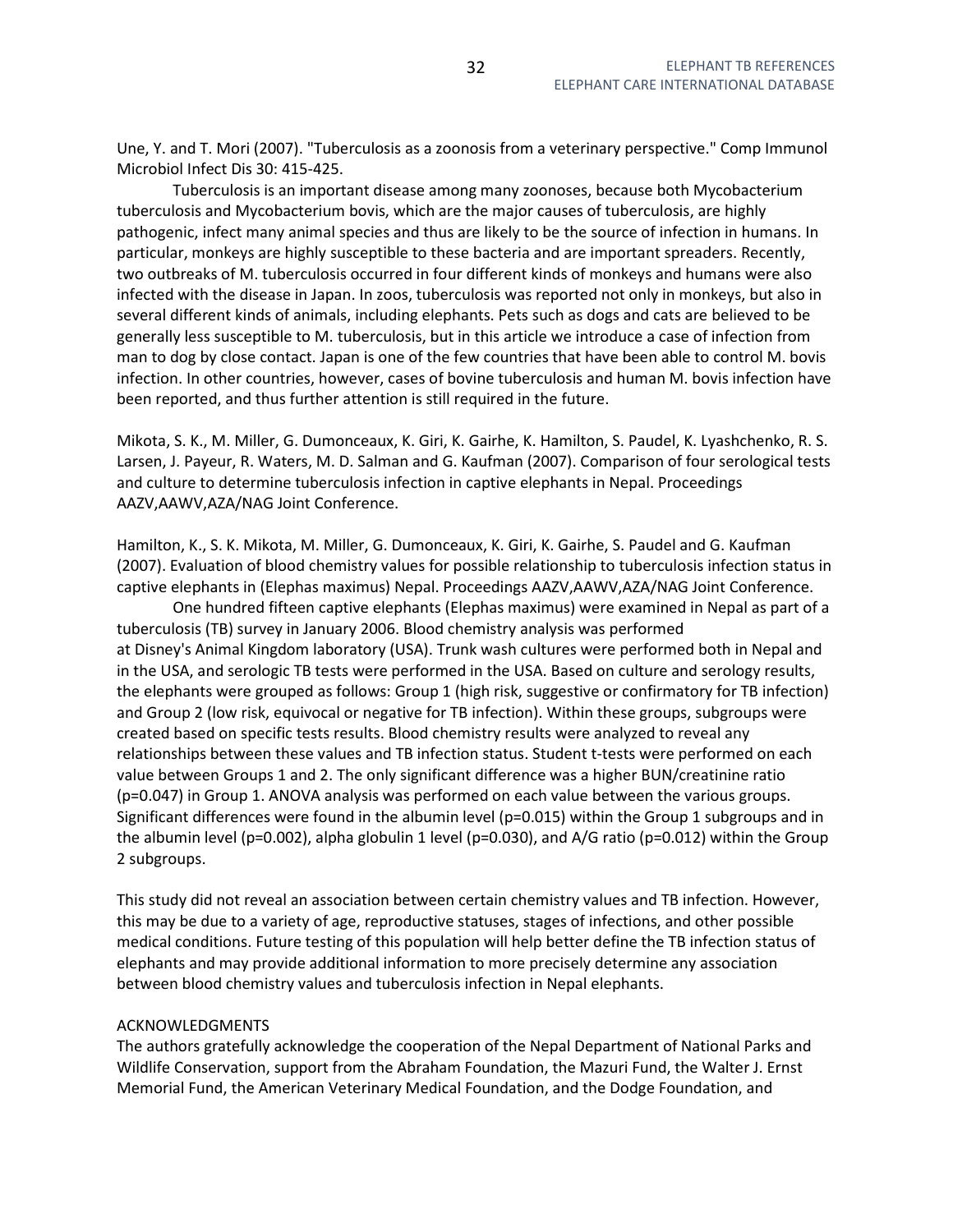Une, Y. and T. Mori (2007). "Tuberculosis as a zoonosis from a veterinary perspective." Comp Immunol Microbiol Infect Dis 30: 415-425.

Tuberculosis is an important disease among many zoonoses, because both Mycobacterium tuberculosis and Mycobacterium bovis, which are the major causes of tuberculosis, are highly pathogenic, infect many animal species and thus are likely to be the source of infection in humans. In particular, monkeys are highly susceptible to these bacteria and are important spreaders. Recently, two outbreaks of M. tuberculosis occurred in four different kinds of monkeys and humans were also infected with the disease in Japan. In zoos, tuberculosis was reported not only in monkeys, but also in several different kinds of animals, including elephants. Pets such as dogs and cats are believed to be generally less susceptible to M. tuberculosis, but in this article we introduce a case of infection from man to dog by close contact. Japan is one of the few countries that have been able to control M. bovis infection. In other countries, however, cases of bovine tuberculosis and human M. bovis infection have been reported, and thus further attention is still required in the future.

Mikota, S. K., M. Miller, G. Dumonceaux, K. Giri, K. Gairhe, K. Hamilton, S. Paudel, K. Lyashchenko, R. S. Larsen, J. Payeur, R. Waters, M. D. Salman and G. Kaufman (2007). Comparison of four serological tests and culture to determine tuberculosis infection in captive elephants in Nepal. Proceedings AAZV,AAWV,AZA/NAG Joint Conference.

Hamilton, K., S. K. Mikota, M. Miller, G. Dumonceaux, K. Giri, K. Gairhe, S. Paudel and G. Kaufman (2007). Evaluation of blood chemistry values for possible relationship to tuberculosis infection status in captive elephants in (Elephas maximus) Nepal. Proceedings AAZV,AAWV,AZA/NAG Joint Conference.

One hundred fifteen captive elephants (Elephas maximus) were examined in Nepal as part of a tuberculosis (TB) survey in January 2006. Blood chemistry analysis was performed at Disney's Animal Kingdom laboratory (USA). Trunk wash cultures were performed both in Nepal and in the USA, and serologic TB tests were performed in the USA. Based on culture and serology results, the elephants were grouped as follows: Group 1 (high risk, suggestive or confirmatory for TB infection) and Group 2 (low risk, equivocal or negative for TB infection). Within these groups, subgroups were created based on specific tests results. Blood chemistry results were analyzed to reveal any relationships between these values and TB infection status. Student t-tests were performed on each value between Groups 1 and 2. The only significant difference was a higher BUN/creatinine ratio ($p=0.047$) in Group 1. ANOVA analysis was performed on each value between the various groups. Significant differences were found in the albumin level ($p=0.015$) within the Group 1 subgroups and in the albumin level ($p=0.002$), alpha globulin 1 level ($p=0.030$), and A/G ratio ($p=0.012$) within the Group 2 subgroups.

This study did not reveal an association between certain chemistry values and TB infection. However, this may be due to a variety of age, reproductive statuses, stages of infections, and other possible medical conditions. Future testing of this population will help better define the TB infection status of elephants and may provide additional information to more precisely determine any association between blood chemistry values and tuberculosis infection in Nepal elephants.

ACKNOWLEDGMENTS

The authors gratefully acknowledge the cooperation of the Nepal Department of National Parks and Wildlife Conservation, support from the Abraham Foundation, the Mazuri Fund, the Walter J. Ernst Memorial Fund, the American Veterinary Medical Foundation, and the Dodge Foundation, and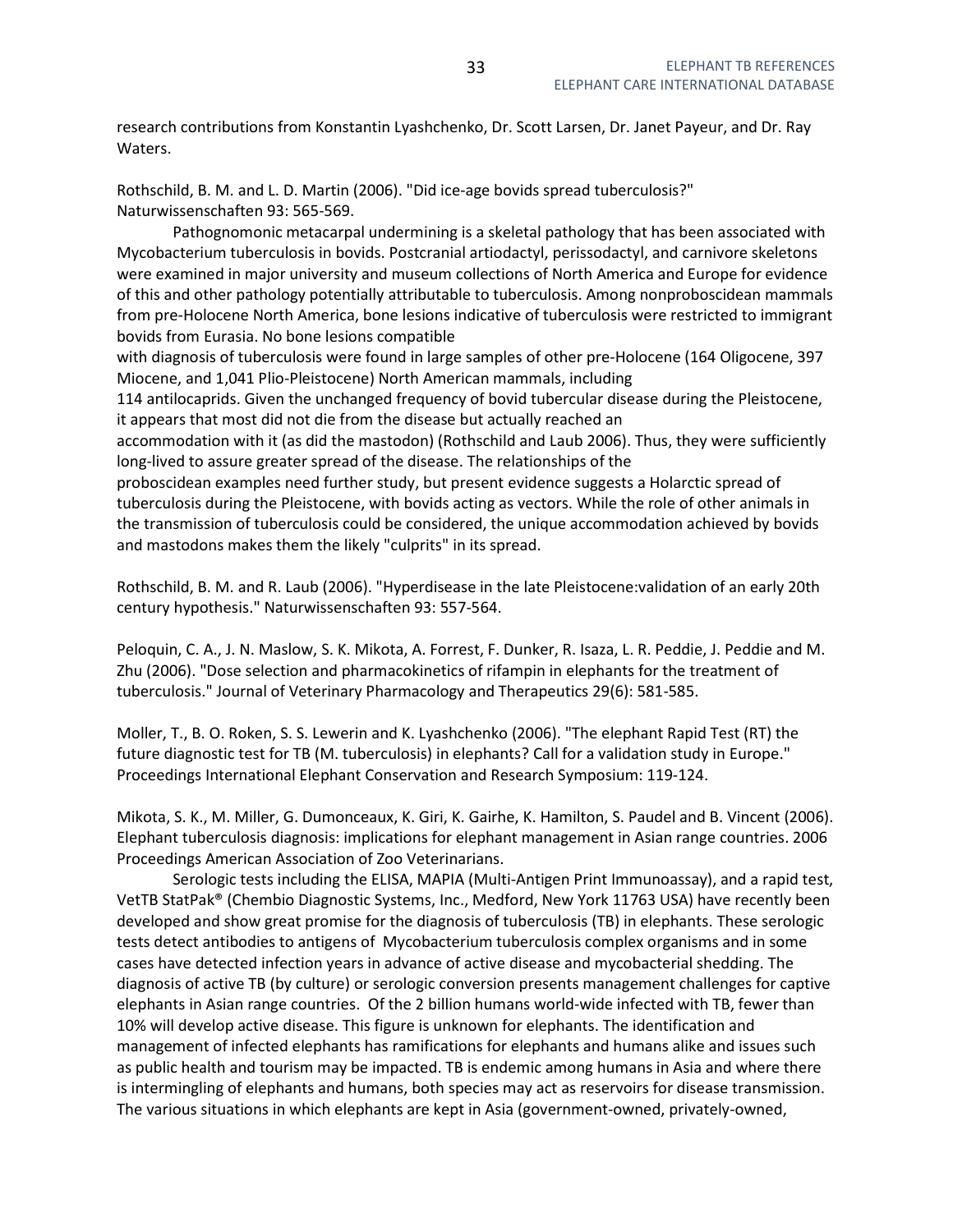research contributions from Konstantin Lyashchenko, Dr. Scott Larsen, Dr. Janet Payeur, and Dr. Ray Waters.

Rothschild, B. M. and L. D. Martin (2006). "Did ice-age bovids spread tuberculosis?" Naturwissenschaften 93: 565-569.

Pathognomonic metacarpal undermining is a skeletal pathology that has been associated with Mycobacterium tuberculosis in bovids. Postcranial artiodactyl, perissodactyl, and carnivore skeletons were examined in major university and museum collections of North America and Europe for evidence of this and other pathology potentially attributable to tuberculosis. Among nonproboscidean mammals from pre-Holocene North America, bone lesions indicative of tuberculosis were restricted to immigrant bovids from Eurasia. No bone lesions compatible with diagnosis of tuberculosis were found in large samples of other pre-Holocene (164 Oligocene, 397 Miocene, and 1,041 Plio-Pleistocene) North American mammals, including 114 antilocaprids. Given the unchanged frequency of bovid tubercular disease during the Pleistocene, it appears that most did not die from the disease but actually reached an accommodation with it (as did the mastodon) (Rothschild and Laub 2006). Thus, they were sufficiently long-lived to assure greater spread of the disease. The relationships of the proboscidean examples need further study, but present evidence suggests a Holarctic spread of tuberculosis during the Pleistocene, with bovids acting as vectors. While the role of other animals in the transmission of tuberculosis could be considered, the unique accommodation achieved by bovids and mastodons makes them the likely "culprits" in its spread.

Rothschild, B. M. and R. Laub (2006). "Hyperdisease in the late Pleistocene:validation of an early 20th century hypothesis." Naturwissenschaften 93: 557-564.

Peloquin, C. A., J. N. Maslow, S. K. Mikota, A. Forrest, F. Dunker, R. Isaza, L. R. Peddie, J. Peddie and M. Zhu (2006). "Dose selection and pharmacokinetics of rifampin in elephants for the treatment of tuberculosis." Journal of Veterinary Pharmacology and Therapeutics 29(6): 581-585.

Moller, T., B. O. Roken, S. S. Lewerin and K. Lyashchenko (2006). "The elephant Rapid Test (RT) the future diagnostic test for TB (M. tuberculosis) in elephants? Call for a validation study in Europe." Proceedings International Elephant Conservation and Research Symposium: 119-124.

Mikota, S. K., M. Miller, G. Dumonceaux, K. Giri, K. Gairhe, K. Hamilton, S. Paudel and B. Vincent (2006). Elephant tuberculosis diagnosis: implications for elephant management in Asian range countries. 2006 Proceedings American Association of Zoo Veterinarians.

Serologic tests including the ELISA, MAPIA (Multi-Antigen Print Immunoassay), and a rapid test, VetTB StatPak® (Chembio Diagnostic Systems, Inc., Medford, New York 11763 USA) have recently been developed and show great promise for the diagnosis of tuberculosis (TB) in elephants. These serologic tests detect antibodies to antigens of Mycobacterium tuberculosis complex organisms and in some cases have detected infection years in advance of active disease and mycobacterial shedding. The diagnosis of active TB (by culture) or serologic conversion presents management challenges for captive elephants in Asian range countries. Of the 2 billion humans world-wide infected with TB, fewer than 10% will develop active disease. This figure is unknown for elephants. The identification and management of infected elephants has ramifications for elephants and humans alike and issues such as public health and tourism may be impacted. TB is endemic among humans in Asia and where there is intermingling of elephants and humans, both species may act as reservoirs for disease transmission. The various situations in which elephants are kept in Asia (government-owned, privately-owned,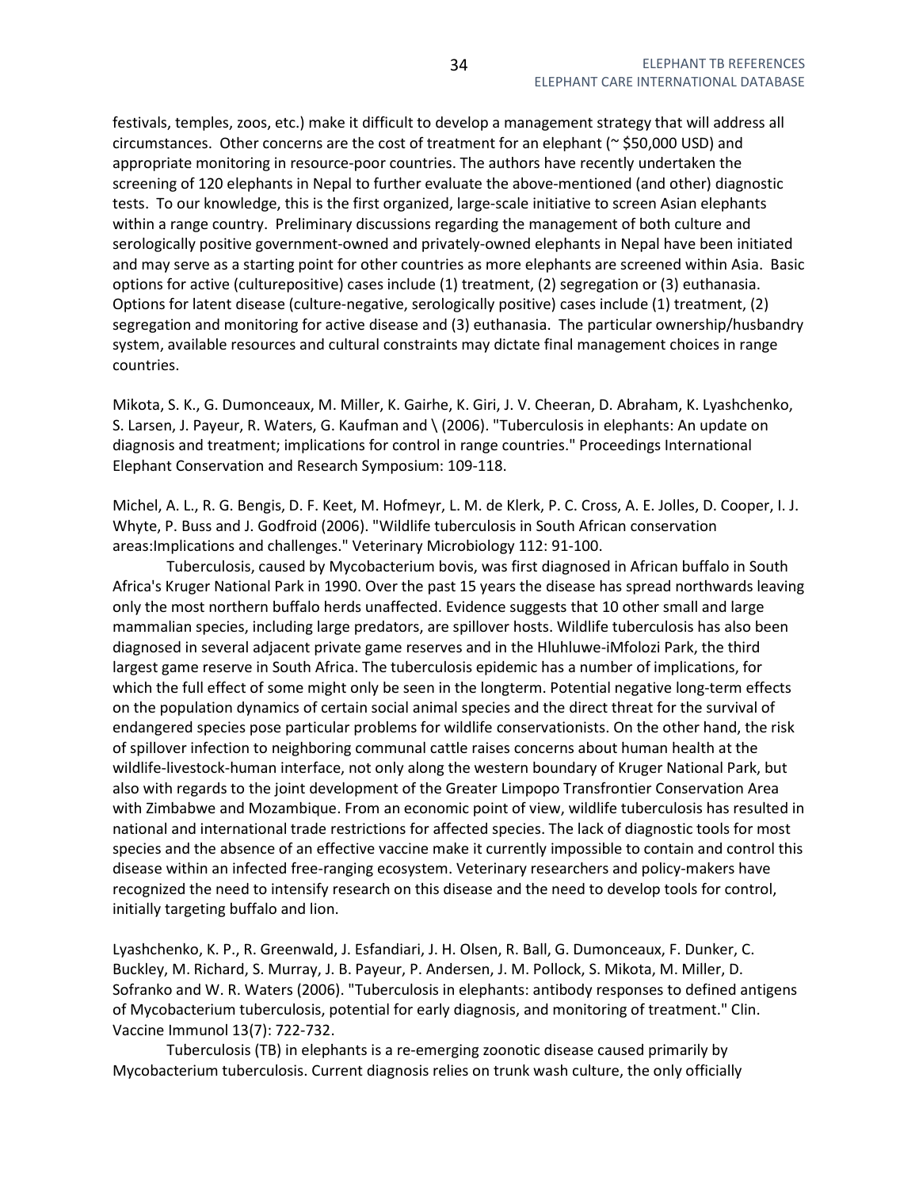festivals, temples, zoos, etc.) make it difficult to develop a management strategy that will address all circumstances. Other concerns are the cost of treatment for an elephant (~ $50,000 USD) and appropriate monitoring in resource-poor countries. The authors have recently undertaken the screening of 120 elephants in Nepal to further evaluate the above-mentioned (and other) diagnostic tests. To our knowledge, this is the first organized, large-scale initiative to screen Asian elephants within a range country. Preliminary discussions regarding the management of both culture and serologically positive government-owned and privately-owned elephants in Nepal have been initiated and may serve as a starting point for other countries as more elephants are screened within Asia. Basic options for active (culturepositive) cases include (1) treatment, (2) segregation or (3) euthanasia. Options for latent disease (culture-negative, serologically positive) cases include (1) treatment, (2) segregation and monitoring for active disease and (3) euthanasia. The particular ownership/husbandry system, available resources and cultural constraints may dictate final management choices in range countries.

Mikota, S. K., G. Dumonceaux, M. Miller, K. Gairhe, K. Giri, J. V. Cheeran, D. Abraham, K. Lyashchenko, S. Larsen, J. Payeur, R. Waters, G. Kaufman and \ (2006). "Tuberculosis in elephants: An update on diagnosis and treatment; implications for control in range countries." Proceedings International Elephant Conservation and Research Symposium: 109-118.

Michel, A. L., R. G. Bengis, D. F. Keet, M. Hofmeyr, L. M. de Klerk, P. C. Cross, A. E. Jolles, D. Cooper, I. J. Whyte, P. Buss and J. Godfroid (2006). "Wildlife tuberculosis in South African conservation areas:Implications and challenges." Veterinary Microbiology 112: 91-100.

Tuberculosis, caused by Mycobacterium bovis, was first diagnosed in African buffalo in South Africa's Kruger National Park in 1990. Over the past 15 years the disease has spread northwards leaving only the most northern buffalo herds unaffected. Evidence suggests that 10 other small and large mammalian species, including large predators, are spillover hosts. Wildlife tuberculosis has also been diagnosed in several adjacent private game reserves and in the Hluhluwe-iMfolozi Park, the third largest game reserve in South Africa. The tuberculosis epidemic has a number of implications, for which the full effect of some might only be seen in the longterm. Potential negative long-term effects on the population dynamics of certain social animal species and the direct threat for the survival of endangered species pose particular problems for wildlife conservationists. On the other hand, the risk of spillover infection to neighboring communal cattle raises concerns about human health at the wildlife-livestock-human interface, not only along the western boundary of Kruger National Park, but also with regards to the joint development of the Greater Limpopo Transfrontier Conservation Area with Zimbabwe and Mozambique. From an economic point of view, wildlife tuberculosis has resulted in national and international trade restrictions for affected species. The lack of diagnostic tools for most species and the absence of an effective vaccine make it currently impossible to contain and control this disease within an infected free-ranging ecosystem. Veterinary researchers and policy-makers have recognized the need to intensify research on this disease and the need to develop tools for control, initially targeting buffalo and lion.

Lyashchenko, K. P., R. Greenwald, J. Esfandiari, J. H. Olsen, R. Ball, G. Dumonceaux, F. Dunker, C. Buckley, M. Richard, S. Murray, J. B. Payeur, P. Andersen, J. M. Pollock, S. Mikota, M. Miller, D. Sofranko and W. R. Waters (2006). "Tuberculosis in elephants: antibody responses to defined antigens of Mycobacterium tuberculosis, potential for early diagnosis, and monitoring of treatment." Clin. Vaccine Immunol 13(7): 722-732.

Tuberculosis (TB) in elephants is a re-emerging zoonotic disease caused primarily by Mycobacterium tuberculosis. Current diagnosis relies on trunk wash culture, the only officially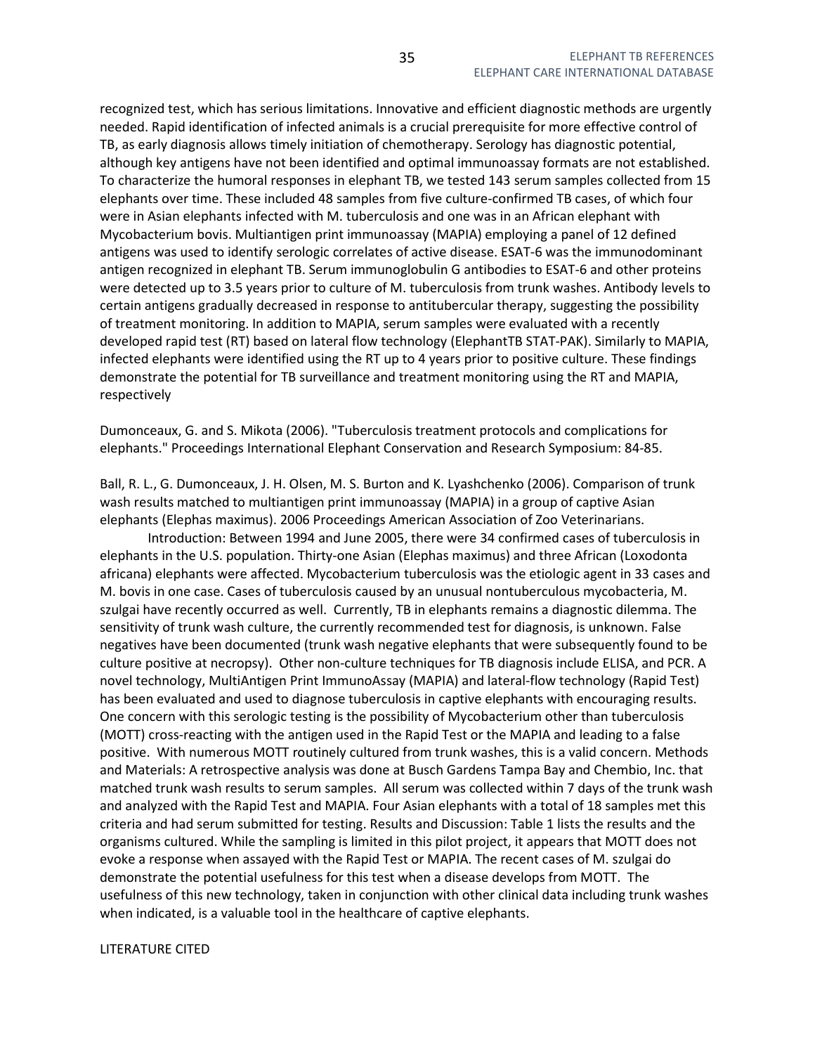recognized test, which has serious limitations. Innovative and efficient diagnostic methods are urgently needed. Rapid identification of infected animals is a crucial prerequisite for more effective control of TB, as early diagnosis allows timely initiation of chemotherapy. Serology has diagnostic potential, although key antigens have not been identified and optimal immunoassay formats are not established. To characterize the humoral responses in elephant TB, we tested 143 serum samples collected from 15 elephants over time. These included 48 samples from five culture-confirmed TB cases, of which four were in Asian elephants infected with M. tuberculosis and one was in an African elephant with Mycobacterium bovis. Multiantigen print immunoassay (MAPIA) employing a panel of 12 defined antigens was used to identify serologic correlates of active disease. ESAT-6 was the immunodominant antigen recognized in elephant TB. Serum immunoglobulin G antibodies to ESAT-6 and other proteins were detected up to 3.5 years prior to culture of M. tuberculosis from trunk washes. Antibody levels to certain antigens gradually decreased in response to antitubercular therapy, suggesting the possibility of treatment monitoring. In addition to MAPIA, serum samples were evaluated with a recently developed rapid test (RT) based on lateral flow technology (ElephantTB STAT-PAK). Similarly to MAPIA, infected elephants were identified using the RT up to 4 years prior to positive culture. These findings demonstrate the potential for TB surveillance and treatment monitoring using the RT and MAPIA, respectively

Dumonceaux, G. and S. Mikota (2006). "Tuberculosis treatment protocols and complications for elephants." Proceedings International Elephant Conservation and Research Symposium: 84-85.

Ball, R. L., G. Dumonceaux, J. H. Olsen, M. S. Burton and K. Lyashchenko (2006). Comparison of trunk wash results matched to multiantigen print immunoassay (MAPIA) in a group of captive Asian elephants (Elephas maximus). 2006 Proceedings American Association of Zoo Veterinarians.

Introduction: Between 1994 and June 2005, there were 34 confirmed cases of tuberculosis in elephants in the U.S. population. Thirty-one Asian (Elephas maximus) and three African (Loxodonta africana) elephants were affected. Mycobacterium tuberculosis was the etiologic agent in 33 cases and M. bovis in one case. Cases of tuberculosis caused by an unusual nontuberculous mycobacteria, M. szulgai have recently occurred as well. Currently, TB in elephants remains a diagnostic dilemma. The sensitivity of trunk wash culture, the currently recommended test for diagnosis, is unknown. False negatives have been documented (trunk wash negative elephants that were subsequently found to be culture positive at necropsy). Other non-culture techniques for TB diagnosis include ELISA, and PCR. A novel technology, MultiAntigen Print ImmunoAssay (MAPIA) and lateral-flow technology (Rapid Test) has been evaluated and used to diagnose tuberculosis in captive elephants with encouraging results. One concern with this serologic testing is the possibility of Mycobacterium other than tuberculosis (MOTT) cross-reacting with the antigen used in the Rapid Test or the MAPIA and leading to a false positive. With numerous MOTT routinely cultured from trunk washes, this is a valid concern. Methods and Materials: A retrospective analysis was done at Busch Gardens Tampa Bay and Chembio, Inc. that matched trunk wash results to serum samples. All serum was collected within 7 days of the trunk wash and analyzed with the Rapid Test and MAPIA. Four Asian elephants with a total of 18 samples met this criteria and had serum submitted for testing. Results and Discussion: Table 1 lists the results and the organisms cultured. While the sampling is limited in this pilot project, it appears that MOTT does not evoke a response when assayed with the Rapid Test or MAPIA. The recent cases of M. szulgai do demonstrate the potential usefulness for this test when a disease develops from MOTT. The usefulness of this new technology, taken in conjunction with other clinical data including trunk washes when indicated, is a valuable tool in the healthcare of captive elephants.

LITERATURE CITED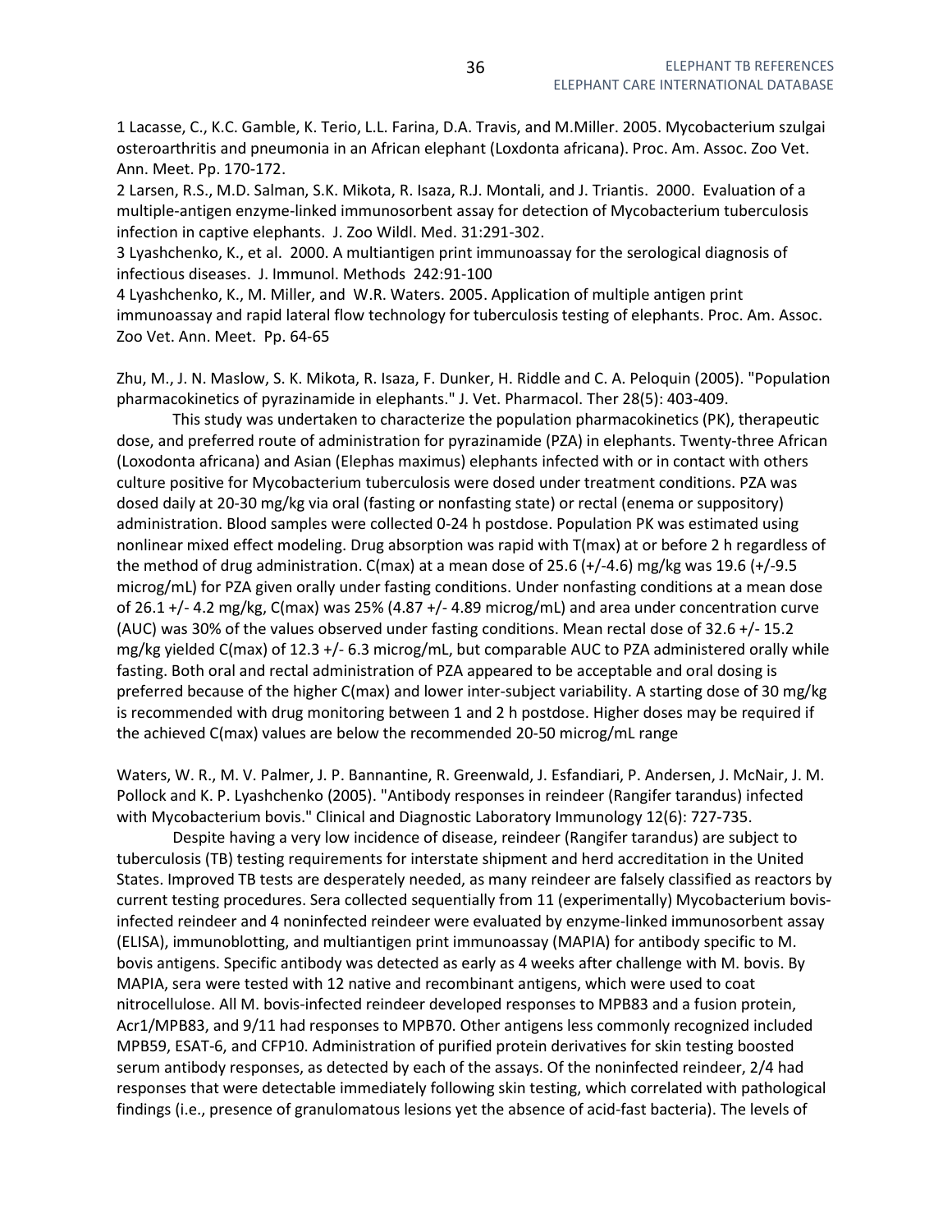1 Lacasse, C., K.C. Gamble, K. Terio, L.L. Farina, D.A. Travis, and M.Miller. 2005. Mycobacterium szulgai osteroarthritis and pneumonia in an African elephant (Loxdonta africana). Proc. Am. Assoc. Zoo Vet. Ann. Meet. Pp. 170-172.
2 Larsen, R.S., M.D. Salman, S.K. Mikota, R. Isaza, R.J. Montali, and J. Triantis. 2000. Evaluation of a multiple-antigen enzyme-linked immunosorbent assay for detection of Mycobacterium tuberculosis infection in captive elephants. J. Zoo Wildl. Med. 31:291-302.
3 Lyashchenko, K., et al. 2000. A multiantigen print immunoassay for the serological diagnosis of infectious diseases. J. Immunol. Methods 242:91-100
4 Lyashchenko, K., M. Miller, and W.R. Waters. 2005. Application of multiple antigen print immunoassay and rapid lateral flow technology for tuberculosis testing of elephants. Proc. Am. Assoc. Zoo Vet. Ann. Meet. Pp. 64-65

Zhu, M., J. N. Maslow, S. K. Mikota, R. Isaza, F. Dunker, H. Riddle and C. A. Peloquin (2005). "Population pharmacokinetics of pyrazinamide in elephants." J. Vet. Pharmacol. Ther 28(5): 403-409.

This study was undertaken to characterize the population pharmacokinetics (PK), therapeutic dose, and preferred route of administration for pyrazinamide (PZA) in elephants. Twenty-three African (Loxodonta africana) and Asian (Elephas maximus) elephants infected with or in contact with others culture positive for Mycobacterium tuberculosis were dosed under treatment conditions. PZA was dosed daily at 20-30 mg/kg via oral (fasting or nonfasting state) or rectal (enema or suppository) administration. Blood samples were collected 0-24 h postdose. Population PK was estimated using nonlinear mixed effect modeling. Drug absorption was rapid with T(max) at or before 2 h regardless of the method of drug administration. C(max) at a mean dose of 25.6 (+/-4.6) mg/kg was 19.6 (+/-9.5 microg/mL) for PZA given orally under fasting conditions. Under nonfasting conditions at a mean dose of 26.1 +/- 4.2 mg/kg, C(max) was 25% (4.87 +/- 4.89 microg/mL) and area under concentration curve (AUC) was 30% of the values observed under fasting conditions. Mean rectal dose of 32.6 +/- 15.2 mg/kg yielded C(max) of 12.3 +/- 6.3 microg/mL, but comparable AUC to PZA administered orally while fasting. Both oral and rectal administration of PZA appeared to be acceptable and oral dosing is preferred because of the higher C(max) and lower inter-subject variability. A starting dose of 30 mg/kg is recommended with drug monitoring between 1 and 2 h postdose. Higher doses may be required if the achieved C(max) values are below the recommended 20-50 microg/mL range

Waters, W. R., M. V. Palmer, J. P. Bannantine, R. Greenwald, J. Esfandiari, P. Andersen, J. McNair, J. M. Pollock and K. P. Lyashchenko (2005). "Antibody responses in reindeer (Rangifer tarandus) infected with Mycobacterium bovis." Clinical and Diagnostic Laboratory Immunology 12(6): 727-735.

Despite having a very low incidence of disease, reindeer (Rangifer tarandus) are subject to tuberculosis (TB) testing requirements for interstate shipment and herd accreditation in the United States. Improved TB tests are desperately needed, as many reindeer are falsely classified as reactors by current testing procedures. Sera collected sequentially from 11 (experimentally) Mycobacterium bovis-infected reindeer and 4 noninfected reindeer were evaluated by enzyme-linked immunosorbent assay (ELISA), immunoblotting, and multiantigen print immunoassay (MAPIA) for antibody specific to M. bovis antigens. Specific antibody was detected as early as 4 weeks after challenge with M. bovis. By MAPIA, sera were tested with 12 native and recombinant antigens, which were used to coat nitrocellulose. All M. bovis-infected reindeer developed responses to MPB83 and a fusion protein, Acr1/MPB83, and 9/11 had responses to MPB70. Other antigens less commonly recognized included MPB59, ESAT-6, and CFP10. Administration of purified protein derivatives for skin testing boosted serum antibody responses, as detected by each of the assays. Of the noninfected reindeer, 2/4 had responses that were detectable immediately following skin testing, which correlated with pathological findings (i.e., presence of granulomatous lesions yet the absence of acid-fast bacteria). The levels of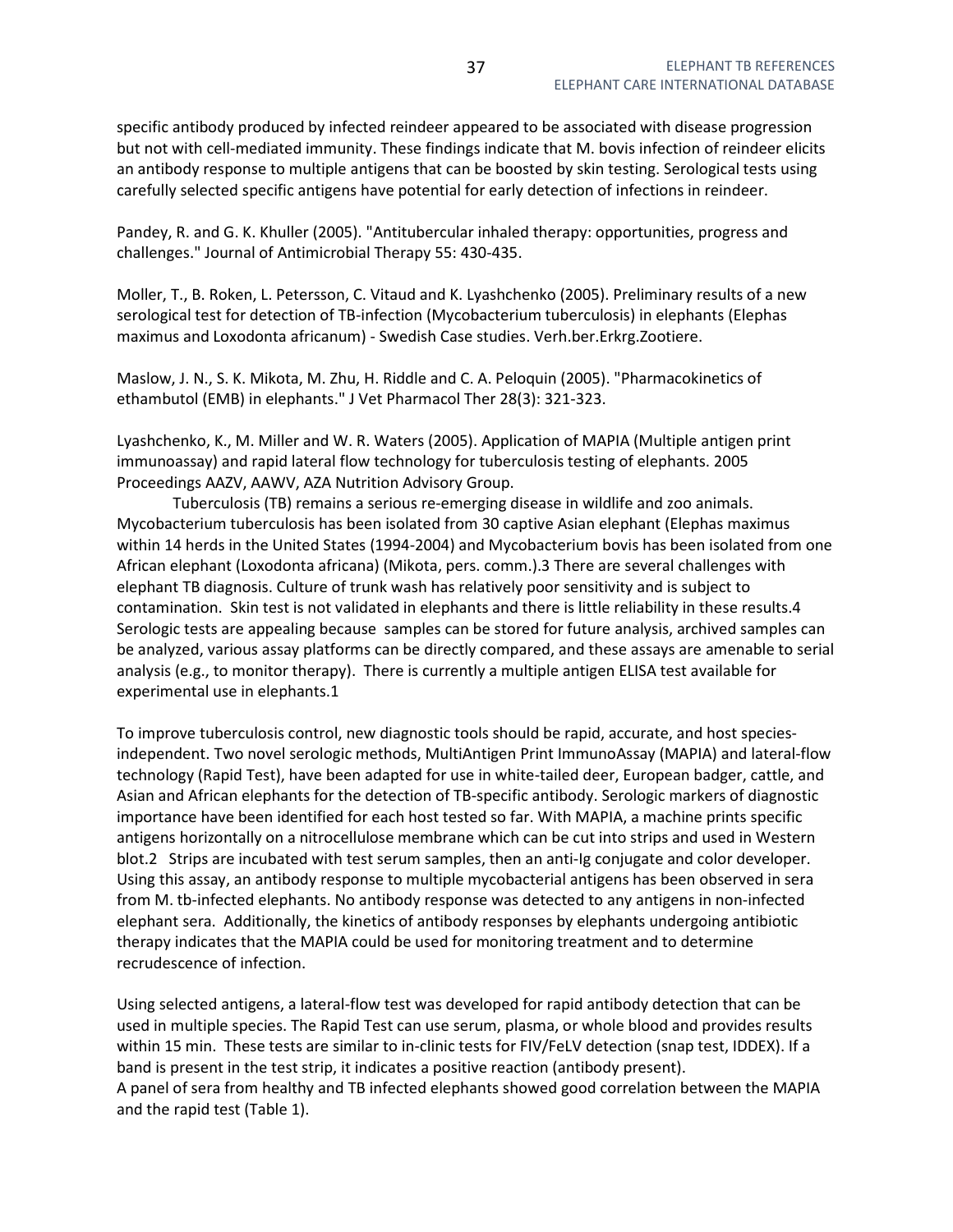specific antibody produced by infected reindeer appeared to be associated with disease progression but not with cell-mediated immunity. These findings indicate that M. bovis infection of reindeer elicits an antibody response to multiple antigens that can be boosted by skin testing. Serological tests using carefully selected specific antigens have potential for early detection of infections in reindeer.

Pandey, R. and G. K. Khuller (2005). "Antitubercular inhaled therapy: opportunities, progress and challenges." Journal of Antimicrobial Therapy 55: 430-435.

Moller, T., B. Roken, L. Petersson, C. Vitaud and K. Lyashchenko (2005). Preliminary results of a new serological test for detection of TB-infection (Mycobacterium tuberculosis) in elephants (Elephas maximus and Loxodonta africanum) - Swedish Case studies. Verh.ber.Erkrg.Zootiere.

Maslow, J. N., S. K. Mikota, M. Zhu, H. Riddle and C. A. Peloquin (2005). "Pharmacokinetics of ethambutol (EMB) in elephants." J Vet Pharmacol Ther 28(3): 321-323.

Lyashchenko, K., M. Miller and W. R. Waters (2005). Application of MAPIA (Multiple antigen print immunoassay) and rapid lateral flow technology for tuberculosis testing of elephants. 2005 Proceedings AAZV, AAWV, AZA Nutrition Advisory Group.

Tuberculosis (TB) remains a serious re-emerging disease in wildlife and zoo animals. Mycobacterium tuberculosis has been isolated from 30 captive Asian elephant (Elephas maximus within 14 herds in the United States (1994-2004) and Mycobacterium bovis has been isolated from one African elephant (Loxodonta africana) (Mikota, pers. comm.).3 There are several challenges with elephant TB diagnosis. Culture of trunk wash has relatively poor sensitivity and is subject to contamination. Skin test is not validated in elephants and there is little reliability in these results.4 Serologic tests are appealing because samples can be stored for future analysis, archived samples can be analyzed, various assay platforms can be directly compared, and these assays are amenable to serial analysis (e.g., to monitor therapy). There is currently a multiple antigen ELISA test available for experimental use in elephants.1

To improve tuberculosis control, new diagnostic tools should be rapid, accurate, and host species-independent. Two novel serologic methods, MultiAntigen Print ImmunoAssay (MAPIA) and lateral-flow technology (Rapid Test), have been adapted for use in white-tailed deer, European badger, cattle, and Asian and African elephants for the detection of TB-specific antibody. Serologic markers of diagnostic importance have been identified for each host tested so far. With MAPIA, a machine prints specific antigens horizontally on a nitrocellulose membrane which can be cut into strips and used in Western blot.2 Strips are incubated with test serum samples, then an anti-Ig conjugate and color developer. Using this assay, an antibody response to multiple mycobacterial antigens has been observed in sera from M. tb-infected elephants. No antibody response was detected to any antigens in non-infected elephant sera. Additionally, the kinetics of antibody responses by elephants undergoing antibiotic therapy indicates that the MAPIA could be used for monitoring treatment and to determine recrudescence of infection.

Using selected antigens, a lateral-flow test was developed for rapid antibody detection that can be used in multiple species. The Rapid Test can use serum, plasma, or whole blood and provides results within 15 min. These tests are similar to in-clinic tests for FIV/FeLV detection (snap test, IDDEX). If a band is present in the test strip, it indicates a positive reaction (antibody present).
A panel of sera from healthy and TB infected elephants showed good correlation between the MAPIA and the rapid test (Table 1).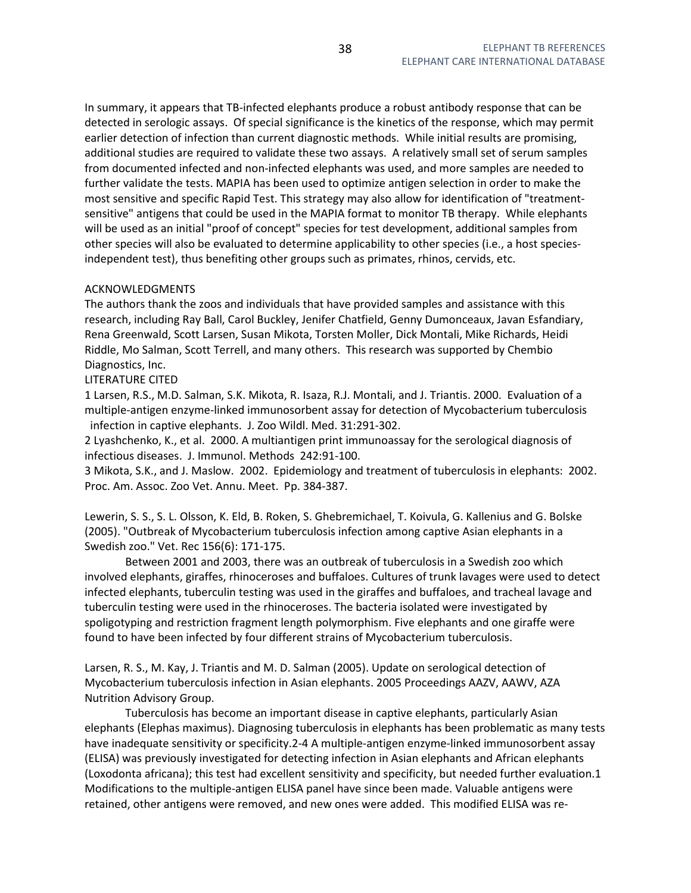In summary, it appears that TB-infected elephants produce a robust antibody response that can be detected in serologic assays. Of special significance is the kinetics of the response, which may permit earlier detection of infection than current diagnostic methods. While initial results are promising, additional studies are required to validate these two assays. A relatively small set of serum samples from documented infected and non-infected elephants was used, and more samples are needed to further validate the tests. MAPIA has been used to optimize antigen selection in order to make the most sensitive and specific Rapid Test. This strategy may also allow for identification of "treatment-sensitive" antigens that could be used in the MAPIA format to monitor TB therapy. While elephants will be used as an initial "proof of concept" species for test development, additional samples from other species will also be evaluated to determine applicability to other species (i.e., a host species-independent test), thus benefiting other groups such as primates, rhinos, cervids, etc.

ACKNOWLEDGMENTS

The authors thank the zoos and individuals that have provided samples and assistance with this research, including Ray Ball, Carol Buckley, Jenifer Chatfield, Genny Dumonceaux, Javan Esfandiary, Rena Greenwald, Scott Larsen, Susan Mikota, Torsten Moller, Dick Montali, Mike Richards, Heidi Riddle, Mo Salman, Scott Terrell, and many others. This research was supported by Chembio Diagnostics, Inc.

LITERATURE CITED

1 Larsen, R.S., M.D. Salman, S.K. Mikota, R. Isaza, R.J. Montali, and J. Triantis. 2000. Evaluation of a multiple-antigen enzyme-linked immunosorbent assay for detection of Mycobacterium tuberculosis infection in captive elephants. J. Zoo Wildl. Med. 31:291-302.

2 Lyashchenko, K., et al. 2000. A multiantigen print immunoassay for the serological diagnosis of infectious diseases. J. Immunol. Methods 242:91-100.

3 Mikota, S.K., and J. Maslow. 2002. Epidemiology and treatment of tuberculosis in elephants: 2002. Proc. Am. Assoc. Zoo Vet. Annu. Meet. Pp. 384-387.

Lewerin, S. S., S. L. Olsson, K. Eld, B. Roken, S. Ghebremichael, T. Koivula, G. Kallenius and G. Bolske (2005). "Outbreak of Mycobacterium tuberculosis infection among captive Asian elephants in a Swedish zoo." Vet. Rec 156(6): 171-175.

Between 2001 and 2003, there was an outbreak of tuberculosis in a Swedish zoo which involved elephants, giraffes, rhinoceroses and buffaloes. Cultures of trunk lavages were used to detect infected elephants, tuberculin testing was used in the giraffes and buffaloes, and tracheal lavage and tuberculin testing were used in the rhinoceroses. The bacteria isolated were investigated by spoligotyping and restriction fragment length polymorphism. Five elephants and one giraffe were found to have been infected by four different strains of Mycobacterium tuberculosis.

Larsen, R. S., M. Kay, J. Triantis and M. D. Salman (2005). Update on serological detection of Mycobacterium tuberculosis infection in Asian elephants. 2005 Proceedings AAZV, AAWV, AZA Nutrition Advisory Group.

Tuberculosis has become an important disease in captive elephants, particularly Asian elephants (Elephas maximus). Diagnosing tuberculosis in elephants has been problematic as many tests have inadequate sensitivity or specificity.2-4 A multiple-antigen enzyme-linked immunosorbent assay (ELISA) was previously investigated for detecting infection in Asian elephants and African elephants (Loxodonta africana); this test had excellent sensitivity and specificity, but needed further evaluation.1 Modifications to the multiple-antigen ELISA panel have since been made. Valuable antigens were retained, other antigens were removed, and new ones were added. This modified ELISA was re-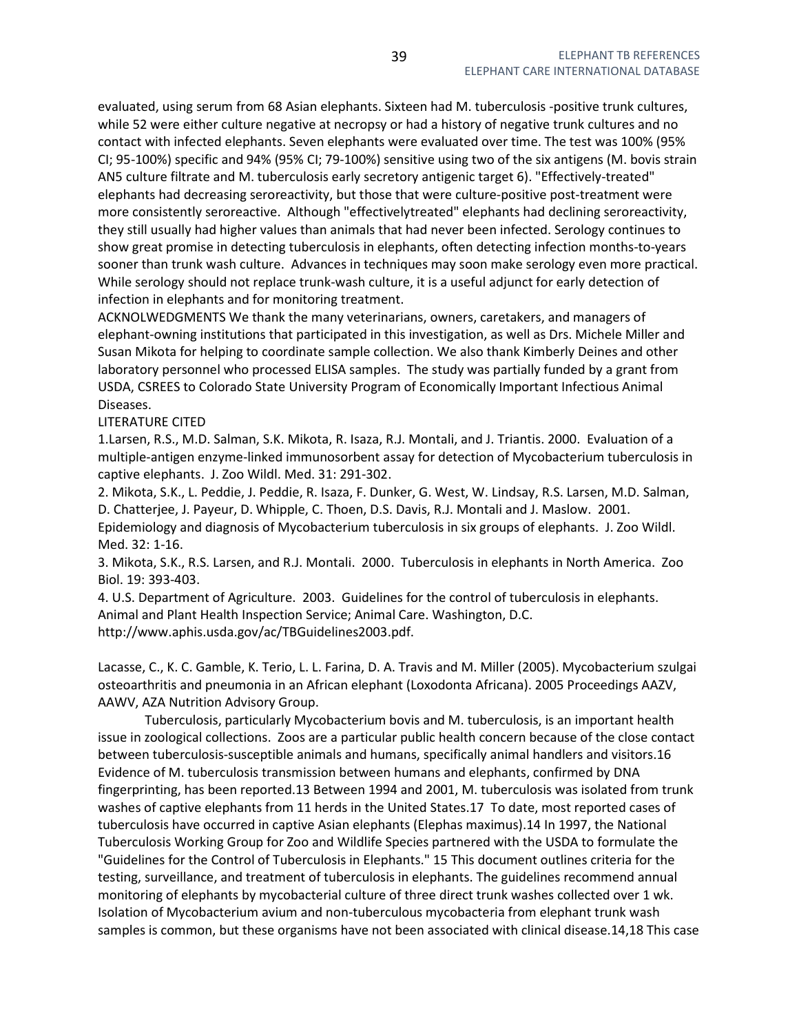evaluated, using serum from 68 Asian elephants. Sixteen had M. tuberculosis -positive trunk cultures, while 52 were either culture negative at necropsy or had a history of negative trunk cultures and no contact with infected elephants. Seven elephants were evaluated over time. The test was 100% (95% CI; 95-100%) specific and 94% (95% CI; 79-100%) sensitive using two of the six antigens (M. bovis strain AN5 culture filtrate and M. tuberculosis early secretory antigenic target 6). "Effectively-treated" elephants had decreasing seroreactivity, but those that were culture-positive post-treatment were more consistently seroreactive. Although "effectivelytreated" elephants had declining seroreactivity, they still usually had higher values than animals that had never been infected. Serology continues to show great promise in detecting tuberculosis in elephants, often detecting infection months-to-years sooner than trunk wash culture. Advances in techniques may soon make serology even more practical. While serology should not replace trunk-wash culture, it is a useful adjunct for early detection of infection in elephants and for monitoring treatment.

ACKNOLWEDGMENTS We thank the many veterinarians, owners, caretakers, and managers of elephant-owning institutions that participated in this investigation, as well as Drs. Michele Miller and Susan Mikota for helping to coordinate sample collection. We also thank Kimberly Deines and other laboratory personnel who processed ELISA samples. The study was partially funded by a grant from USDA, CSREES to Colorado State University Program of Economically Important Infectious Animal Diseases.

LITERATURE CITED

1.Larsen, R.S., M.D. Salman, S.K. Mikota, R. Isaza, R.J. Montali, and J. Triantis. 2000. Evaluation of a multiple-antigen enzyme-linked immunosorbent assay for detection of Mycobacterium tuberculosis in captive elephants. J. Zoo Wildl. Med. 31: 291-302.

2. Mikota, S.K., L. Peddie, J. Peddie, R. Isaza, F. Dunker, G. West, W. Lindsay, R.S. Larsen, M.D. Salman, D. Chatterjee, J. Payeur, D. Whipple, C. Thoen, D.S. Davis, R.J. Montali and J. Maslow. 2001. Epidemiology and diagnosis of Mycobacterium tuberculosis in six groups of elephants. J. Zoo Wildl. Med. 32: 1-16.

3. Mikota, S.K., R.S. Larsen, and R.J. Montali. 2000. Tuberculosis in elephants in North America. Zoo Biol. 19: 393-403.

4. U.S. Department of Agriculture. 2003. Guidelines for the control of tuberculosis in elephants. Animal and Plant Health Inspection Service; Animal Care. Washington, D.C. http://www.aphis.usda.gov/ac/TBGuidelines2003.pdf.

Lacasse, C., K. C. Gamble, K. Terio, L. L. Farina, D. A. Travis and M. Miller (2005). Mycobacterium szulgai osteoarthritis and pneumonia in an African elephant (Loxodonta Africana). 2005 Proceedings AAZV, AAWV, AZA Nutrition Advisory Group.

Tuberculosis, particularly Mycobacterium bovis and M. tuberculosis, is an important health issue in zoological collections. Zoos are a particular public health concern because of the close contact between tuberculosis-susceptible animals and humans, specifically animal handlers and visitors.16 Evidence of M. tuberculosis transmission between humans and elephants, confirmed by DNA fingerprinting, has been reported.13 Between 1994 and 2001, M. tuberculosis was isolated from trunk washes of captive elephants from 11 herds in the United States.17 To date, most reported cases of tuberculosis have occurred in captive Asian elephants (Elephas maximus).14 In 1997, the National Tuberculosis Working Group for Zoo and Wildlife Species partnered with the USDA to formulate the "Guidelines for the Control of Tuberculosis in Elephants." 15 This document outlines criteria for the testing, surveillance, and treatment of tuberculosis in elephants. The guidelines recommend annual monitoring of elephants by mycobacterial culture of three direct trunk washes collected over 1 wk. Isolation of Mycobacterium avium and non-tuberculous mycobacteria from elephant trunk wash samples is common, but these organisms have not been associated with clinical disease.14,18 This case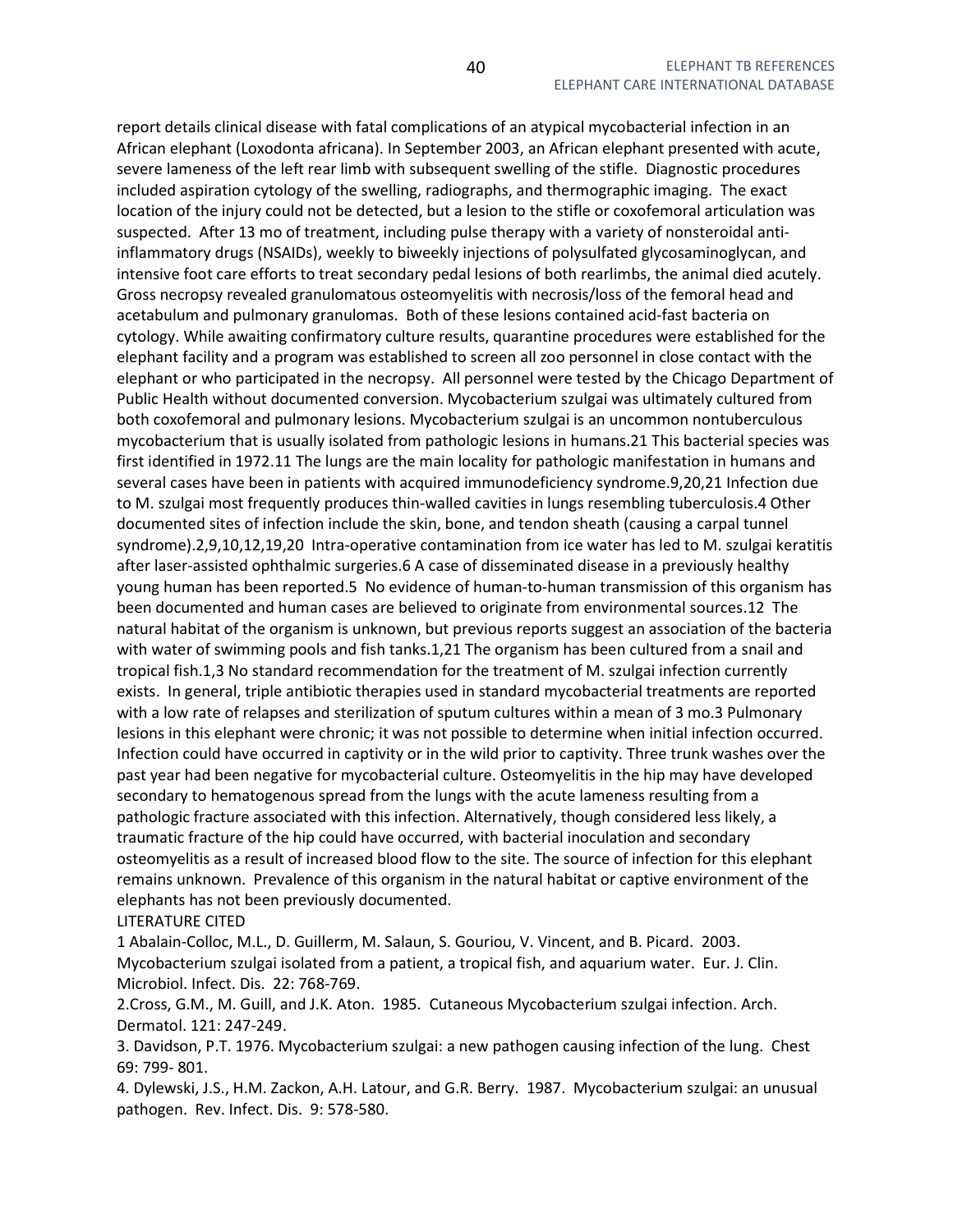report details clinical disease with fatal complications of an atypical mycobacterial infection in an African elephant (Loxodonta africana). In September 2003, an African elephant presented with acute, severe lameness of the left rear limb with subsequent swelling of the stifle. Diagnostic procedures included aspiration cytology of the swelling, radiographs, and thermographic imaging. The exact location of the injury could not be detected, but a lesion to the stifle or coxofemoral articulation was suspected. After 13 mo of treatment, including pulse therapy with a variety of nonsteroidal anti-inflammatory drugs (NSAIDs), weekly to biweekly injections of polysulfated glycosaminoglycan, and intensive foot care efforts to treat secondary pedal lesions of both rearlimbs, the animal died acutely. Gross necropsy revealed granulomatous osteomyelitis with necrosis/loss of the femoral head and acetabulum and pulmonary granulomas. Both of these lesions contained acid-fast bacteria on cytology. While awaiting confirmatory culture results, quarantine procedures were established for the elephant facility and a program was established to screen all zoo personnel in close contact with the elephant or who participated in the necropsy. All personnel were tested by the Chicago Department of Public Health without documented conversion. Mycobacterium szulgai was ultimately cultured from both coxofemoral and pulmonary lesions. Mycobacterium szulgai is an uncommon nontuberculous mycobacterium that is usually isolated from pathologic lesions in humans.21 This bacterial species was first identified in 1972.11 The lungs are the main locality for pathologic manifestation in humans and several cases have been in patients with acquired immunodeficiency syndrome.9,20,21 Infection due to M. szulgai most frequently produces thin-walled cavities in lungs resembling tuberculosis.4 Other documented sites of infection include the skin, bone, and tendon sheath (causing a carpal tunnel syndrome).2,9,10,12,19,20 Intra-operative contamination from ice water has led to M. szulgai keratitis after laser-assisted ophthalmic surgeries.6 A case of disseminated disease in a previously healthy young human has been reported.5 No evidence of human-to-human transmission of this organism has been documented and human cases are believed to originate from environmental sources.12 The natural habitat of the organism is unknown, but previous reports suggest an association of the bacteria with water of swimming pools and fish tanks.1,21 The organism has been cultured from a snail and tropical fish.1,3 No standard recommendation for the treatment of M. szulgai infection currently exists. In general, triple antibiotic therapies used in standard mycobacterial treatments are reported with a low rate of relapses and sterilization of sputum cultures within a mean of 3 mo.3 Pulmonary lesions in this elephant were chronic; it was not possible to determine when initial infection occurred. Infection could have occurred in captivity or in the wild prior to captivity. Three trunk washes over the past year had been negative for mycobacterial culture. Osteomyelitis in the hip may have developed secondary to hematogenous spread from the lungs with the acute lameness resulting from a pathologic fracture associated with this infection. Alternatively, though considered less likely, a traumatic fracture of the hip could have occurred, with bacterial inoculation and secondary osteomyelitis as a result of increased blood flow to the site. The source of infection for this elephant remains unknown. Prevalence of this organism in the natural habitat or captive environment of the elephants has not been previously documented.

LITERATURE CITED

1 Abalain-Colloc, M.L., D. Guillerm, M. Salaun, S. Gouriou, V. Vincent, and B. Picard. 2003. Mycobacterium szulgai isolated from a patient, a tropical fish, and aquarium water. Eur. J. Clin. Microbiol. Infect. Dis. 22: 768-769.

2.Cross, G.M., M. Guill, and J.K. Aton. 1985. Cutaneous Mycobacterium szulgai infection. Arch. Dermatol. 121: 247-249.

3. Davidson, P.T. 1976. Mycobacterium szulgai: a new pathogen causing infection of the lung. Chest 69: 799- 801.

4. Dylewski, J.S., H.M. Zackon, A.H. Latour, and G.R. Berry. 1987. Mycobacterium szulgai: an unusual pathogen. Rev. Infect. Dis. 9: 578-580.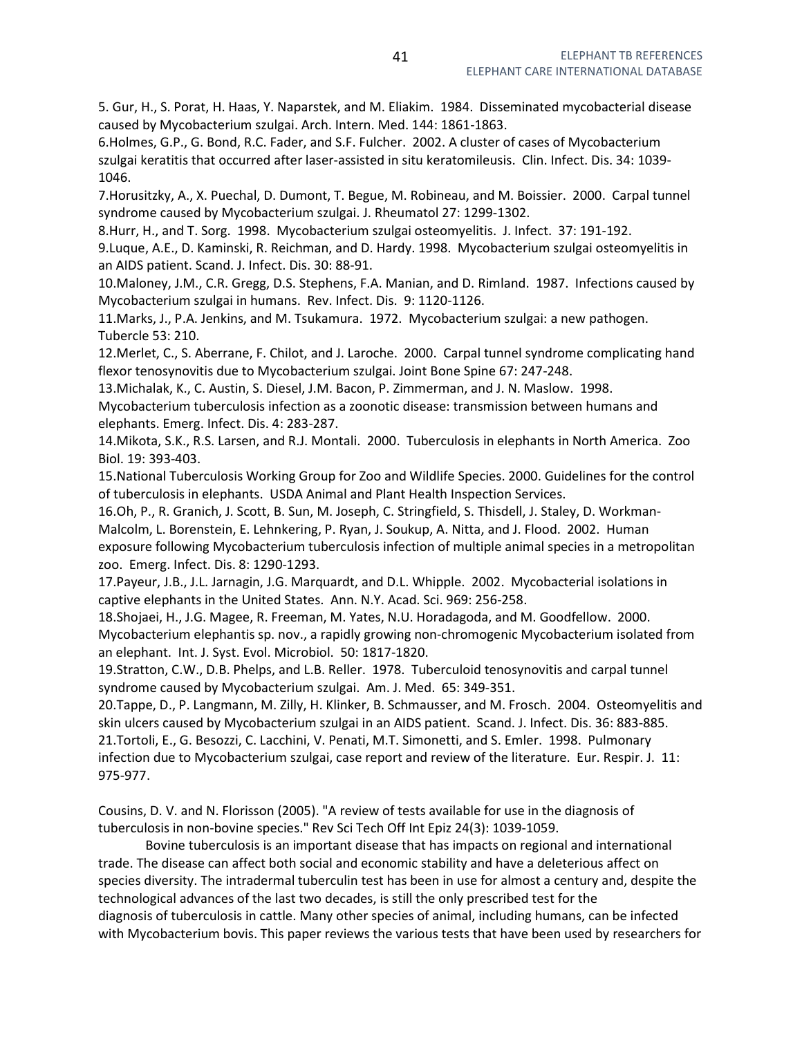5. Gur, H., S. Porat, H. Haas, Y. Naparstek, and M. Eliakim. 1984. Disseminated mycobacterial disease caused by Mycobacterium szulgai. Arch. Intern. Med. 144: 1861-1863.

6.Holmes, G.P., G. Bond, R.C. Fader, and S.F. Fulcher. 2002. A cluster of cases of Mycobacterium szulgai keratitis that occurred after laser-assisted in situ keratomileusis. Clin. Infect. Dis. 34: 1039-1046.

7.Horusitzky, A., X. Puechal, D. Dumont, T. Begue, M. Robineau, and M. Boissier. 2000. Carpal tunnel syndrome caused by Mycobacterium szulgai. J. Rheumatol 27: 1299-1302.

8.Hurr, H., and T. Sorg. 1998. Mycobacterium szulgai osteomyelitis. J. Infect. 37: 191-192.

9.Luque, A.E., D. Kaminski, R. Reichman, and D. Hardy. 1998. Mycobacterium szulgai osteomyelitis in an AIDS patient. Scand. J. Infect. Dis. 30: 88-91.

10.Maloney, J.M., C.R. Gregg, D.S. Stephens, F.A. Manian, and D. Rimland. 1987. Infections caused by Mycobacterium szulgai in humans. Rev. Infect. Dis. 9: 1120-1126.

11.Marks, J., P.A. Jenkins, and M. Tsukamura. 1972. Mycobacterium szulgai: a new pathogen. Tubercle 53: 210.

12.Merlet, C., S. Aberrane, F. Chilot, and J. Laroche. 2000. Carpal tunnel syndrome complicating hand flexor tenosynovitis due to Mycobacterium szulgai. Joint Bone Spine 67: 247-248.

13.Michalak, K., C. Austin, S. Diesel, J.M. Bacon, P. Zimmerman, and J. N. Maslow. 1998. Mycobacterium tuberculosis infection as a zoonotic disease: transmission between humans and elephants. Emerg. Infect. Dis. 4: 283-287.

14.Mikota, S.K., R.S. Larsen, and R.J. Montali. 2000. Tuberculosis in elephants in North America. Zoo Biol. 19: 393-403.

15.National Tuberculosis Working Group for Zoo and Wildlife Species. 2000. Guidelines for the control of tuberculosis in elephants. USDA Animal and Plant Health Inspection Services.

16.Oh, P., R. Granich, J. Scott, B. Sun, M. Joseph, C. Stringfield, S. Thisdell, J. Staley, D. Workman-Malcolm, L. Borenstein, E. Lehnkering, P. Ryan, J. Soukup, A. Nitta, and J. Flood. 2002. Human exposure following Mycobacterium tuberculosis infection of multiple animal species in a metropolitan zoo. Emerg. Infect. Dis. 8: 1290-1293.

17.Payeur, J.B., J.L. Jarnagin, J.G. Marquardt, and D.L. Whipple. 2002. Mycobacterial isolations in captive elephants in the United States. Ann. N.Y. Acad. Sci. 969: 256-258.

18.Shojaei, H., J.G. Magee, R. Freeman, M. Yates, N.U. Horadagoda, and M. Goodfellow. 2000. Mycobacterium elephantis sp. nov., a rapidly growing non-chromogenic Mycobacterium isolated from an elephant. Int. J. Syst. Evol. Microbiol. 50: 1817-1820.

19.Stratton, C.W., D.B. Phelps, and L.B. Reller. 1978. Tuberculoid tenosynovitis and carpal tunnel syndrome caused by Mycobacterium szulgai. Am. J. Med. 65: 349-351.

20.Tappe, D., P. Langmann, M. Zilly, H. Klinker, B. Schmausser, and M. Frosch. 2004. Osteomyelitis and skin ulcers caused by Mycobacterium szulgai in an AIDS patient. Scand. J. Infect. Dis. 36: 883-885.

21.Tortoli, E., G. Besozzi, C. Lacchini, V. Penati, M.T. Simonetti, and S. Emler. 1998. Pulmonary infection due to Mycobacterium szulgai, case report and review of the literature. Eur. Respir. J. 11: 975-977.

Cousins, D. V. and N. Florisson (2005). "A review of tests available for use in the diagnosis of tuberculosis in non-bovine species." Rev Sci Tech Off Int Epiz 24(3): 1039-1059.

Bovine tuberculosis is an important disease that has impacts on regional and international trade. The disease can affect both social and economic stability and have a deleterious affect on species diversity. The intradermal tuberculin test has been in use for almost a century and, despite the technological advances of the last two decades, is still the only prescribed test for the diagnosis of tuberculosis in cattle. Many other species of animal, including humans, can be infected with Mycobacterium bovis. This paper reviews the various tests that have been used by researchers for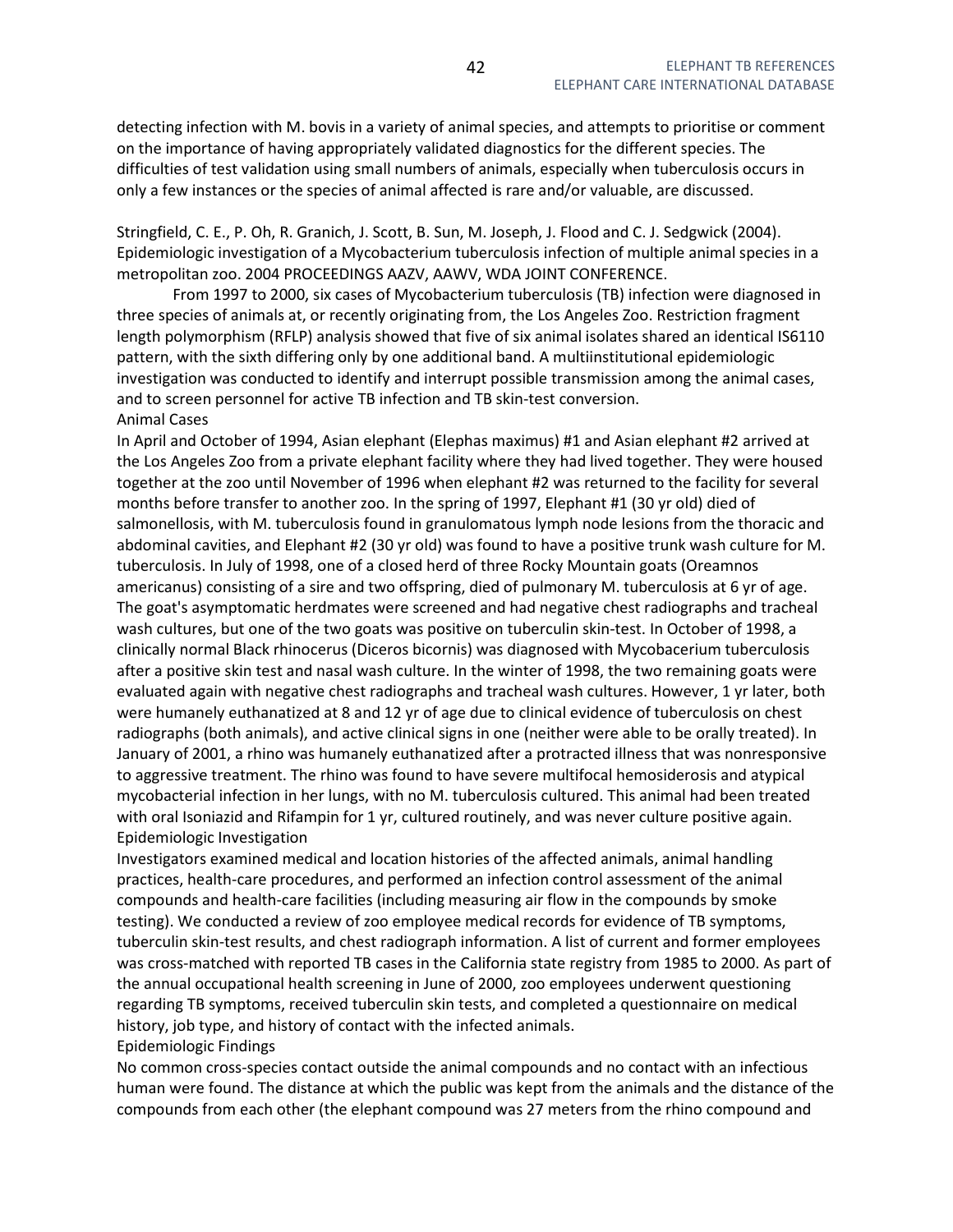detecting infection with M. bovis in a variety of animal species, and attempts to prioritise or comment on the importance of having appropriately validated diagnostics for the different species. The difficulties of test validation using small numbers of animals, especially when tuberculosis occurs in only a few instances or the species of animal affected is rare and/or valuable, are discussed.

Stringfield, C. E., P. Oh, R. Granich, J. Scott, B. Sun, M. Joseph, J. Flood and C. J. Sedgwick (2004). Epidemiologic investigation of a Mycobacterium tuberculosis infection of multiple animal species in a metropolitan zoo. 2004 PROCEEDINGS AAZV, AAWV, WDA JOINT CONFERENCE.

From 1997 to 2000, six cases of Mycobacterium tuberculosis (TB) infection were diagnosed in three species of animals at, or recently originating from, the Los Angeles Zoo. Restriction fragment length polymorphism (RFLP) analysis showed that five of six animal isolates shared an identical IS6110 pattern, with the sixth differing only by one additional band. A multiinstitutional epidemiologic investigation was conducted to identify and interrupt possible transmission among the animal cases, and to screen personnel for active TB infection and TB skin-test conversion.

Animal Cases

In April and October of 1994, Asian elephant (Elephas maximus) #1 and Asian elephant #2 arrived at the Los Angeles Zoo from a private elephant facility where they had lived together. They were housed together at the zoo until November of 1996 when elephant #2 was returned to the facility for several months before transfer to another zoo. In the spring of 1997, Elephant #1 (30 yr old) died of salmonellosis, with M. tuberculosis found in granulomatous lymph node lesions from the thoracic and abdominal cavities, and Elephant #2 (30 yr old) was found to have a positive trunk wash culture for M. tuberculosis. In July of 1998, one of a closed herd of three Rocky Mountain goats (Oreamnos americanus) consisting of a sire and two offspring, died of pulmonary M. tuberculosis at 6 yr of age. The goat's asymptomatic herdmates were screened and had negative chest radiographs and tracheal wash cultures, but one of the two goats was positive on tuberculin skin-test. In October of 1998, a clinically normal Black rhinocerus (Diceros bicornis) was diagnosed with Mycobacerium tuberculosis after a positive skin test and nasal wash culture. In the winter of 1998, the two remaining goats were evaluated again with negative chest radiographs and tracheal wash cultures. However, 1 yr later, both were humanely euthanatized at 8 and 12 yr of age due to clinical evidence of tuberculosis on chest radiographs (both animals), and active clinical signs in one (neither were able to be orally treated). In January of 2001, a rhino was humanely euthanatized after a protracted illness that was nonresponsive to aggressive treatment. The rhino was found to have severe multifocal hemosiderosis and atypical mycobacterial infection in her lungs, with no M. tuberculosis cultured. This animal had been treated with oral Isoniazid and Rifampin for 1 yr, cultured routinely, and was never culture positive again.

Epidemiologic Investigation

Investigators examined medical and location histories of the affected animals, animal handling practices, health-care procedures, and performed an infection control assessment of the animal compounds and health-care facilities (including measuring air flow in the compounds by smoke testing). We conducted a review of zoo employee medical records for evidence of TB symptoms, tuberculin skin-test results, and chest radiograph information. A list of current and former employees was cross-matched with reported TB cases in the California state registry from 1985 to 2000. As part of the annual occupational health screening in June of 2000, zoo employees underwent questioning regarding TB symptoms, received tuberculin skin tests, and completed a questionnaire on medical history, job type, and history of contact with the infected animals.

Epidemiologic Findings

No common cross-species contact outside the animal compounds and no contact with an infectious human were found. The distance at which the public was kept from the animals and the distance of the compounds from each other (the elephant compound was 27 meters from the rhino compound and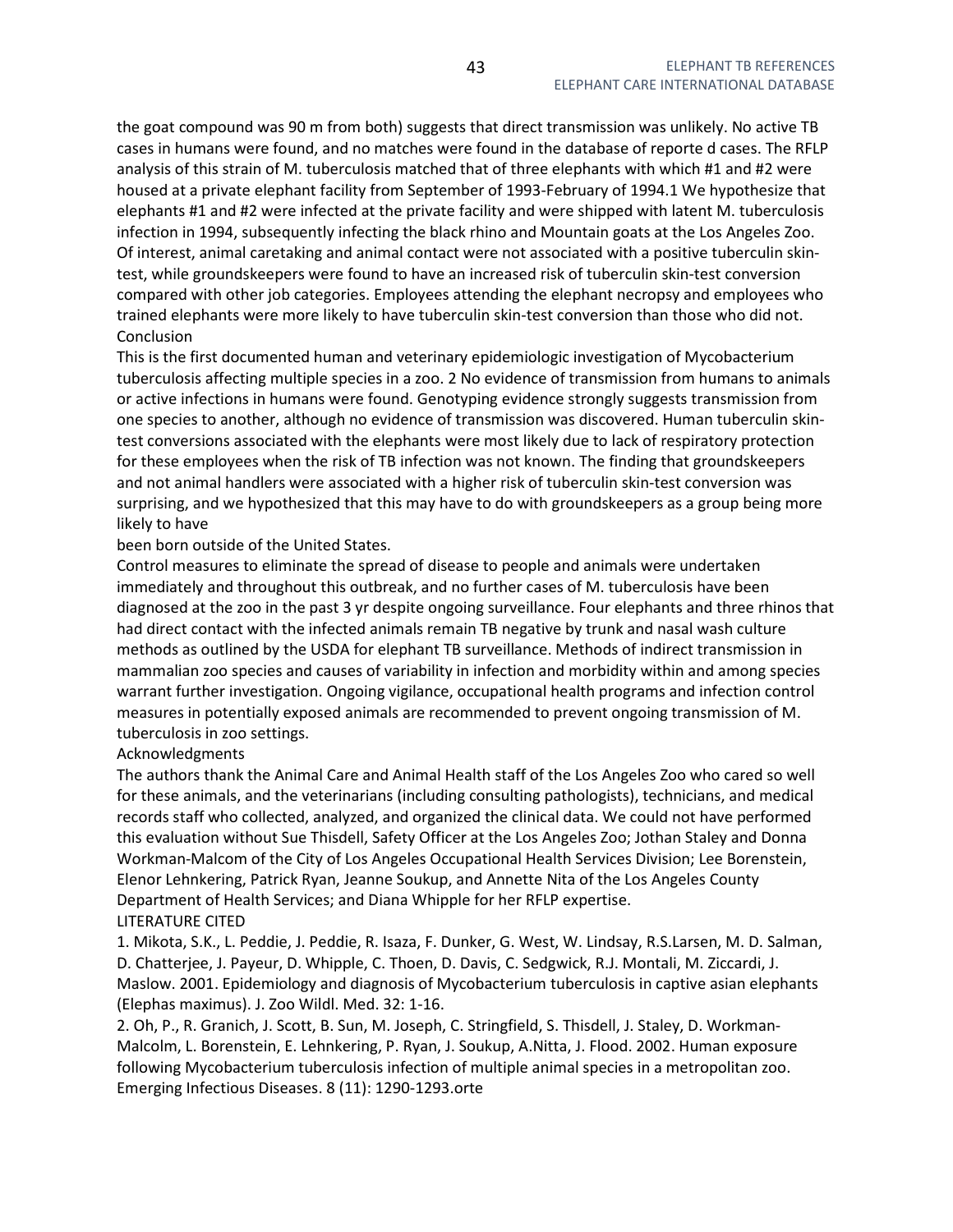the goat compound was 90 m from both) suggests that direct transmission was unlikely. No active TB cases in humans were found, and no matches were found in the database of reporte d cases. The RFLP analysis of this strain of M. tuberculosis matched that of three elephants with which #1 and #2 were housed at a private elephant facility from September of 1993-February of 1994.1 We hypothesize that elephants #1 and #2 were infected at the private facility and were shipped with latent M. tuberculosis infection in 1994, subsequently infecting the black rhino and Mountain goats at the Los Angeles Zoo. Of interest, animal caretaking and animal contact were not associated with a positive tuberculin skin-test, while groundskeepers were found to have an increased risk of tuberculin skin-test conversion compared with other job categories. Employees attending the elephant necropsy and employees who trained elephants were more likely to have tuberculin skin-test conversion than those who did not.

Conclusion

This is the first documented human and veterinary epidemiologic investigation of Mycobacterium tuberculosis affecting multiple species in a zoo. 2 No evidence of transmission from humans to animals or active infections in humans were found. Genotyping evidence strongly suggests transmission from one species to another, although no evidence of transmission was discovered. Human tuberculin skin-test conversions associated with the elephants were most likely due to lack of respiratory protection for these employees when the risk of TB infection was not known. The finding that groundskeepers and not animal handlers were associated with a higher risk of tuberculin skin-test conversion was surprising, and we hypothesized that this may have to do with groundskeepers as a group being more likely to have
been born outside of the United States.

Control measures to eliminate the spread of disease to people and animals were undertaken immediately and throughout this outbreak, and no further cases of M. tuberculosis have been diagnosed at the zoo in the past 3 yr despite ongoing surveillance. Four elephants and three rhinos that had direct contact with the infected animals remain TB negative by trunk and nasal wash culture methods as outlined by the USDA for elephant TB surveillance. Methods of indirect transmission in mammalian zoo species and causes of variability in infection and morbidity within and among species warrant further investigation. Ongoing vigilance, occupational health programs and infection control measures in potentially exposed animals are recommended to prevent ongoing transmission of M. tuberculosis in zoo settings.

Acknowledgments

The authors thank the Animal Care and Animal Health staff of the Los Angeles Zoo who cared so well for these animals, and the veterinarians (including consulting pathologists), technicians, and medical records staff who collected, analyzed, and organized the clinical data. We could not have performed this evaluation without Sue Thisdell, Safety Officer at the Los Angeles Zoo; Jothan Staley and Donna Workman-Malcom of the City of Los Angeles Occupational Health Services Division; Lee Borenstein, Elenor Lehnkering, Patrick Ryan, Jeanne Soukup, and Annette Nita of the Los Angeles County Department of Health Services; and Diana Whipple for her RFLP expertise.

LITERATURE CITED

1. Mikota, S.K., L. Peddie, J. Peddie, R. Isaza, F. Dunker, G. West, W. Lindsay, R.S.Larsen, M. D. Salman, D. Chatterjee, J. Payeur, D. Whipple, C. Thoen, D. Davis, C. Sedgwick, R.J. Montali, M. Ziccardi, J. Maslow. 2001. Epidemiology and diagnosis of Mycobacterium tuberculosis in captive asian elephants (Elephas maximus). J. Zoo Wildl. Med. 32: 1-16.
2. Oh, P., R. Granich, J. Scott, B. Sun, M. Joseph, C. Stringfield, S. Thisdell, J. Staley, D. Workman-Malcolm, L. Borenstein, E. Lehnkering, P. Ryan, J. Soukup, A.Nitta, J. Flood. 2002. Human exposure following Mycobacterium tuberculosis infection of multiple animal species in a metropolitan zoo. Emerging Infectious Diseases. 8 (11): 1290-1293.orte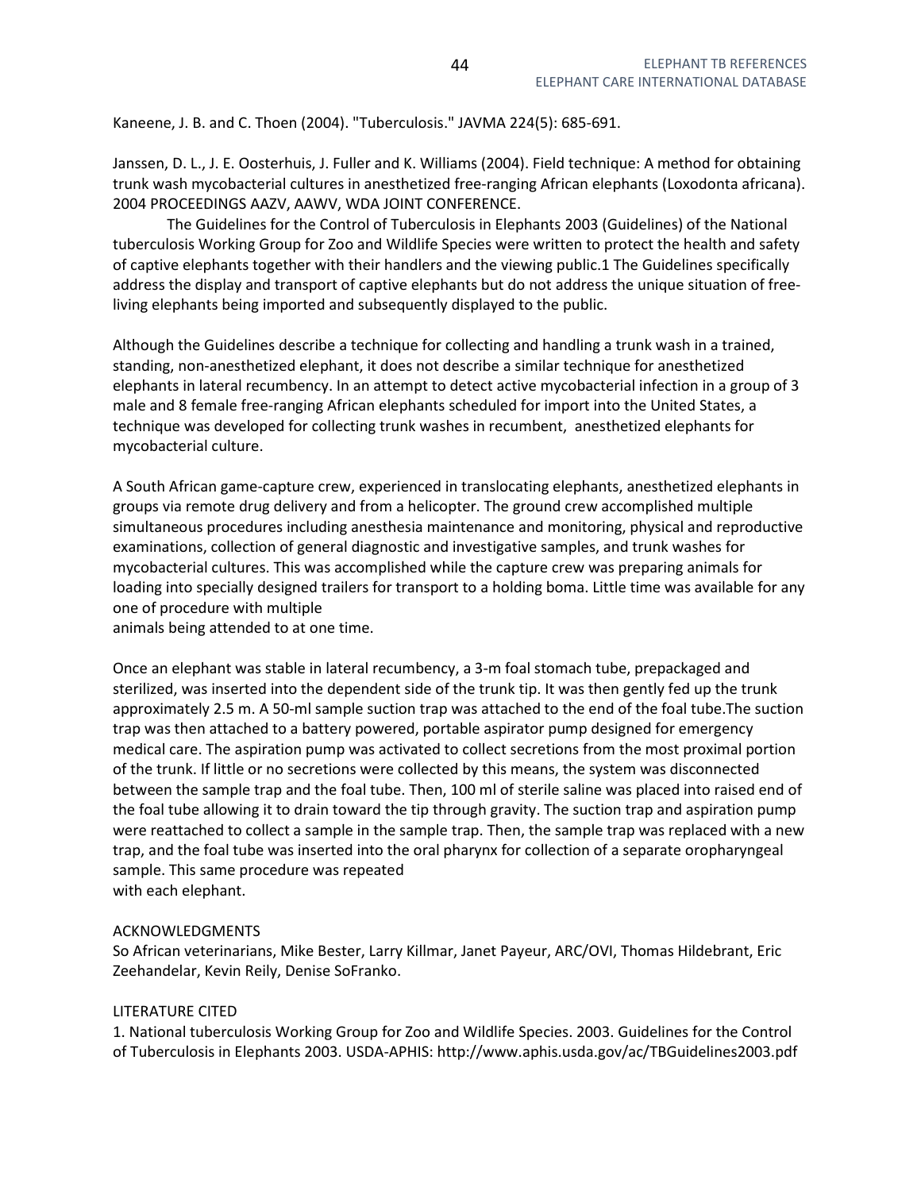Kaneene, J. B. and C. Thoen (2004). "Tuberculosis." JAVMA 224(5): 685-691.

Janssen, D. L., J. E. Oosterhuis, J. Fuller and K. Williams (2004). Field technique: A method for obtaining trunk wash mycobacterial cultures in anesthetized free-ranging African elephants (Loxodonta africana). 2004 PROCEEDINGS AAZV, AAWV, WDA JOINT CONFERENCE.

The Guidelines for the Control of Tuberculosis in Elephants 2003 (Guidelines) of the National tuberculosis Working Group for Zoo and Wildlife Species were written to protect the health and safety of captive elephants together with their handlers and the viewing public.1 The Guidelines specifically address the display and transport of captive elephants but do not address the unique situation of free-living elephants being imported and subsequently displayed to the public.

Although the Guidelines describe a technique for collecting and handling a trunk wash in a trained, standing, non-anesthetized elephant, it does not describe a similar technique for anesthetized elephants in lateral recumbency. In an attempt to detect active mycobacterial infection in a group of 3 male and 8 female free-ranging African elephants scheduled for import into the United States, a technique was developed for collecting trunk washes in recumbent, anesthetized elephants for mycobacterial culture.

A South African game-capture crew, experienced in translocating elephants, anesthetized elephants in groups via remote drug delivery and from a helicopter. The ground crew accomplished multiple simultaneous procedures including anesthesia maintenance and monitoring, physical and reproductive examinations, collection of general diagnostic and investigative samples, and trunk washes for mycobacterial cultures. This was accomplished while the capture crew was preparing animals for loading into specially designed trailers for transport to a holding boma. Little time was available for any one of procedure with multiple animals being attended to at one time.

Once an elephant was stable in lateral recumbency, a 3-m foal stomach tube, prepackaged and sterilized, was inserted into the dependent side of the trunk tip. It was then gently fed up the trunk approximately 2.5 m. A 50-ml sample suction trap was attached to the end of the foal tube.The suction trap was then attached to a battery powered, portable aspirator pump designed for emergency medical care. The aspiration pump was activated to collect secretions from the most proximal portion of the trunk. If little or no secretions were collected by this means, the system was disconnected between the sample trap and the foal tube. Then, 100 ml of sterile saline was placed into raised end of the foal tube allowing it to drain toward the tip through gravity. The suction trap and aspiration pump were reattached to collect a sample in the sample trap. Then, the sample trap was replaced with a new trap, and the foal tube was inserted into the oral pharynx for collection of a separate oropharyngeal sample. This same procedure was repeated with each elephant.

ACKNOWLEDGMENTS

So African veterinarians, Mike Bester, Larry Killmar, Janet Payeur, ARC/OVI, Thomas Hildebrant, Eric Zeehandelar, Kevin Reily, Denise SoFranko.

LITERATURE CITED

1. National tuberculosis Working Group for Zoo and Wildlife Species. 2003. Guidelines for the Control of Tuberculosis in Elephants 2003. USDA-APHIS: http://www.aphis.usda.gov/ac/TBGuidelines2003.pdf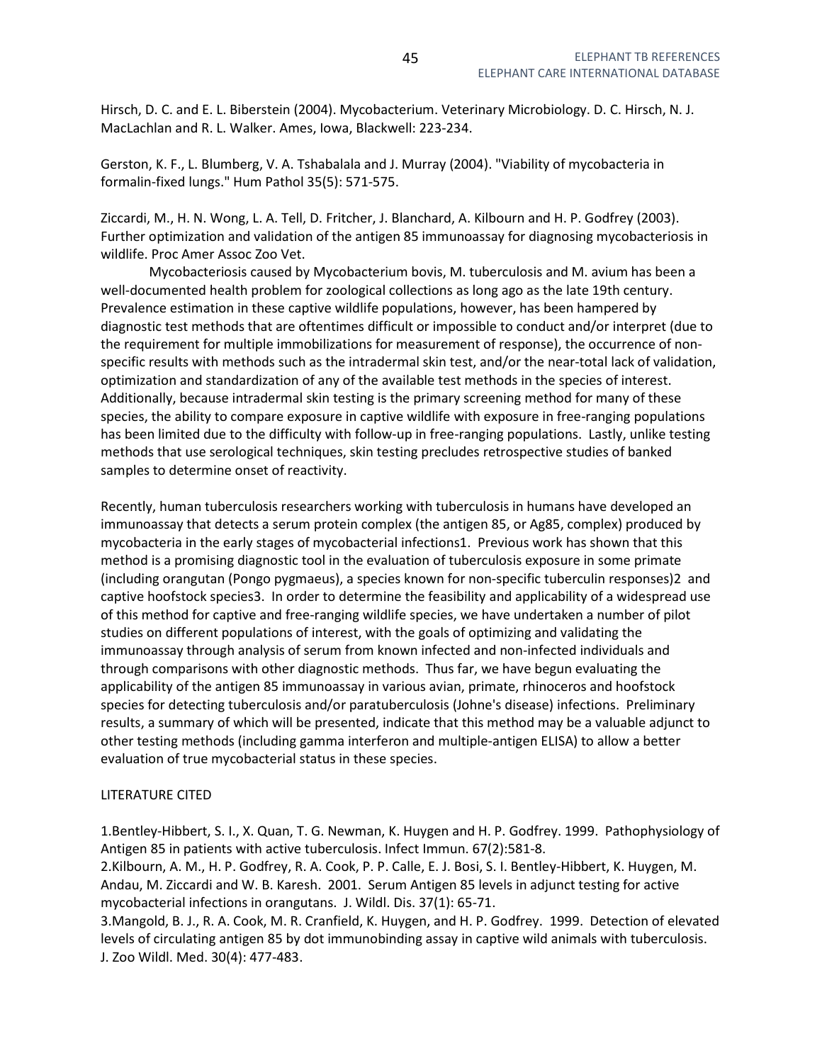Hirsch, D. C. and E. L. Biberstein (2004). Mycobacterium. Veterinary Microbiology. D. C. Hirsch, N. J. MacLachlan and R. L. Walker. Ames, Iowa, Blackwell: 223-234.

Gerston, K. F., L. Blumberg, V. A. Tshabalala and J. Murray (2004). "Viability of mycobacteria in formalin-fixed lungs." Hum Pathol 35(5): 571-575.

Ziccardi, M., H. N. Wong, L. A. Tell, D. Fritcher, J. Blanchard, A. Kilbourn and H. P. Godfrey (2003). Further optimization and validation of the antigen 85 immunoassay for diagnosing mycobacteriosis in wildlife. Proc Amer Assoc Zoo Vet.

Mycobacteriosis caused by Mycobacterium bovis, M. tuberculosis and M. avium has been a well-documented health problem for zoological collections as long ago as the late 19th century. Prevalence estimation in these captive wildlife populations, however, has been hampered by diagnostic test methods that are oftentimes difficult or impossible to conduct and/or interpret (due to the requirement for multiple immobilizations for measurement of response), the occurrence of non-specific results with methods such as the intradermal skin test, and/or the near-total lack of validation, optimization and standardization of any of the available test methods in the species of interest. Additionally, because intradermal skin testing is the primary screening method for many of these species, the ability to compare exposure in captive wildlife with exposure in free-ranging populations has been limited due to the difficulty with follow-up in free-ranging populations. Lastly, unlike testing methods that use serological techniques, skin testing precludes retrospective studies of banked samples to determine onset of reactivity.

Recently, human tuberculosis researchers working with tuberculosis in humans have developed an immunoassay that detects a serum protein complex (the antigen 85, or Ag85, complex) produced by mycobacteria in the early stages of mycobacterial infections[1]. Previous work has shown that this method is a promising diagnostic tool in the evaluation of tuberculosis exposure in some primate (including orangutan (Pongo pygmaeus), a species known for non-specific tuberculin responses)[2] and captive hoofstock species[3]. In order to determine the feasibility and applicability of a widespread use of this method for captive and free-ranging wildlife species, we have undertaken a number of pilot studies on different populations of interest, with the goals of optimizing and validating the immunoassay through analysis of serum from known infected and non-infected individuals and through comparisons with other diagnostic methods. Thus far, we have begun evaluating the applicability of the antigen 85 immunoassay in various avian, primate, rhinoceros and hoofstock species for detecting tuberculosis and/or paratuberculosis (Johne's disease) infections. Preliminary results, a summary of which will be presented, indicate that this method may be a valuable adjunct to other testing methods (including gamma interferon and multiple-antigen ELISA) to allow a better evaluation of true mycobacterial status in these species.

LITERATURE CITED

1. Bentley-Hibbert, S. I., X. Quan, T. G. Newman, K. Huygen and H. P. Godfrey. 1999. Pathophysiology of Antigen 85 in patients with active tuberculosis. Infect Immun. 67(2):581-8.
2. Kilbourn, A. M., H. P. Godfrey, R. A. Cook, P. P. Calle, E. J. Bosi, S. I. Bentley-Hibbert, K. Huygen, M. Andau, M. Ziccardi and W. B. Karesh. 2001. Serum Antigen 85 levels in adjunct testing for active mycobacterial infections in orangutans. J. Wildl. Dis. 37(1): 65-71.
3. Mangold, B. J., R. A. Cook, M. R. Cranfield, K. Huygen, and H. P. Godfrey. 1999. Detection of elevated levels of circulating antigen 85 by dot immunobinding assay in captive wild animals with tuberculosis. J. Zoo Wildl. Med. 30(4): 477-483.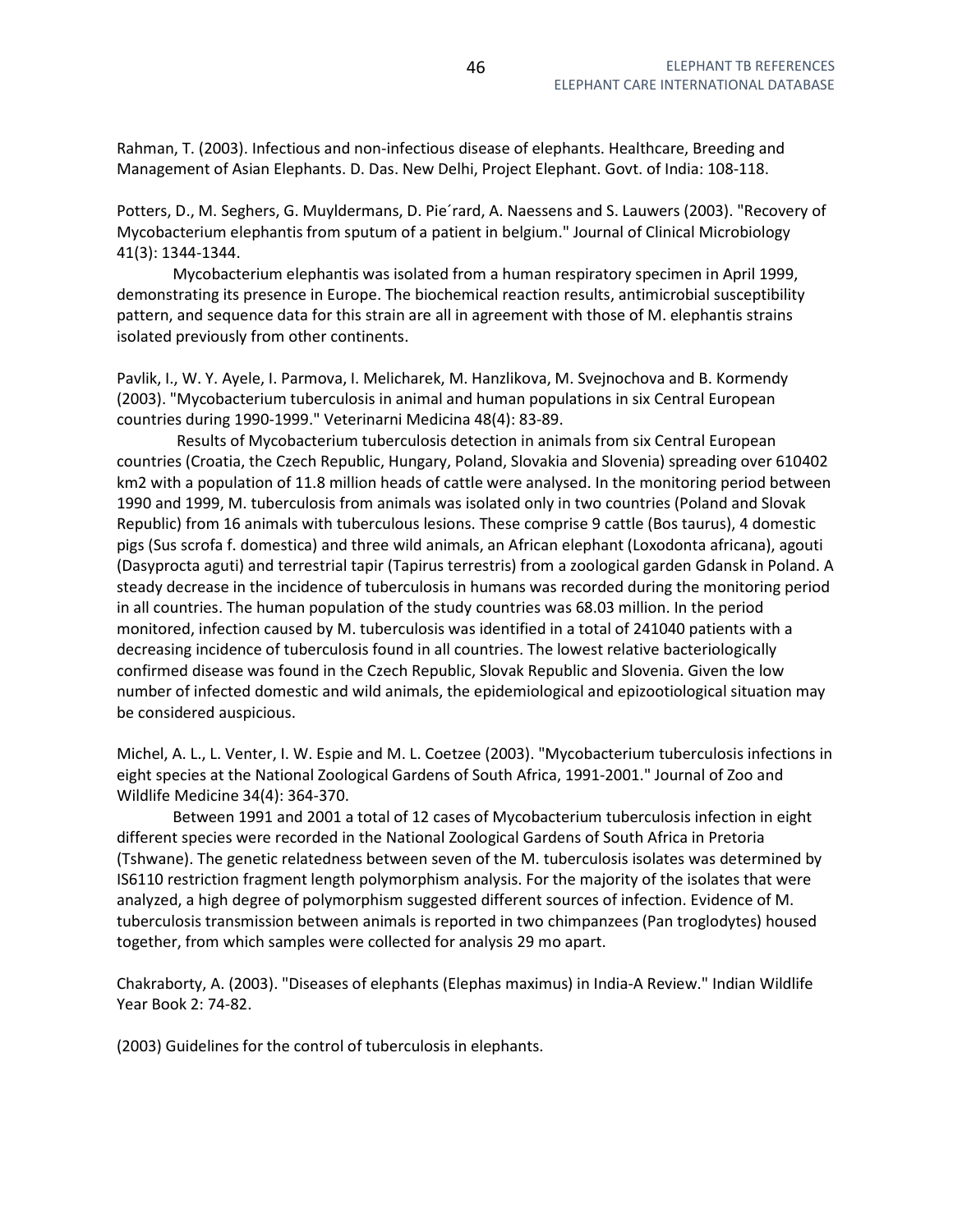Rahman, T. (2003). Infectious and non-infectious disease of elephants. Healthcare, Breeding and Management of Asian Elephants. D. Das. New Delhi, Project Elephant. Govt. of India: 108-118.

Potters, D., M. Seghers, G. Muyldermans, D. Pie´rard, A. Naessens and S. Lauwers (2003). "Recovery of Mycobacterium elephantis from sputum of a patient in belgium." Journal of Clinical Microbiology 41(3): 1344-1344.

Mycobacterium elephantis was isolated from a human respiratory specimen in April 1999, demonstrating its presence in Europe. The biochemical reaction results, antimicrobial susceptibility pattern, and sequence data for this strain are all in agreement with those of M. elephantis strains isolated previously from other continents.

Pavlik, I., W. Y. Ayele, I. Parmova, I. Melicharek, M. Hanzlikova, M. Svejnochova and B. Kormendy (2003). "Mycobacterium tuberculosis in animal and human populations in six Central European countries during 1990-1999." Veterinarni Medicina 48(4): 83-89.

Results of Mycobacterium tuberculosis detection in animals from six Central European countries (Croatia, the Czech Republic, Hungary, Poland, Slovakia and Slovenia) spreading over 610402 km2 with a population of 11.8 million heads of cattle were analysed. In the monitoring period between 1990 and 1999, M. tuberculosis from animals was isolated only in two countries (Poland and Slovak Republic) from 16 animals with tuberculous lesions. These comprise 9 cattle (Bos taurus), 4 domestic pigs (Sus scrofa f. domestica) and three wild animals, an African elephant (Loxodonta africana), agouti (Dasyprocta aguti) and terrestrial tapir (Tapirus terrestris) from a zoological garden Gdansk in Poland. A steady decrease in the incidence of tuberculosis in humans was recorded during the monitoring period in all countries. The human population of the study countries was 68.03 million. In the period monitored, infection caused by M. tuberculosis was identified in a total of 241040 patients with a decreasing incidence of tuberculosis found in all countries. The lowest relative bacteriologically confirmed disease was found in the Czech Republic, Slovak Republic and Slovenia. Given the low number of infected domestic and wild animals, the epidemiological and epizootiological situation may be considered auspicious.

Michel, A. L., L. Venter, I. W. Espie and M. L. Coetzee (2003). "Mycobacterium tuberculosis infections in eight species at the National Zoological Gardens of South Africa, 1991-2001." Journal of Zoo and Wildlife Medicine 34(4): 364-370.

Between 1991 and 2001 a total of 12 cases of Mycobacterium tuberculosis infection in eight different species were recorded in the National Zoological Gardens of South Africa in Pretoria (Tshwane). The genetic relatedness between seven of the M. tuberculosis isolates was determined by IS6110 restriction fragment length polymorphism analysis. For the majority of the isolates that were analyzed, a high degree of polymorphism suggested different sources of infection. Evidence of M. tuberculosis transmission between animals is reported in two chimpanzees (Pan troglodytes) housed together, from which samples were collected for analysis 29 mo apart.

Chakraborty, A. (2003). "Diseases of elephants (Elephas maximus) in India-A Review." Indian Wildlife Year Book 2: 74-82.

(2003) Guidelines for the control of tuberculosis in elephants.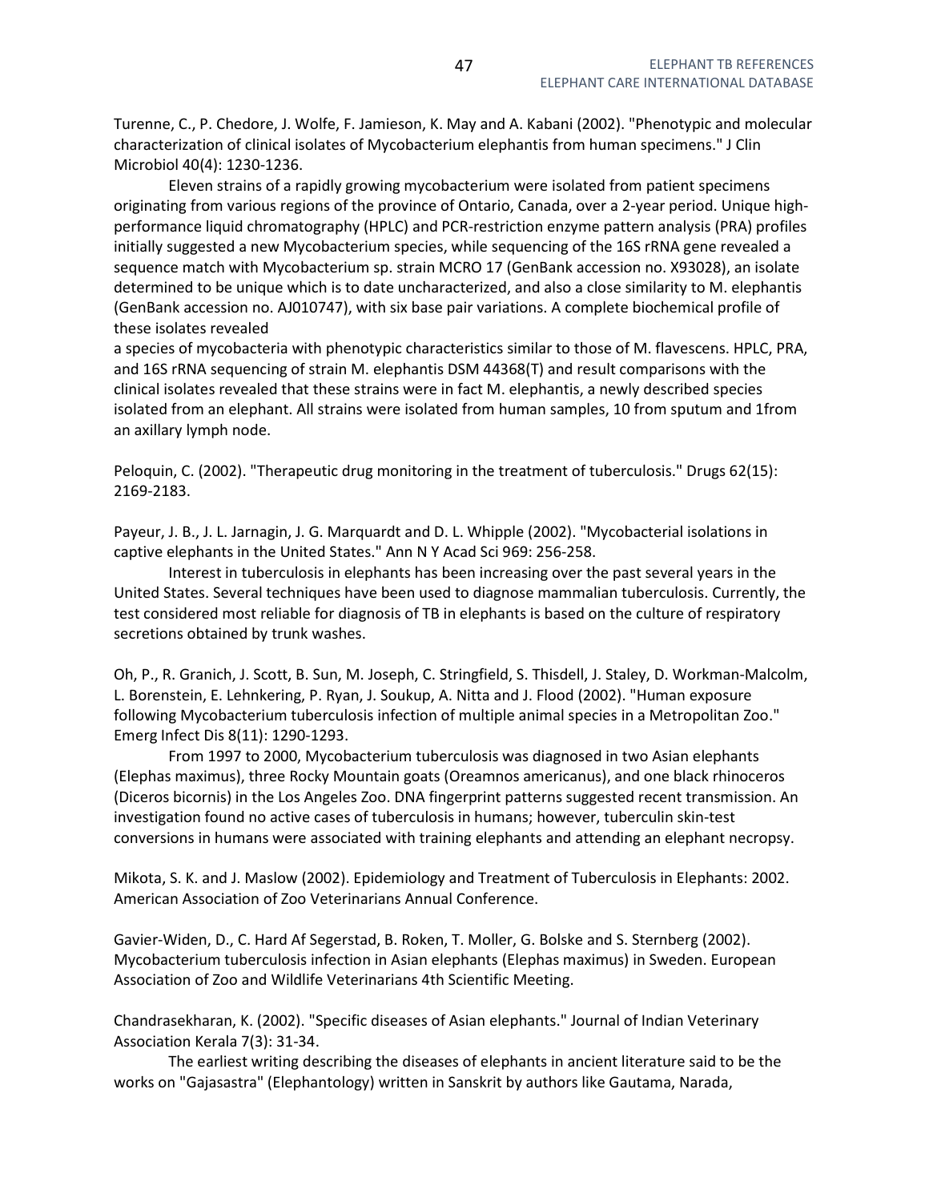Turenne, C., P. Chedore, J. Wolfe, F. Jamieson, K. May and A. Kabani (2002). "Phenotypic and molecular characterization of clinical isolates of Mycobacterium elephantis from human specimens." J Clin Microbiol 40(4): 1230-1236.

Eleven strains of a rapidly growing mycobacterium were isolated from patient specimens originating from various regions of the province of Ontario, Canada, over a 2-year period. Unique high-performance liquid chromatography (HPLC) and PCR-restriction enzyme pattern analysis (PRA) profiles initially suggested a new Mycobacterium species, while sequencing of the 16S rRNA gene revealed a sequence match with Mycobacterium sp. strain MCRO 17 (GenBank accession no. X93028), an isolate determined to be unique which is to date uncharacterized, and also a close similarity to M. elephantis (GenBank accession no. AJ010747), with six base pair variations. A complete biochemical profile of these isolates revealed
a species of mycobacteria with phenotypic characteristics similar to those of M. flavescens. HPLC, PRA, and 16S rRNA sequencing of strain M. elephantis DSM 44368(T) and result comparisons with the clinical isolates revealed that these strains were in fact M. elephantis, a newly described species isolated from an elephant. All strains were isolated from human samples, 10 from sputum and 1from an axillary lymph node.

Peloquin, C. (2002). "Therapeutic drug monitoring in the treatment of tuberculosis." Drugs 62(15): 2169-2183.

Payeur, J. B., J. L. Jarnagin, J. G. Marquardt and D. L. Whipple (2002). "Mycobacterial isolations in captive elephants in the United States." Ann N Y Acad Sci 969: 256-258.

Interest in tuberculosis in elephants has been increasing over the past several years in the United States. Several techniques have been used to diagnose mammalian tuberculosis. Currently, the test considered most reliable for diagnosis of TB in elephants is based on the culture of respiratory secretions obtained by trunk washes.

Oh, P., R. Granich, J. Scott, B. Sun, M. Joseph, C. Stringfield, S. Thisdell, J. Staley, D. Workman-Malcolm, L. Borenstein, E. Lehnkering, P. Ryan, J. Soukup, A. Nitta and J. Flood (2002). "Human exposure following Mycobacterium tuberculosis infection of multiple animal species in a Metropolitan Zoo." Emerg Infect Dis 8(11): 1290-1293.

From 1997 to 2000, Mycobacterium tuberculosis was diagnosed in two Asian elephants (Elephas maximus), three Rocky Mountain goats (Oreamnos americanus), and one black rhinoceros (Diceros bicornis) in the Los Angeles Zoo. DNA fingerprint patterns suggested recent transmission. An investigation found no active cases of tuberculosis in humans; however, tuberculin skin-test conversions in humans were associated with training elephants and attending an elephant necropsy.

Mikota, S. K. and J. Maslow (2002). Epidemiology and Treatment of Tuberculosis in Elephants: 2002. American Association of Zoo Veterinarians Annual Conference.

Gavier-Widen, D., C. Hard Af Segerstad, B. Roken, T. Moller, G. Bolske and S. Sternberg (2002). Mycobacterium tuberculosis infection in Asian elephants (Elephas maximus) in Sweden. European Association of Zoo and Wildlife Veterinarians 4th Scientific Meeting.

Chandrasekharan, K. (2002). "Specific diseases of Asian elephants." Journal of Indian Veterinary Association Kerala 7(3): 31-34.

The earliest writing describing the diseases of elephants in ancient literature said to be the works on "Gajasastra" (Elephantology) written in Sanskrit by authors like Gautama, Narada,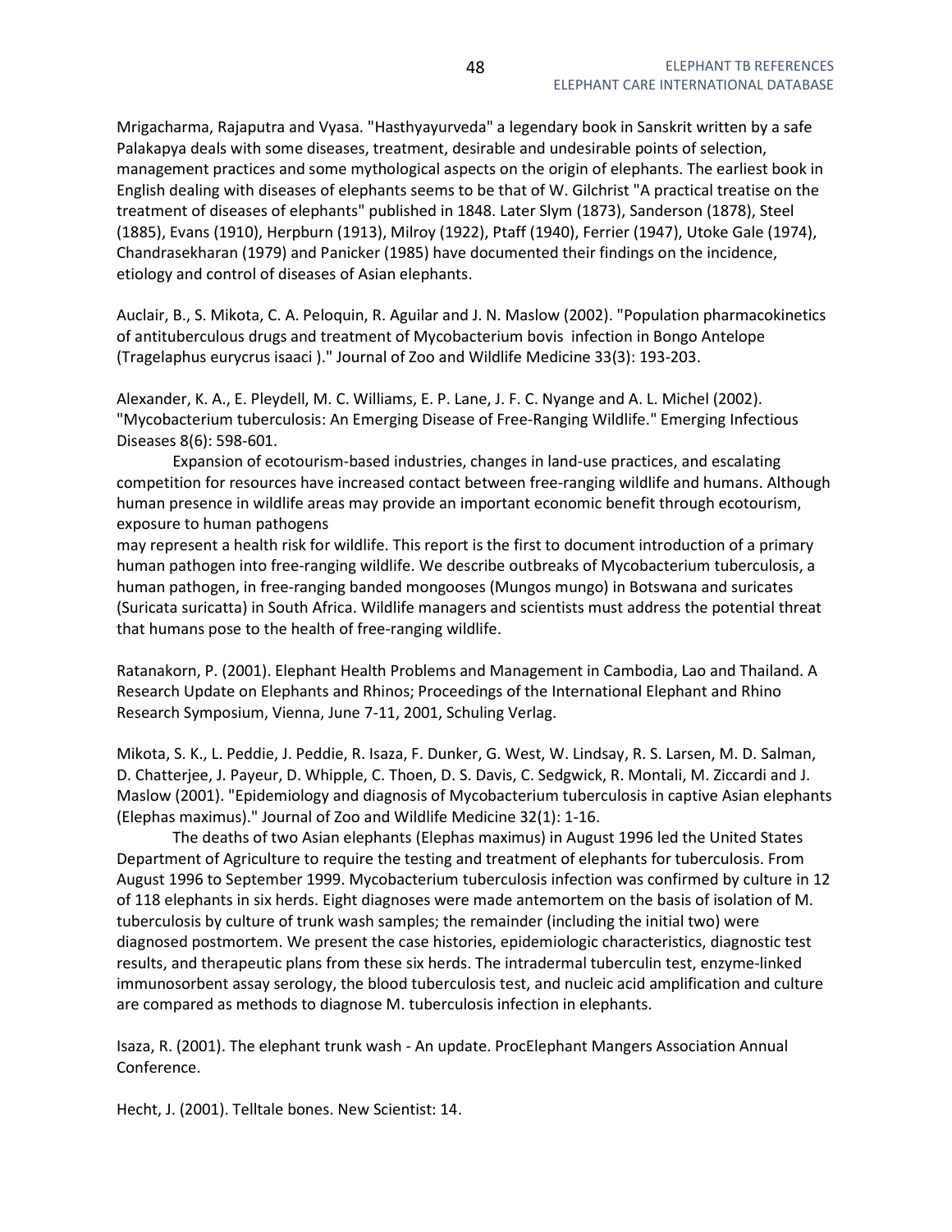Mrigacharma, Rajaputra and Vyasa. "Hasthyayurveda" a legendary book in Sanskrit written by a safe Palakapya deals with some diseases, treatment, desirable and undesirable points of selection, management practices and some mythological aspects on the origin of elephants. The earliest book in English dealing with diseases of elephants seems to be that of W. Gilchrist "A practical treatise on the treatment of diseases of elephants" published in 1848. Later Slym (1873), Sanderson (1878), Steel (1885), Evans (1910), Herpburn (1913), Milroy (1922), Ptaff (1940), Ferrier (1947), Utoke Gale (1974), Chandrasekharan (1979) and Panicker (1985) have documented their findings on the incidence, etiology and control of diseases of Asian elephants.

Auclair, B., S. Mikota, C. A. Peloquin, R. Aguilar and J. N. Maslow (2002). "Population pharmacokinetics of antituberculous drugs and treatment of Mycobacterium bovis infection in Bongo Antelope (Tragelaphus eurycrus isaaci )." Journal of Zoo and Wildlife Medicine 33(3): 193-203.

Alexander, K. A., E. Pleydell, M. C. Williams, E. P. Lane, J. F. C. Nyange and A. L. Michel (2002). "Mycobacterium tuberculosis: An Emerging Disease of Free-Ranging Wildlife." Emerging Infectious Diseases 8(6): 598-601.

Expansion of ecotourism-based industries, changes in land-use practices, and escalating competition for resources have increased contact between free-ranging wildlife and humans. Although human presence in wildlife areas may provide an important economic benefit through ecotourism, exposure to human pathogens may represent a health risk for wildlife. This report is the first to document introduction of a primary human pathogen into free-ranging wildlife. We describe outbreaks of Mycobacterium tuberculosis, a human pathogen, in free-ranging banded mongooses (Mungos mungo) in Botswana and suricates (Suricata suricatta) in South Africa. Wildlife managers and scientists must address the potential threat that humans pose to the health of free-ranging wildlife.

Ratanakorn, P. (2001). Elephant Health Problems and Management in Cambodia, Lao and Thailand. A Research Update on Elephants and Rhinos; Proceedings of the International Elephant and Rhino Research Symposium, Vienna, June 7-11, 2001, Schuling Verlag.

Mikota, S. K., L. Peddie, J. Peddie, R. Isaza, F. Dunker, G. West, W. Lindsay, R. S. Larsen, M. D. Salman, D. Chatterjee, J. Payeur, D. Whipple, C. Thoen, D. S. Davis, C. Sedgwick, R. Montali, M. Ziccardi and J. Maslow (2001). "Epidemiology and diagnosis of Mycobacterium tuberculosis in captive Asian elephants (Elephas maximus)." Journal of Zoo and Wildlife Medicine 32(1): 1-16.

The deaths of two Asian elephants (Elephas maximus) in August 1996 led the United States Department of Agriculture to require the testing and treatment of elephants for tuberculosis. From August 1996 to September 1999. Mycobacterium tuberculosis infection was confirmed by culture in 12 of 118 elephants in six herds. Eight diagnoses were made antemortem on the basis of isolation of M. tuberculosis by culture of trunk wash samples; the remainder (including the initial two) were diagnosed postmortem. We present the case histories, epidemiologic characteristics, diagnostic test results, and therapeutic plans from these six herds. The intradermal tuberculin test, enzyme-linked immunosorbent assay serology, the blood tuberculosis test, and nucleic acid amplification and culture are compared as methods to diagnose M. tuberculosis infection in elephants.

Isaza, R. (2001). The elephant trunk wash - An update. ProcElephant Mangers Association Annual Conference.

Hecht, J. (2001). Telltale bones. New Scientist: 14.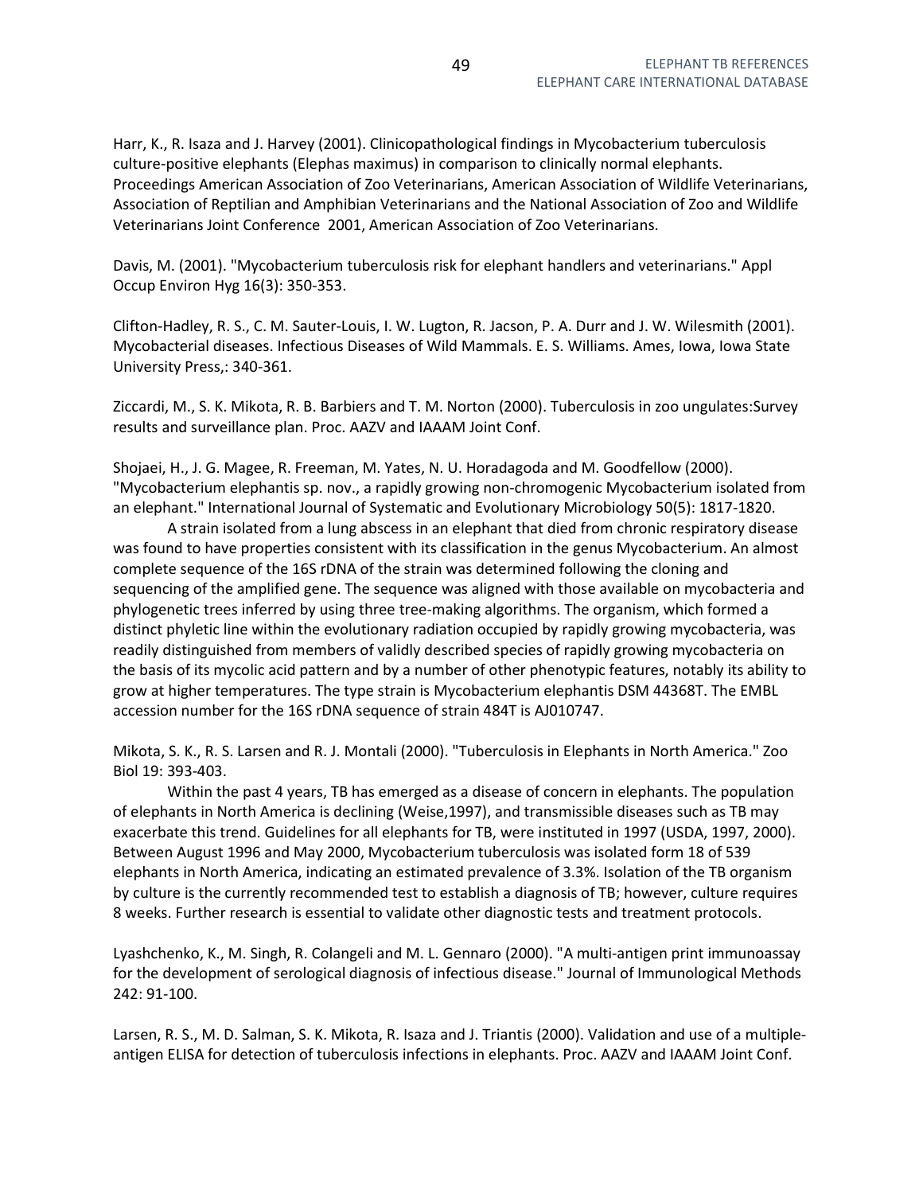Harr, K., R. Isaza and J. Harvey (2001). Clinicopathological findings in Mycobacterium tuberculosis culture-positive elephants (Elephas maximus) in comparison to clinically normal elephants. Proceedings American Association of Zoo Veterinarians, American Association of Wildlife Veterinarians, Association of Reptilian and Amphibian Veterinarians and the National Association of Zoo and Wildlife Veterinarians Joint Conference 2001, American Association of Zoo Veterinarians.

Davis, M. (2001). "Mycobacterium tuberculosis risk for elephant handlers and veterinarians." Appl Occup Environ Hyg 16(3): 350-353.

Clifton-Hadley, R. S., C. M. Sauter-Louis, I. W. Lugton, R. Jacson, P. A. Durr and J. W. Wilesmith (2001). Mycobacterial diseases. Infectious Diseases of Wild Mammals. E. S. Williams. Ames, Iowa, Iowa State University Press,: 340-361.

Ziccardi, M., S. K. Mikota, R. B. Barbiers and T. M. Norton (2000). Tuberculosis in zoo ungulates:Survey results and surveillance plan. Proc. AAZV and IAAAM Joint Conf.

Shojaei, H., J. G. Magee, R. Freeman, M. Yates, N. U. Horadagoda and M. Goodfellow (2000). "Mycobacterium elephantis sp. nov., a rapidly growing non-chromogenic Mycobacterium isolated from an elephant." International Journal of Systematic and Evolutionary Microbiology 50(5): 1817-1820.

A strain isolated from a lung abscess in an elephant that died from chronic respiratory disease was found to have properties consistent with its classification in the genus Mycobacterium. An almost complete sequence of the 16S rDNA of the strain was determined following the cloning and sequencing of the amplified gene. The sequence was aligned with those available on mycobacteria and phylogenetic trees inferred by using three tree-making algorithms. The organism, which formed a distinct phyletic line within the evolutionary radiation occupied by rapidly growing mycobacteria, was readily distinguished from members of validly described species of rapidly growing mycobacteria on the basis of its mycolic acid pattern and by a number of other phenotypic features, notably its ability to grow at higher temperatures. The type strain is Mycobacterium elephantis DSM 44368T. The EMBL accession number for the 16S rDNA sequence of strain 484T is AJ010747.

Mikota, S. K., R. S. Larsen and R. J. Montali (2000). "Tuberculosis in Elephants in North America." Zoo Biol 19: 393-403.

Within the past 4 years, TB has emerged as a disease of concern in elephants. The population of elephants in North America is declining (Weise,1997), and transmissible diseases such as TB may exacerbate this trend. Guidelines for all elephants for TB, were instituted in 1997 (USDA, 1997, 2000). Between August 1996 and May 2000, Mycobacterium tuberculosis was isolated form 18 of 539 elephants in North America, indicating an estimated prevalence of 3.3%. Isolation of the TB organism by culture is the currently recommended test to establish a diagnosis of TB; however, culture requires 8 weeks. Further research is essential to validate other diagnostic tests and treatment protocols.

Lyashchenko, K., M. Singh, R. Colangeli and M. L. Gennaro (2000). "A multi-antigen print immunoassay for the development of serological diagnosis of infectious disease." Journal of Immunological Methods 242: 91-100.

Larsen, R. S., M. D. Salman, S. K. Mikota, R. Isaza and J. Triantis (2000). Validation and use of a multiple-antigen ELISA for detection of tuberculosis infections in elephants. Proc. AAZV and IAAAM Joint Conf.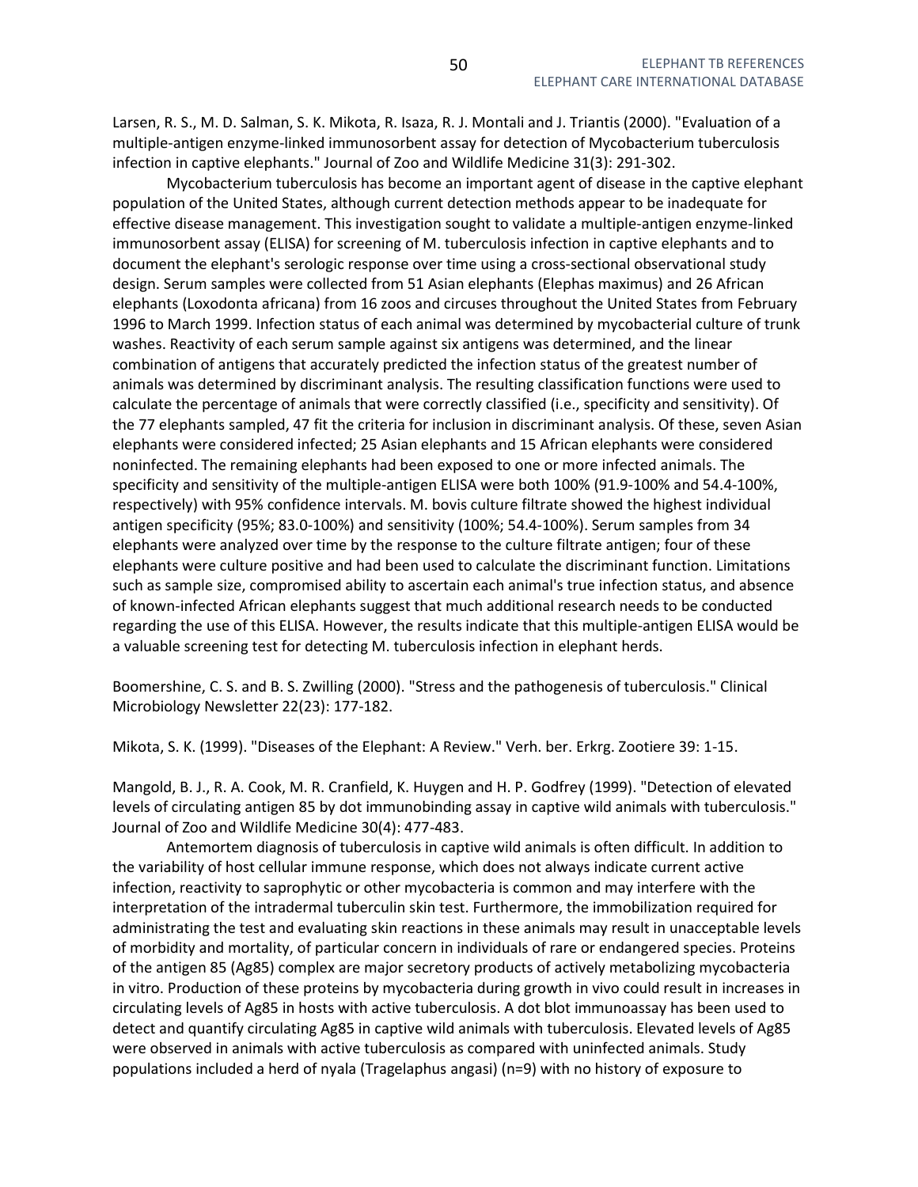Larsen, R. S., M. D. Salman, S. K. Mikota, R. Isaza, R. J. Montali and J. Triantis (2000). "Evaluation of a multiple-antigen enzyme-linked immunosorbent assay for detection of Mycobacterium tuberculosis infection in captive elephants." Journal of Zoo and Wildlife Medicine 31(3): 291-302.

Mycobacterium tuberculosis has become an important agent of disease in the captive elephant population of the United States, although current detection methods appear to be inadequate for effective disease management. This investigation sought to validate a multiple-antigen enzyme-linked immunosorbent assay (ELISA) for screening of M. tuberculosis infection in captive elephants and to document the elephant's serologic response over time using a cross-sectional observational study design. Serum samples were collected from 51 Asian elephants (Elephas maximus) and 26 African elephants (Loxodonta africana) from 16 zoos and circuses throughout the United States from February 1996 to March 1999. Infection status of each animal was determined by mycobacterial culture of trunk washes. Reactivity of each serum sample against six antigens was determined, and the linear combination of antigens that accurately predicted the infection status of the greatest number of animals was determined by discriminant analysis. The resulting classification functions were used to calculate the percentage of animals that were correctly classified (i.e., specificity and sensitivity). Of the 77 elephants sampled, 47 fit the criteria for inclusion in discriminant analysis. Of these, seven Asian elephants were considered infected; 25 Asian elephants and 15 African elephants were considered noninfected. The remaining elephants had been exposed to one or more infected animals. The specificity and sensitivity of the multiple-antigen ELISA were both 100% (91.9-100% and 54.4-100%, respectively) with 95% confidence intervals. M. bovis culture filtrate showed the highest individual antigen specificity (95%; 83.0-100%) and sensitivity (100%; 54.4-100%). Serum samples from 34 elephants were analyzed over time by the response to the culture filtrate antigen; four of these elephants were culture positive and had been used to calculate the discriminant function. Limitations such as sample size, compromised ability to ascertain each animal's true infection status, and absence of known-infected African elephants suggest that much additional research needs to be conducted regarding the use of this ELISA. However, the results indicate that this multiple-antigen ELISA would be a valuable screening test for detecting M. tuberculosis infection in elephant herds.

Boomershine, C. S. and B. S. Zwilling (2000). "Stress and the pathogenesis of tuberculosis." Clinical Microbiology Newsletter 22(23): 177-182.

Mikota, S. K. (1999). "Diseases of the Elephant: A Review." Verh. ber. Erkrg. Zootiere 39: 1-15.

Mangold, B. J., R. A. Cook, M. R. Cranfield, K. Huygen and H. P. Godfrey (1999). "Detection of elevated levels of circulating antigen 85 by dot immunobinding assay in captive wild animals with tuberculosis." Journal of Zoo and Wildlife Medicine 30(4): 477-483.

Antemortem diagnosis of tuberculosis in captive wild animals is often difficult. In addition to the variability of host cellular immune response, which does not always indicate current active infection, reactivity to saprophytic or other mycobacteria is common and may interfere with the interpretation of the intradermal tuberculin skin test. Furthermore, the immobilization required for administrating the test and evaluating skin reactions in these animals may result in unacceptable levels of morbidity and mortality, of particular concern in individuals of rare or endangered species. Proteins of the antigen 85 (Ag85) complex are major secretory products of actively metabolizing mycobacteria in vitro. Production of these proteins by mycobacteria during growth in vivo could result in increases in circulating levels of Ag85 in hosts with active tuberculosis. A dot blot immunoassay has been used to detect and quantify circulating Ag85 in captive wild animals with tuberculosis. Elevated levels of Ag85 were observed in animals with active tuberculosis as compared with uninfected animals. Study populations included a herd of nyala (Tragelaphus angasi) (n=9) with no history of exposure to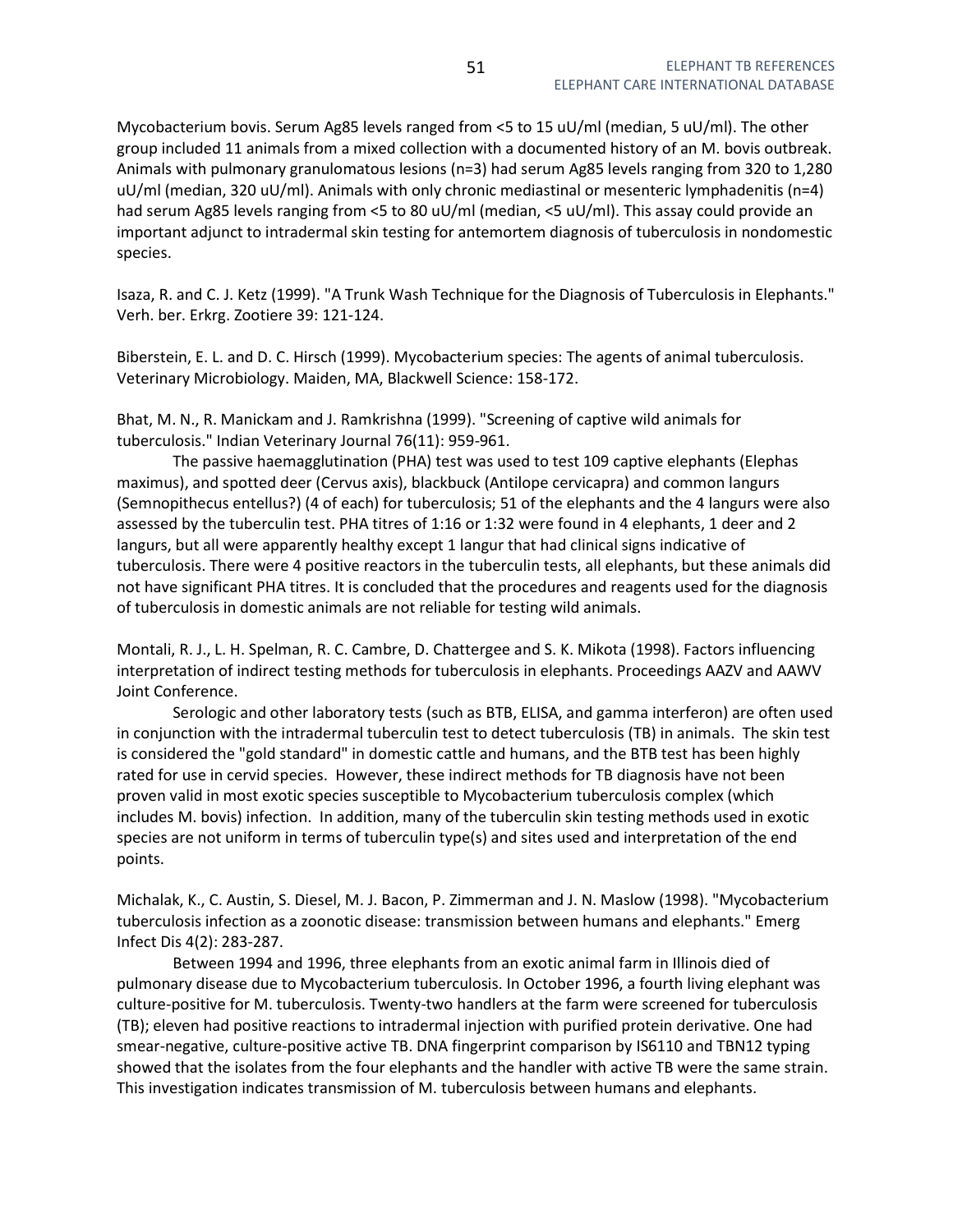Mycobacterium bovis. Serum Ag85 levels ranged from <5 to 15 uU/ml (median, 5 uU/ml). The other group included 11 animals from a mixed collection with a documented history of an M. bovis outbreak. Animals with pulmonary granulomatous lesions (n=3) had serum Ag85 levels ranging from 320 to 1,280 uU/ml (median, 320 uU/ml). Animals with only chronic mediastinal or mesenteric lymphadenitis (n=4) had serum Ag85 levels ranging from <5 to 80 uU/ml (median, <5 uU/ml). This assay could provide an important adjunct to intradermal skin testing for antemortem diagnosis of tuberculosis in nondomestic species.

Isaza, R. and C. J. Ketz (1999). "A Trunk Wash Technique for the Diagnosis of Tuberculosis in Elephants." Verh. ber. Erkrg. Zootiere 39: 121-124.

Biberstein, E. L. and D. C. Hirsch (1999). Mycobacterium species: The agents of animal tuberculosis. Veterinary Microbiology. Maiden, MA, Blackwell Science: 158-172.

Bhat, M. N., R. Manickam and J. Ramkrishna (1999). "Screening of captive wild animals for tuberculosis." Indian Veterinary Journal 76(11): 959-961.

The passive haemagglutination (PHA) test was used to test 109 captive elephants (Elephas maximus), and spotted deer (Cervus axis), blackbuck (Antilope cervicapra) and common langurs (Semnopithecus entellus?) (4 of each) for tuberculosis; 51 of the elephants and the 4 langurs were also assessed by the tuberculin test. PHA titres of 1:16 or 1:32 were found in 4 elephants, 1 deer and 2 langurs, but all were apparently healthy except 1 langur that had clinical signs indicative of tuberculosis. There were 4 positive reactors in the tuberculin tests, all elephants, but these animals did not have significant PHA titres. It is concluded that the procedures and reagents used for the diagnosis of tuberculosis in domestic animals are not reliable for testing wild animals.

Montali, R. J., L. H. Spelman, R. C. Cambre, D. Chattergee and S. K. Mikota (1998). Factors influencing interpretation of indirect testing methods for tuberculosis in elephants. Proceedings AAZV and AAWV Joint Conference.

Serologic and other laboratory tests (such as BTB, ELISA, and gamma interferon) are often used in conjunction with the intradermal tuberculin test to detect tuberculosis (TB) in animals. The skin test is considered the "gold standard" in domestic cattle and humans, and the BTB test has been highly rated for use in cervid species. However, these indirect methods for TB diagnosis have not been proven valid in most exotic species susceptible to Mycobacterium tuberculosis complex (which includes M. bovis) infection. In addition, many of the tuberculin skin testing methods used in exotic species are not uniform in terms of tuberculin type(s) and sites used and interpretation of the end points.

Michalak, K., C. Austin, S. Diesel, M. J. Bacon, P. Zimmerman and J. N. Maslow (1998). "Mycobacterium tuberculosis infection as a zoonotic disease: transmission between humans and elephants." Emerg Infect Dis 4(2): 283-287.

Between 1994 and 1996, three elephants from an exotic animal farm in Illinois died of pulmonary disease due to Mycobacterium tuberculosis. In October 1996, a fourth living elephant was culture-positive for M. tuberculosis. Twenty-two handlers at the farm were screened for tuberculosis (TB); eleven had positive reactions to intradermal injection with purified protein derivative. One had smear-negative, culture-positive active TB. DNA fingerprint comparison by IS6110 and TBN12 typing showed that the isolates from the four elephants and the handler with active TB were the same strain. This investigation indicates transmission of M. tuberculosis between humans and elephants.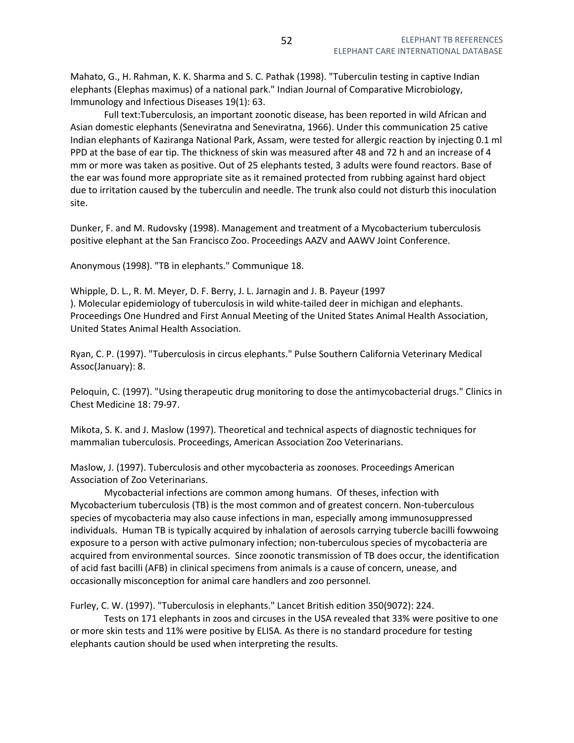Mahato, G., H. Rahman, K. K. Sharma and S. C. Pathak (1998). "Tuberculin testing in captive Indian elephants (Elephas maximus) of a national park." Indian Journal of Comparative Microbiology, Immunology and Infectious Diseases 19(1): 63.

Full text:Tuberculosis, an important zoonotic disease, has been reported in wild African and Asian domestic elephants (Seneviratna and Seneviratna, 1966). Under this communication 25 cative Indian elephants of Kaziranga National Park, Assam, were tested for allergic reaction by injecting 0.1 ml PPD at the base of ear tip. The thickness of skin was measured after 48 and 72 h and an increase of 4 mm or more was taken as positive. Out of 25 elephants tested, 3 adults were found reactors. Base of the ear was found more appropriate site as it remained protected from rubbing against hard object due to irritation caused by the tuberculin and needle. The trunk also could not disturb this inoculation site.

Dunker, F. and M. Rudovsky (1998). Management and treatment of a Mycobacterium tuberculosis positive elephant at the San Francisco Zoo. Proceedings AAZV and AAWV Joint Conference.

Anonymous (1998). "TB in elephants." Communique 18.

Whipple, D. L., R. M. Meyer, D. F. Berry, J. L. Jarnagin and J. B. Payeur (1997
). Molecular epidemiology of tuberculosis in wild white-tailed deer in michigan and elephants. Proceedings One Hundred and First Annual Meeting of the United States Animal Health Association, United States Animal Health Association.

Ryan, C. P. (1997). "Tuberculosis in circus elephants." Pulse Southern California Veterinary Medical Assoc(January): 8.

Peloquin, C. (1997). "Using therapeutic drug monitoring to dose the antimycobacterial drugs." Clinics in Chest Medicine 18: 79-97.

Mikota, S. K. and J. Maslow (1997). Theoretical and technical aspects of diagnostic techniques for mammalian tuberculosis. Proceedings, American Association Zoo Veterinarians.

Maslow, J. (1997). Tuberculosis and other mycobacteria as zoonoses. Proceedings American Association of Zoo Veterinarians.

Mycobacterial infections are common among humans. Of theses, infection with Mycobacterium tuberculosis (TB) is the most common and of greatest concern. Non-tuberculous species of mycobacteria may also cause infections in man, especially among immunosuppressed individuals. Human TB is typically acquired by inhalation of aerosols carrying tubercle bacilli fowwoing exposure to a person with active pulmonary infection; non-tuberculous species of mycobacteria are acquired from environmental sources. Since zoonotic transmission of TB does occur, the identification of acid fast bacilli (AFB) in clinical specimens from animals is a cause of concern, unease, and occasionally misconception for animal care handlers and zoo personnel.

Furley, C. W. (1997). "Tuberculosis in elephants." Lancet British edition 350(9072): 224.

Tests on 171 elephants in zoos and circuses in the USA revealed that 33% were positive to one or more skin tests and 11% were positive by ELISA. As there is no standard procedure for testing elephants caution should be used when interpreting the results.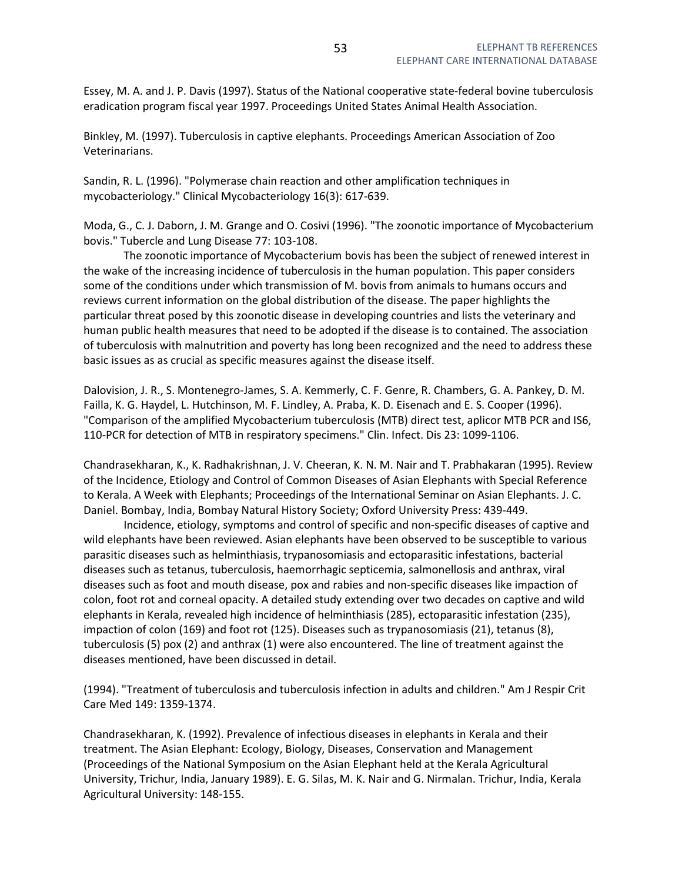Essey, M. A. and J. P. Davis (1997). Status of the National cooperative state-federal bovine tuberculosis eradication program fiscal year 1997. Proceedings United States Animal Health Association.

Binkley, M. (1997). Tuberculosis in captive elephants. Proceedings American Association of Zoo Veterinarians.

Sandin, R. L. (1996). "Polymerase chain reaction and other amplification techniques in mycobacteriology." Clinical Mycobacteriology 16(3): 617-639.

Moda, G., C. J. Daborn, J. M. Grange and O. Cosivi (1996). "The zoonotic importance of Mycobacterium bovis." Tubercle and Lung Disease 77: 103-108.

The zoonotic importance of Mycobacterium bovis has been the subject of renewed interest in the wake of the increasing incidence of tuberculosis in the human population. This paper considers some of the conditions under which transmission of M. bovis from animals to humans occurs and reviews current information on the global distribution of the disease. The paper highlights the particular threat posed by this zoonotic disease in developing countries and lists the veterinary and human public health measures that need to be adopted if the disease is to contained. The association of tuberculosis with malnutrition and poverty has long been recognized and the need to address these basic issues as as crucial as specific measures against the disease itself.

Dalovision, J. R., S. Montenegro-James, S. A. Kemmerly, C. F. Genre, R. Chambers, G. A. Pankey, D. M. Failla, K. G. Haydel, L. Hutchinson, M. F. Lindley, A. Praba, K. D. Eisenach and E. S. Cooper (1996). "Comparison of the amplified Mycobacterium tuberculosis (MTB) direct test, aplicor MTB PCR and IS6, 110-PCR for detection of MTB in respiratory specimens." Clin. Infect. Dis 23: 1099-1106.

Chandrasekharan, K., K. Radhakrishnan, J. V. Cheeran, K. N. M. Nair and T. Prabhakaran (1995). Review of the Incidence, Etiology and Control of Common Diseases of Asian Elephants with Special Reference to Kerala. A Week with Elephants; Proceedings of the International Seminar on Asian Elephants. J. C. Daniel. Bombay, India, Bombay Natural History Society; Oxford University Press: 439-449.

Incidence, etiology, symptoms and control of specific and non-specific diseases of captive and wild elephants have been reviewed. Asian elephants have been observed to be susceptible to various parasitic diseases such as helminthiasis, trypanosomiasis and ectoparasitic infestations, bacterial diseases such as tetanus, tuberculosis, haemorrhagic septicemia, salmonellosis and anthrax, viral diseases such as foot and mouth disease, pox and rabies and non-specific diseases like impaction of colon, foot rot and corneal opacity. A detailed study extending over two decades on captive and wild elephants in Kerala, revealed high incidence of helminthiasis (285), ectoparasitic infestation (235), impaction of colon (169) and foot rot (125). Diseases such as trypanosomiasis (21), tetanus (8), tuberculosis (5) pox (2) and anthrax (1) were also encountered. The line of treatment against the diseases mentioned, have been discussed in detail.

(1994). "Treatment of tuberculosis and tuberculosis infection in adults and children." Am J Respir Crit Care Med 149: 1359-1374.

Chandrasekharan, K. (1992). Prevalence of infectious diseases in elephants in Kerala and their treatment. The Asian Elephant: Ecology, Biology, Diseases, Conservation and Management (Proceedings of the National Symposium on the Asian Elephant held at the Kerala Agricultural University, Trichur, India, January 1989). E. G. Silas, M. K. Nair and G. Nirmalan. Trichur, India, Kerala Agricultural University: 148-155.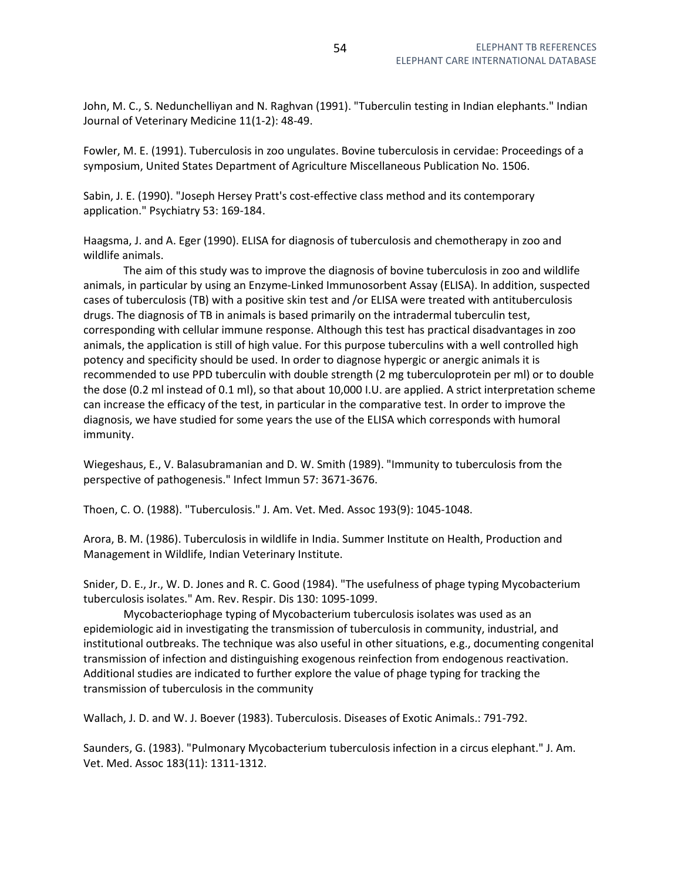John, M. C., S. Nedunchelliyan and N. Raghvan (1991). "Tuberculin testing in Indian elephants." Indian Journal of Veterinary Medicine 11(1-2): 48-49.

Fowler, M. E. (1991). Tuberculosis in zoo ungulates. Bovine tuberculosis in cervidae: Proceedings of a symposium, United States Department of Agriculture Miscellaneous Publication No. 1506.

Sabin, J. E. (1990). "Joseph Hersey Pratt's cost-effective class method and its contemporary application." Psychiatry 53: 169-184.

Haagsma, J. and A. Eger (1990). ELISA for diagnosis of tuberculosis and chemotherapy in zoo and wildlife animals.

The aim of this study was to improve the diagnosis of bovine tuberculosis in zoo and wildlife animals, in particular by using an Enzyme-Linked Immunosorbent Assay (ELISA). In addition, suspected cases of tuberculosis (TB) with a positive skin test and /or ELISA were treated with antituberculosis drugs. The diagnosis of TB in animals is based primarily on the intradermal tuberculin test, corresponding with cellular immune response. Although this test has practical disadvantages in zoo animals, the application is still of high value. For this purpose tuberculins with a well controlled high potency and specificity should be used. In order to diagnose hypergic or anergic animals it is recommended to use PPD tuberculin with double strength (2 mg tuberculoprotein per ml) or to double the dose (0.2 ml instead of 0.1 ml), so that about 10,000 I.U. are applied. A strict interpretation scheme can increase the efficacy of the test, in particular in the comparative test. In order to improve the diagnosis, we have studied for some years the use of the ELISA which corresponds with humoral immunity.

Wiegeshaus, E., V. Balasubramanian and D. W. Smith (1989). "Immunity to tuberculosis from the perspective of pathogenesis." Infect Immun 57: 3671-3676.

Thoen, C. O. (1988). "Tuberculosis." J. Am. Vet. Med. Assoc 193(9): 1045-1048.

Arora, B. M. (1986). Tuberculosis in wildlife in India. Summer Institute on Health, Production and Management in Wildlife, Indian Veterinary Institute.

Snider, D. E., Jr., W. D. Jones and R. C. Good (1984). "The usefulness of phage typing Mycobacterium tuberculosis isolates." Am. Rev. Respir. Dis 130: 1095-1099.

Mycobacteriophage typing of Mycobacterium tuberculosis isolates was used as an epidemiologic aid in investigating the transmission of tuberculosis in community, industrial, and institutional outbreaks. The technique was also useful in other situations, e.g., documenting congenital transmission of infection and distinguishing exogenous reinfection from endogenous reactivation. Additional studies are indicated to further explore the value of phage typing for tracking the transmission of tuberculosis in the community

Wallach, J. D. and W. J. Boever (1983). Tuberculosis. Diseases of Exotic Animals.: 791-792.

Saunders, G. (1983). "Pulmonary Mycobacterium tuberculosis infection in a circus elephant." J. Am. Vet. Med. Assoc 183(11): 1311-1312.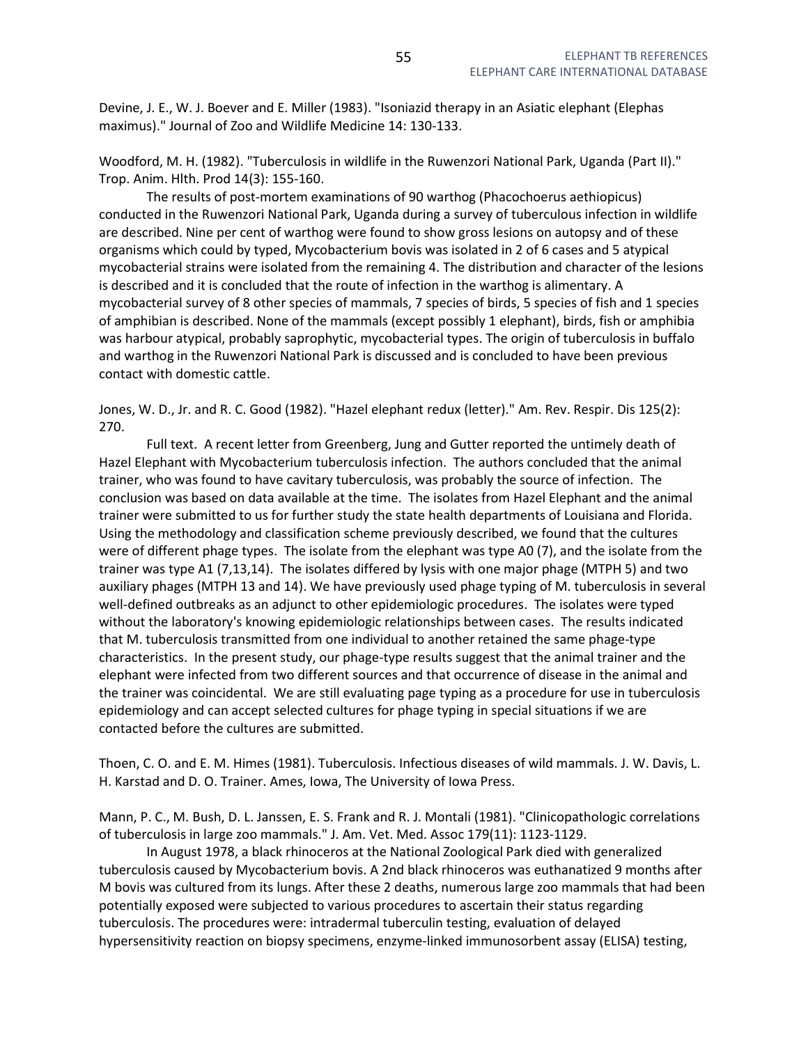Devine, J. E., W. J. Boever and E. Miller (1983). "Isoniazid therapy in an Asiatic elephant (Elephas maximus)." Journal of Zoo and Wildlife Medicine 14: 130-133.

Woodford, M. H. (1982). "Tuberculosis in wildlife in the Ruwenzori National Park, Uganda (Part II)." Trop. Anim. Hlth. Prod 14(3): 155-160.

The results of post-mortem examinations of 90 warthog (Phacochoerus aethiopicus) conducted in the Ruwenzori National Park, Uganda during a survey of tuberculous infection in wildlife are described. Nine per cent of warthog were found to show gross lesions on autopsy and of these organisms which could by typed, Mycobacterium bovis was isolated in 2 of 6 cases and 5 atypical mycobacterial strains were isolated from the remaining 4. The distribution and character of the lesions is described and it is concluded that the route of infection in the warthog is alimentary. A mycobacterial survey of 8 other species of mammals, 7 species of birds, 5 species of fish and 1 species of amphibian is described. None of the mammals (except possibly 1 elephant), birds, fish or amphibia was harbour atypical, probably saprophytic, mycobacterial types. The origin of tuberculosis in buffalo and warthog in the Ruwenzori National Park is discussed and is concluded to have been previous contact with domestic cattle.

Jones, W. D., Jr. and R. C. Good (1982). "Hazel elephant redux (letter)." Am. Rev. Respir. Dis 125(2): 270.

Full text. A recent letter from Greenberg, Jung and Gutter reported the untimely death of Hazel Elephant with Mycobacterium tuberculosis infection. The authors concluded that the animal trainer, who was found to have cavitary tuberculosis, was probably the source of infection. The conclusion was based on data available at the time. The isolates from Hazel Elephant and the animal trainer were submitted to us for further study the state health departments of Louisiana and Florida. Using the methodology and classification scheme previously described, we found that the cultures were of different phage types. The isolate from the elephant was type A0 (7), and the isolate from the trainer was type A1 (7,13,14). The isolates differed by lysis with one major phage (MTPH 5) and two auxiliary phages (MTPH 13 and 14). We have previously used phage typing of M. tuberculosis in several well-defined outbreaks as an adjunct to other epidemiologic procedures. The isolates were typed without the laboratory's knowing epidemiologic relationships between cases. The results indicated that M. tuberculosis transmitted from one individual to another retained the same phage-type characteristics. In the present study, our phage-type results suggest that the animal trainer and the elephant were infected from two different sources and that occurrence of disease in the animal and the trainer was coincidental. We are still evaluating page typing as a procedure for use in tuberculosis epidemiology and can accept selected cultures for phage typing in special situations if we are contacted before the cultures are submitted.

Thoen, C. O. and E. M. Himes (1981). Tuberculosis. Infectious diseases of wild mammals. J. W. Davis, L. H. Karstad and D. O. Trainer. Ames, Iowa, The University of Iowa Press.

Mann, P. C., M. Bush, D. L. Janssen, E. S. Frank and R. J. Montali (1981). "Clinicopathologic correlations of tuberculosis in large zoo mammals." J. Am. Vet. Med. Assoc 179(11): 1123-1129.

In August 1978, a black rhinoceros at the National Zoological Park died with generalized tuberculosis caused by Mycobacterium bovis. A 2nd black rhinoceros was euthanatized 9 months after M bovis was cultured from its lungs. After these 2 deaths, numerous large zoo mammals that had been potentially exposed were subjected to various procedures to ascertain their status regarding tuberculosis. The procedures were: intradermal tuberculin testing, evaluation of delayed hypersensitivity reaction on biopsy specimens, enzyme-linked immunosorbent assay (ELISA) testing,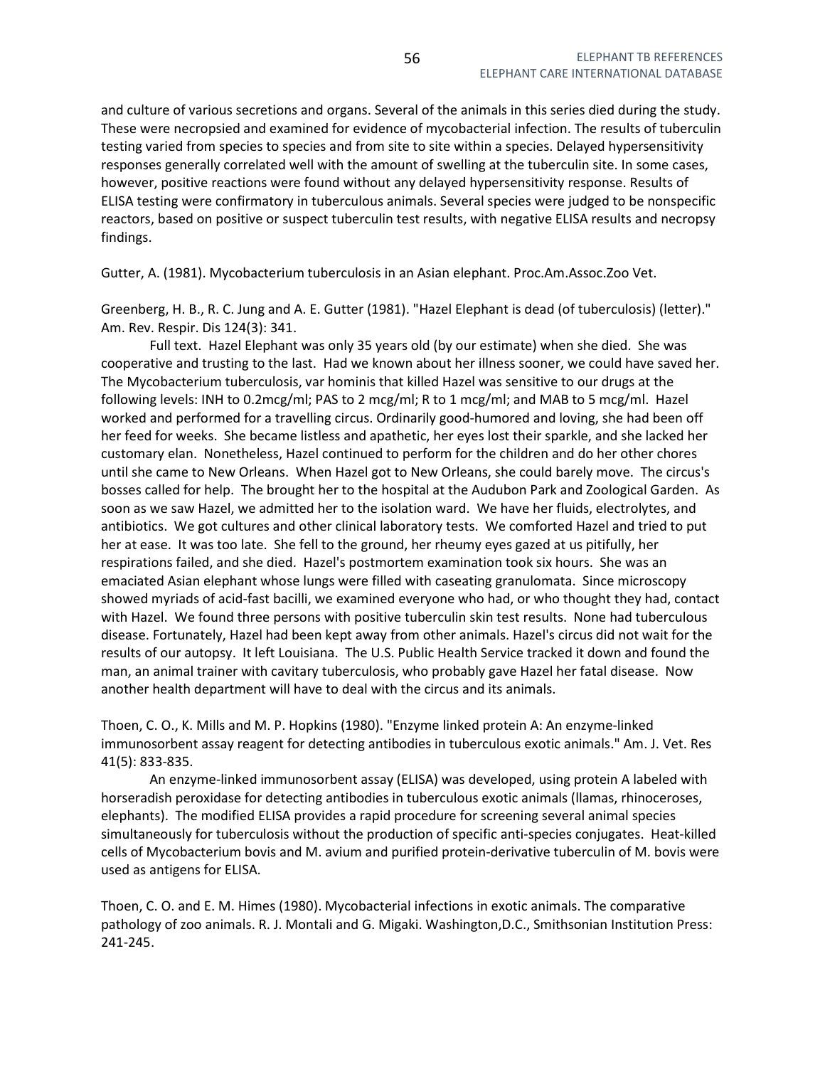and culture of various secretions and organs. Several of the animals in this series died during the study. These were necropsied and examined for evidence of mycobacterial infection. The results of tuberculin testing varied from species to species and from site to site within a species. Delayed hypersensitivity responses generally correlated well with the amount of swelling at the tuberculin site. In some cases, however, positive reactions were found without any delayed hypersensitivity response. Results of ELISA testing were confirmatory in tuberculous animals. Several species were judged to be nonspecific reactors, based on positive or suspect tuberculin test results, with negative ELISA results and necropsy findings.

Gutter, A. (1981). Mycobacterium tuberculosis in an Asian elephant. Proc.Am.Assoc.Zoo Vet.

Greenberg, H. B., R. C. Jung and A. E. Gutter (1981). "Hazel Elephant is dead (of tuberculosis) (letter)." Am. Rev. Respir. Dis 124(3): 341.

Full text. Hazel Elephant was only 35 years old (by our estimate) when she died. She was cooperative and trusting to the last. Had we known about her illness sooner, we could have saved her. The Mycobacterium tuberculosis, var hominis that killed Hazel was sensitive to our drugs at the following levels: INH to 0.2mcg/ml; PAS to 2 mcg/ml; R to 1 mcg/ml; and MAB to 5 mcg/ml. Hazel worked and performed for a travelling circus. Ordinarily good-humored and loving, she had been off her feed for weeks. She became listless and apathetic, her eyes lost their sparkle, and she lacked her customary elan. Nonetheless, Hazel continued to perform for the children and do her other chores until she came to New Orleans. When Hazel got to New Orleans, she could barely move. The circus's bosses called for help. The brought her to the hospital at the Audubon Park and Zoological Garden. As soon as we saw Hazel, we admitted her to the isolation ward. We have her fluids, electrolytes, and antibiotics. We got cultures and other clinical laboratory tests. We comforted Hazel and tried to put her at ease. It was too late. She fell to the ground, her rheumy eyes gazed at us pitifully, her respirations failed, and she died. Hazel's postmortem examination took six hours. She was an emaciated Asian elephant whose lungs were filled with caseating granulomata. Since microscopy showed myriads of acid-fast bacilli, we examined everyone who had, or who thought they had, contact with Hazel. We found three persons with positive tuberculin skin test results. None had tuberculous disease. Fortunately, Hazel had been kept away from other animals. Hazel's circus did not wait for the results of our autopsy. It left Louisiana. The U.S. Public Health Service tracked it down and found the man, an animal trainer with cavitary tuberculosis, who probably gave Hazel her fatal disease. Now another health department will have to deal with the circus and its animals.

Thoen, C. O., K. Mills and M. P. Hopkins (1980). "Enzyme linked protein A: An enzyme-linked immunosorbent assay reagent for detecting antibodies in tuberculous exotic animals." Am. J. Vet. Res 41(5): 833-835.

An enzyme-linked immunosorbent assay (ELISA) was developed, using protein A labeled with horseradish peroxidase for detecting antibodies in tuberculous exotic animals (llamas, rhinoceroses, elephants). The modified ELISA provides a rapid procedure for screening several animal species simultaneously for tuberculosis without the production of specific anti-species conjugates. Heat-killed cells of Mycobacterium bovis and M. avium and purified protein-derivative tuberculin of M. bovis were used as antigens for ELISA.

Thoen, C. O. and E. M. Himes (1980). Mycobacterial infections in exotic animals. The comparative pathology of zoo animals. R. J. Montali and G. Migaki. Washington,D.C., Smithsonian Institution Press: 241-245.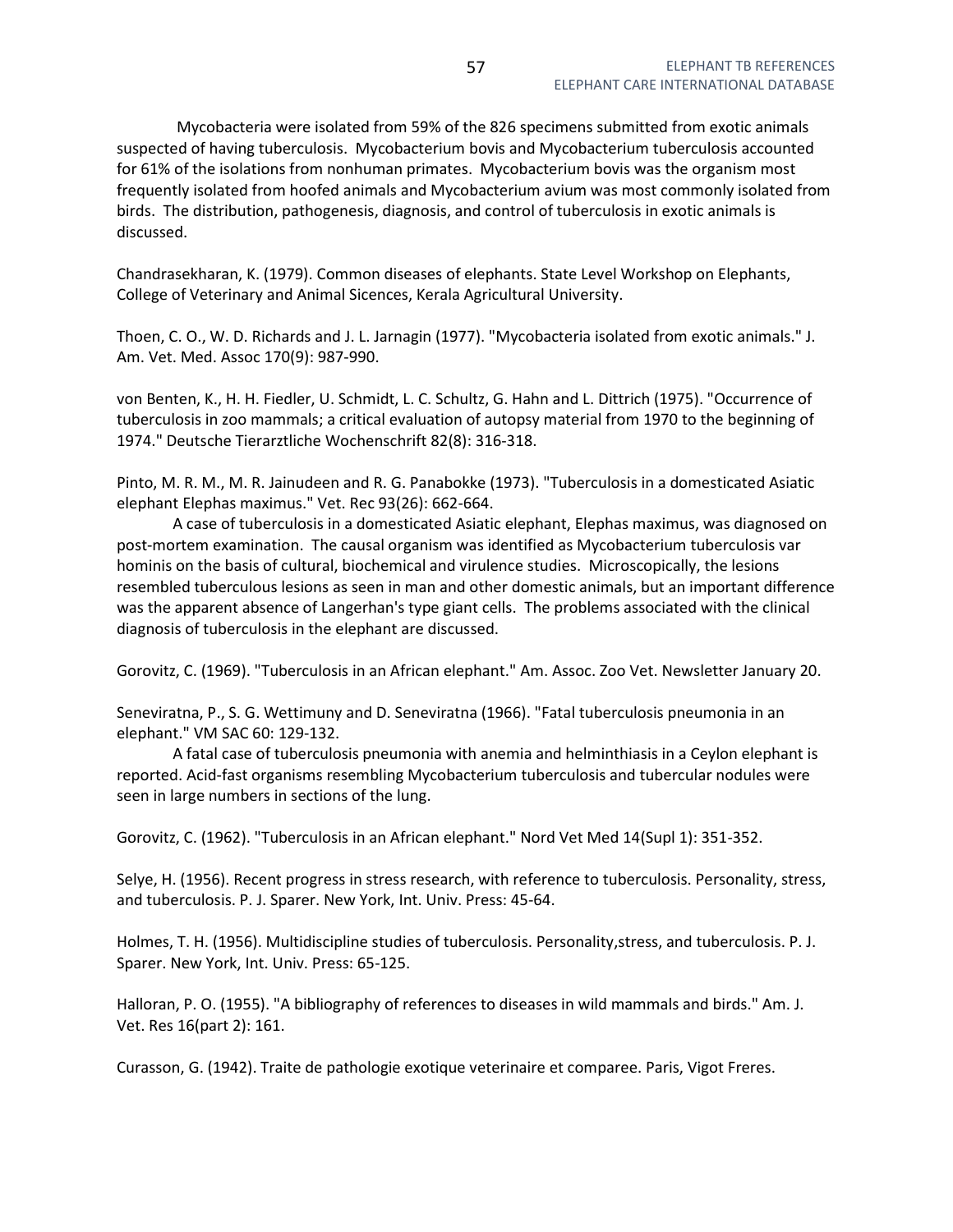Mycobacteria were isolated from 59% of the 826 specimens submitted from exotic animals suspected of having tuberculosis. Mycobacterium bovis and Mycobacterium tuberculosis accounted for 61% of the isolations from nonhuman primates. Mycobacterium bovis was the organism most frequently isolated from hoofed animals and Mycobacterium avium was most commonly isolated from birds. The distribution, pathogenesis, diagnosis, and control of tuberculosis in exotic animals is discussed.

Chandrasekharan, K. (1979). Common diseases of elephants. State Level Workshop on Elephants, College of Veterinary and Animal Sicences, Kerala Agricultural University.

Thoen, C. O., W. D. Richards and J. L. Jarnagin (1977). "Mycobacteria isolated from exotic animals." J. Am. Vet. Med. Assoc 170(9): 987-990.

von Benten, K., H. H. Fiedler, U. Schmidt, L. C. Schultz, G. Hahn and L. Dittrich (1975). "Occurrence of tuberculosis in zoo mammals; a critical evaluation of autopsy material from 1970 to the beginning of 1974." Deutsche Tierarztliche Wochenschrift 82(8): 316-318.

Pinto, M. R. M., M. R. Jainudeen and R. G. Panabokke (1973). "Tuberculosis in a domesticated Asiatic elephant Elephas maximus." Vet. Rec 93(26): 662-664.

A case of tuberculosis in a domesticated Asiatic elephant, Elephas maximus, was diagnosed on post-mortem examination. The causal organism was identified as Mycobacterium tuberculosis var hominis on the basis of cultural, biochemical and virulence studies. Microscopically, the lesions resembled tuberculous lesions as seen in man and other domestic animals, but an important difference was the apparent absence of Langerhan's type giant cells. The problems associated with the clinical diagnosis of tuberculosis in the elephant are discussed.

Gorovitz, C. (1969). "Tuberculosis in an African elephant." Am. Assoc. Zoo Vet. Newsletter January 20.

Seneviratna, P., S. G. Wettimuny and D. Seneviratna (1966). "Fatal tuberculosis pneumonia in an elephant." VM SAC 60: 129-132.

A fatal case of tuberculosis pneumonia with anemia and helminthiasis in a Ceylon elephant is reported. Acid-fast organisms resembling Mycobacterium tuberculosis and tubercular nodules were seen in large numbers in sections of the lung.

Gorovitz, C. (1962). "Tuberculosis in an African elephant." Nord Vet Med 14(Supl 1): 351-352.

Selye, H. (1956). Recent progress in stress research, with reference to tuberculosis. Personality, stress, and tuberculosis. P. J. Sparer. New York, Int. Univ. Press: 45-64.

Holmes, T. H. (1956). Multidiscipline studies of tuberculosis. Personality,stress, and tuberculosis. P. J. Sparer. New York, Int. Univ. Press: 65-125.

Halloran, P. O. (1955). "A bibliography of references to diseases in wild mammals and birds." Am. J. Vet. Res 16(part 2): 161.

Curasson, G. (1942). Traite de pathologie exotique veterinaire et comparee. Paris, Vigot Freres.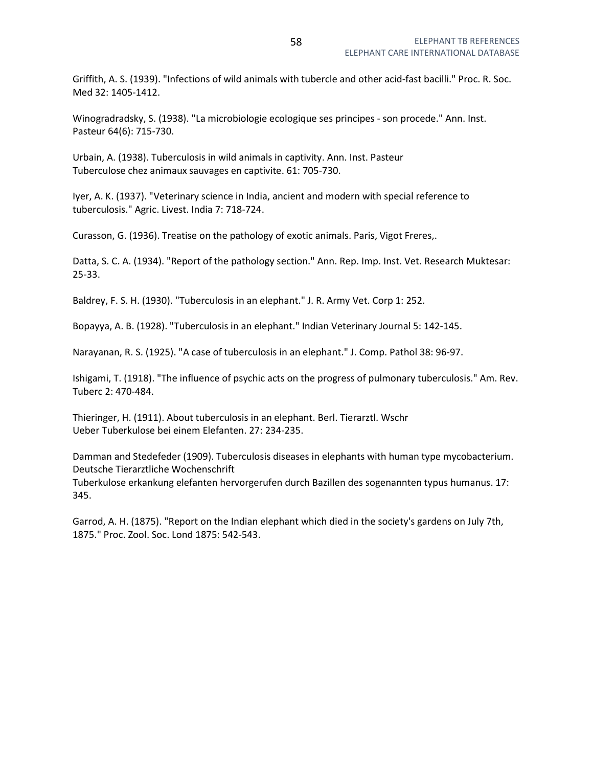Griffith, A. S. (1939). "Infections of wild animals with tubercle and other acid-fast bacilli." Proc. R. Soc. Med 32: 1405-1412.

Winogradradsky, S. (1938). "La microbiologie ecologique ses principes - son procede." Ann. Inst. Pasteur 64(6): 715-730.

Urbain, A. (1938). Tuberculosis in wild animals in captivity. Ann. Inst. Pasteur
Tuberculose chez animaux sauvages en captivite. 61: 705-730.

Iyer, A. K. (1937). "Veterinary science in India, ancient and modern with special reference to tuberculosis." Agric. Livest. India 7: 718-724.

Curasson, G. (1936). Treatise on the pathology of exotic animals. Paris, Vigot Freres,.

Datta, S. C. A. (1934). "Report of the pathology section." Ann. Rep. Imp. Inst. Vet. Research Muktesar: 25-33.

Baldrey, F. S. H. (1930). "Tuberculosis in an elephant." J. R. Army Vet. Corp 1: 252.

Bopayya, A. B. (1928). "Tuberculosis in an elephant." Indian Veterinary Journal 5: 142-145.

Narayanan, R. S. (1925). "A case of tuberculosis in an elephant." J. Comp. Pathol 38: 96-97.

Ishigami, T. (1918). "The influence of psychic acts on the progress of pulmonary tuberculosis." Am. Rev. Tuberc 2: 470-484.

Thieringer, H. (1911). About tuberculosis in an elephant. Berl. Tierarztl. Wschr
Ueber Tuberkulose bei einem Elefanten. 27: 234-235.

Damman and Stedefeder (1909). Tuberculosis diseases in elephants with human type mycobacterium. Deutsche Tierarztliche Wochenschrift
Tuberkulose erkankung elefanten hervorgerufen durch Bazillen des sogenannten typus humanus. 17: 345.

Garrod, A. H. (1875). "Report on the Indian elephant which died in the society's gardens on July 7th, 1875." Proc. Zool. Soc. Lond 1875: 542-543.